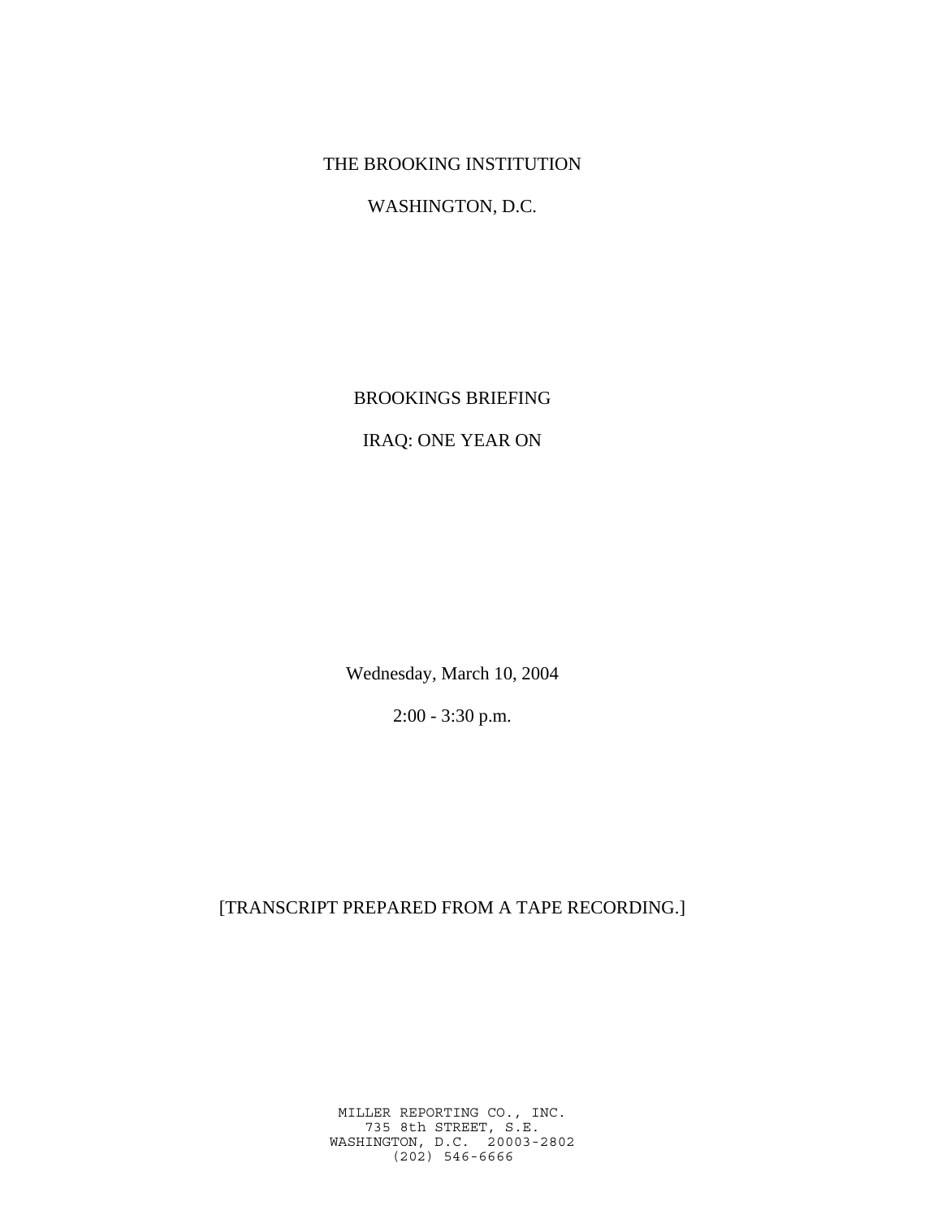THE BROOKING INSTITUTION

WASHINGTON, D.C.

# BROOKINGS BRIEFING

# IRAQ: ONE YEAR ON

Wednesday, March 10, 2004

2:00 - 3:30 p.m.

[TRANSCRIPT PREPARED FROM A TAPE RECORDING.]

MILLER REPORTING CO., INC.
735 8th STREET, S.E.
WASHINGTON, D.C. 20003-2802
(202) 546-6666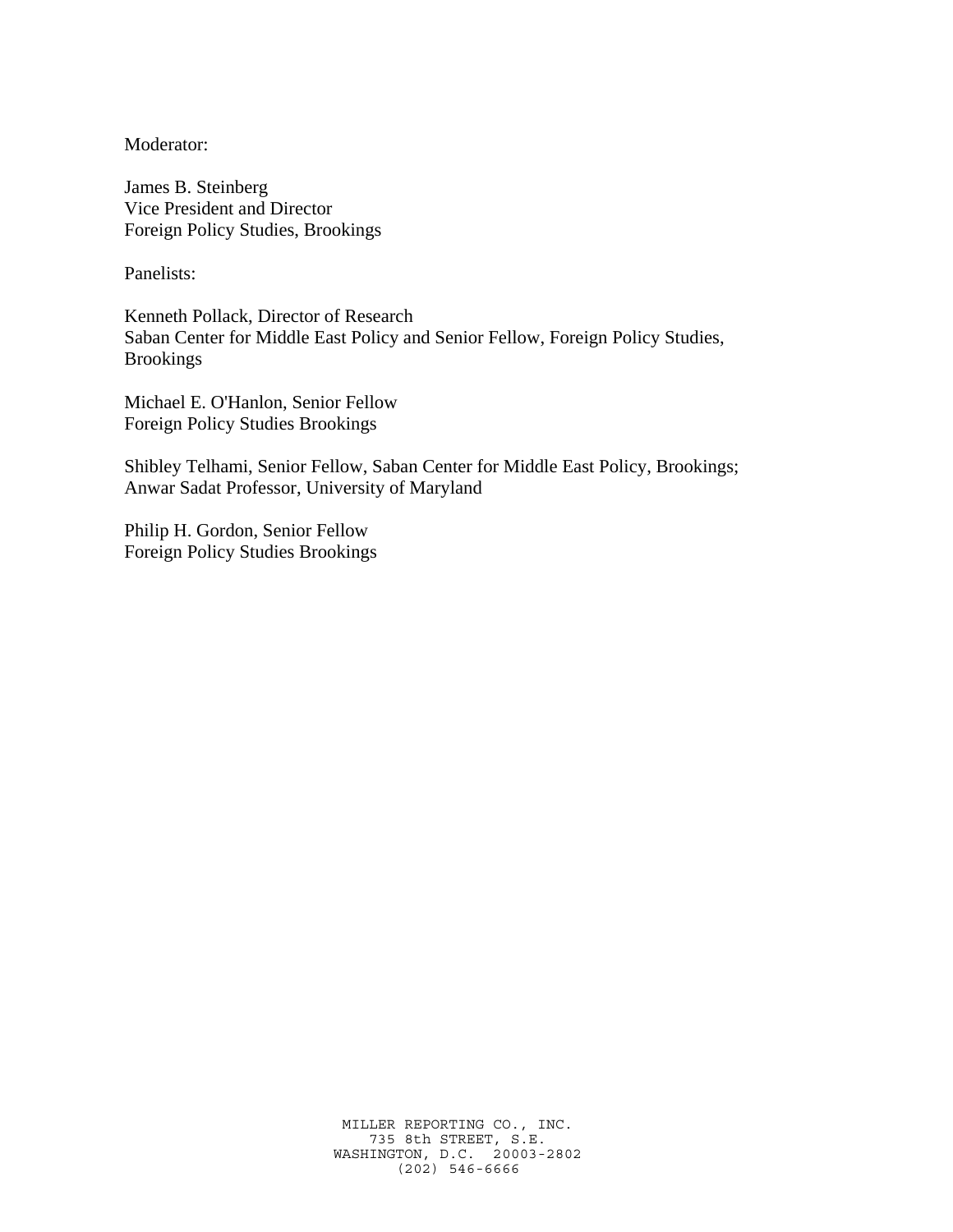Moderator:

James B. Steinberg
Vice President and Director
Foreign Policy Studies, Brookings

Panelists:

Kenneth Pollack, Director of Research
Saban Center for Middle East Policy and Senior Fellow, Foreign Policy Studies, Brookings

Michael E. O'Hanlon, Senior Fellow
Foreign Policy Studies Brookings

Shibley Telhami, Senior Fellow, Saban Center for Middle East Policy, Brookings; Anwar Sadat Professor, University of Maryland

Philip H. Gordon, Senior Fellow
Foreign Policy Studies Brookings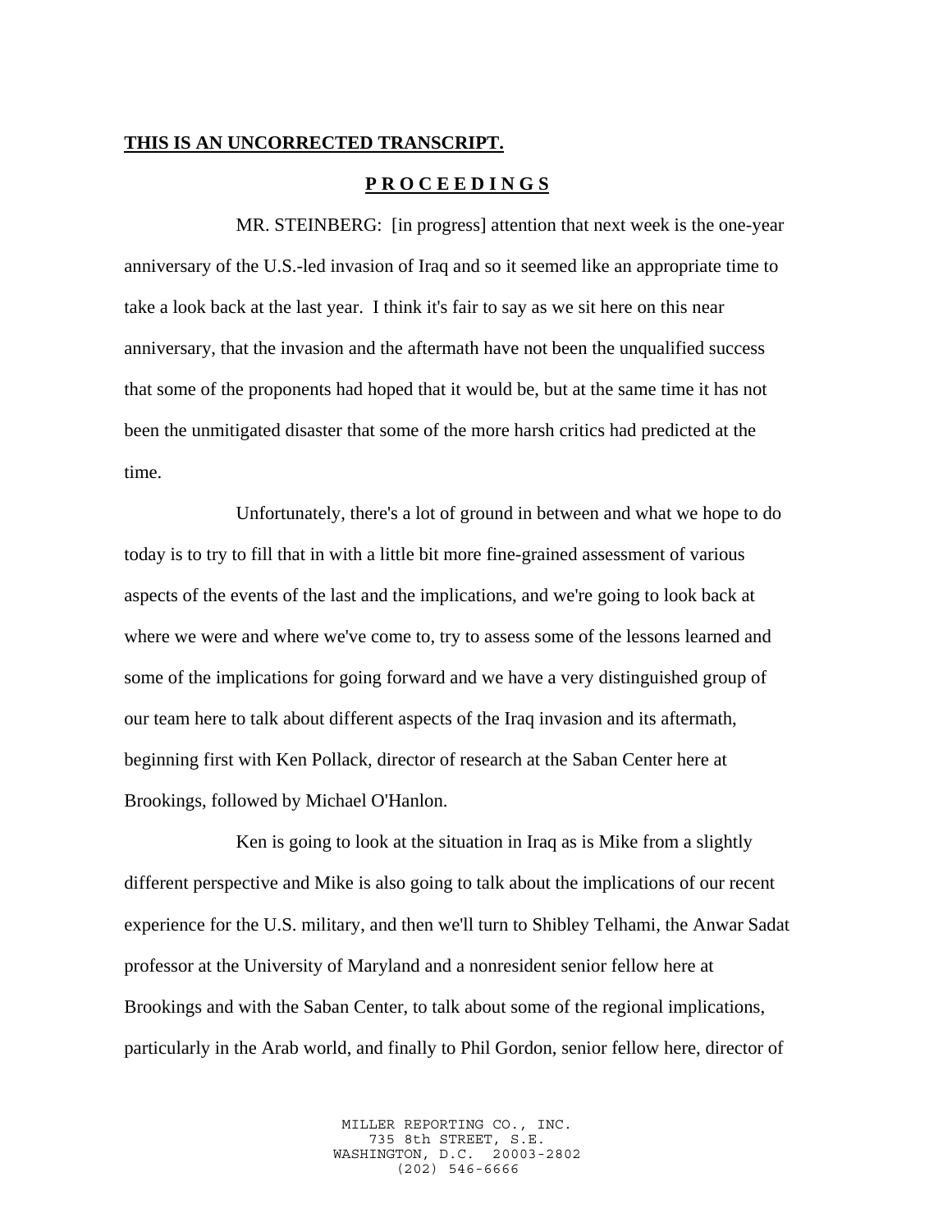**THIS IS AN UNCORRECTED TRANSCRIPT.**

**P R O C E E D I N G S**

MR. STEINBERG: [in progress] attention that next week is the one-year anniversary of the U.S.-led invasion of Iraq and so it seemed like an appropriate time to take a look back at the last year. I think it's fair to say as we sit here on this near anniversary, that the invasion and the aftermath have not been the unqualified success that some of the proponents had hoped that it would be, but at the same time it has not been the unmitigated disaster that some of the more harsh critics had predicted at the time.

Unfortunately, there's a lot of ground in between and what we hope to do today is to try to fill that in with a little bit more fine-grained assessment of various aspects of the events of the last and the implications, and we're going to look back at where we were and where we've come to, try to assess some of the lessons learned and some of the implications for going forward and we have a very distinguished group of our team here to talk about different aspects of the Iraq invasion and its aftermath, beginning first with Ken Pollack, director of research at the Saban Center here at Brookings, followed by Michael O'Hanlon.

Ken is going to look at the situation in Iraq as is Mike from a slightly different perspective and Mike is also going to talk about the implications of our recent experience for the U.S. military, and then we'll turn to Shibley Telhami, the Anwar Sadat professor at the University of Maryland and a nonresident senior fellow here at Brookings and with the Saban Center, to talk about some of the regional implications, particularly in the Arab world, and finally to Phil Gordon, senior fellow here, director of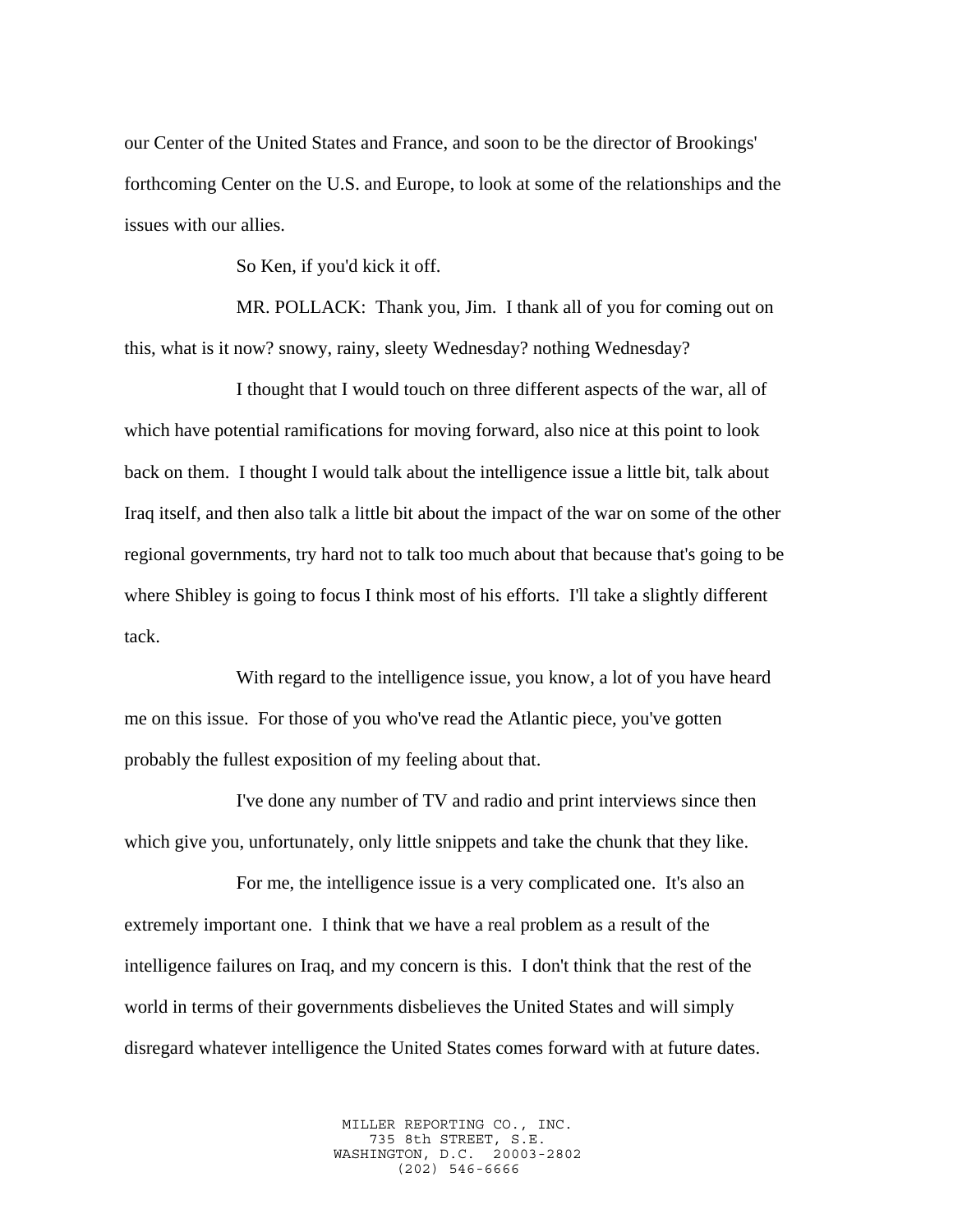our Center of the United States and France, and soon to be the director of Brookings' forthcoming Center on the U.S. and Europe, to look at some of the relationships and the issues with our allies.

So Ken, if you'd kick it off.

MR. POLLACK: Thank you, Jim. I thank all of you for coming out on this, what is it now? snowy, rainy, sleety Wednesday? nothing Wednesday?

I thought that I would touch on three different aspects of the war, all of which have potential ramifications for moving forward, also nice at this point to look back on them. I thought I would talk about the intelligence issue a little bit, talk about Iraq itself, and then also talk a little bit about the impact of the war on some of the other regional governments, try hard not to talk too much about that because that's going to be where Shibley is going to focus I think most of his efforts. I'll take a slightly different tack.

With regard to the intelligence issue, you know, a lot of you have heard me on this issue. For those of you who've read the Atlantic piece, you've gotten probably the fullest exposition of my feeling about that.

I've done any number of TV and radio and print interviews since then which give you, unfortunately, only little snippets and take the chunk that they like.

For me, the intelligence issue is a very complicated one. It's also an extremely important one. I think that we have a real problem as a result of the intelligence failures on Iraq, and my concern is this. I don't think that the rest of the world in terms of their governments disbelieves the United States and will simply disregard whatever intelligence the United States comes forward with at future dates.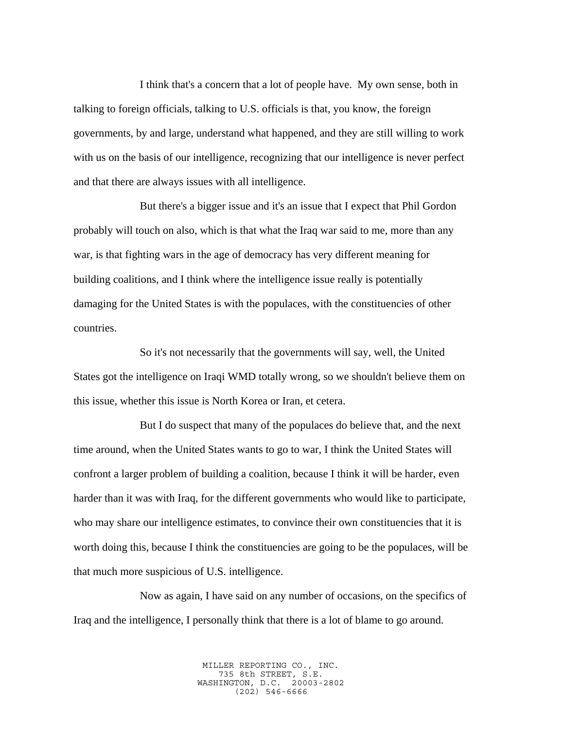I think that's a concern that a lot of people have. My own sense, both in talking to foreign officials, talking to U.S. officials is that, you know, the foreign governments, by and large, understand what happened, and they are still willing to work with us on the basis of our intelligence, recognizing that our intelligence is never perfect and that there are always issues with all intelligence.

But there's a bigger issue and it's an issue that I expect that Phil Gordon probably will touch on also, which is that what the Iraq war said to me, more than any war, is that fighting wars in the age of democracy has very different meaning for building coalitions, and I think where the intelligence issue really is potentially damaging for the United States is with the populaces, with the constituencies of other countries.

So it's not necessarily that the governments will say, well, the United States got the intelligence on Iraqi WMD totally wrong, so we shouldn't believe them on this issue, whether this issue is North Korea or Iran, et cetera.

But I do suspect that many of the populaces do believe that, and the next time around, when the United States wants to go to war, I think the United States will confront a larger problem of building a coalition, because I think it will be harder, even harder than it was with Iraq, for the different governments who would like to participate, who may share our intelligence estimates, to convince their own constituencies that it is worth doing this, because I think the constituencies are going to be the populaces, will be that much more suspicious of U.S. intelligence.

Now as again, I have said on any number of occasions, on the specifics of Iraq and the intelligence, I personally think that there is a lot of blame to go around.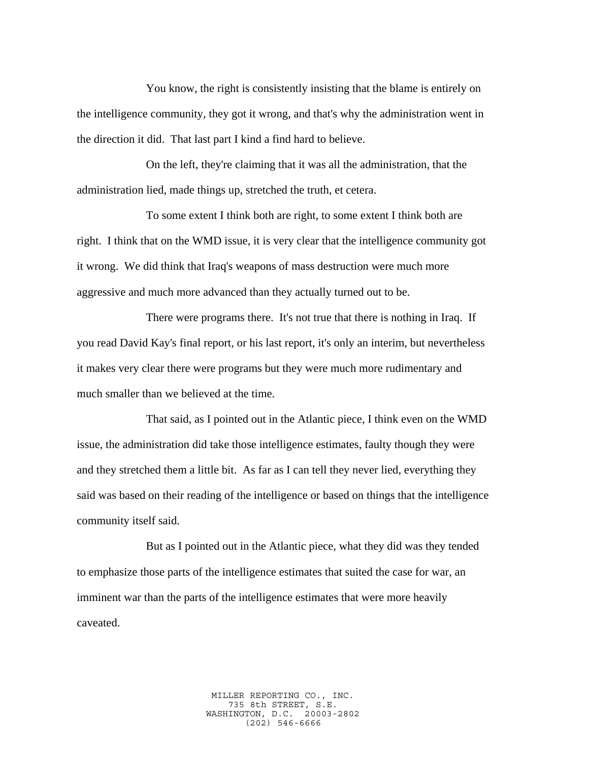You know, the right is consistently insisting that the blame is entirely on the intelligence community, they got it wrong, and that's why the administration went in the direction it did. That last part I kind a find hard to believe.

On the left, they're claiming that it was all the administration, that the administration lied, made things up, stretched the truth, et cetera.

To some extent I think both are right, to some extent I think both are right. I think that on the WMD issue, it is very clear that the intelligence community got it wrong. We did think that Iraq's weapons of mass destruction were much more aggressive and much more advanced than they actually turned out to be.

There were programs there. It's not true that there is nothing in Iraq. If you read David Kay's final report, or his last report, it's only an interim, but nevertheless it makes very clear there were programs but they were much more rudimentary and much smaller than we believed at the time.

That said, as I pointed out in the Atlantic piece, I think even on the WMD issue, the administration did take those intelligence estimates, faulty though they were and they stretched them a little bit. As far as I can tell they never lied, everything they said was based on their reading of the intelligence or based on things that the intelligence community itself said.

But as I pointed out in the Atlantic piece, what they did was they tended to emphasize those parts of the intelligence estimates that suited the case for war, an imminent war than the parts of the intelligence estimates that were more heavily caveated.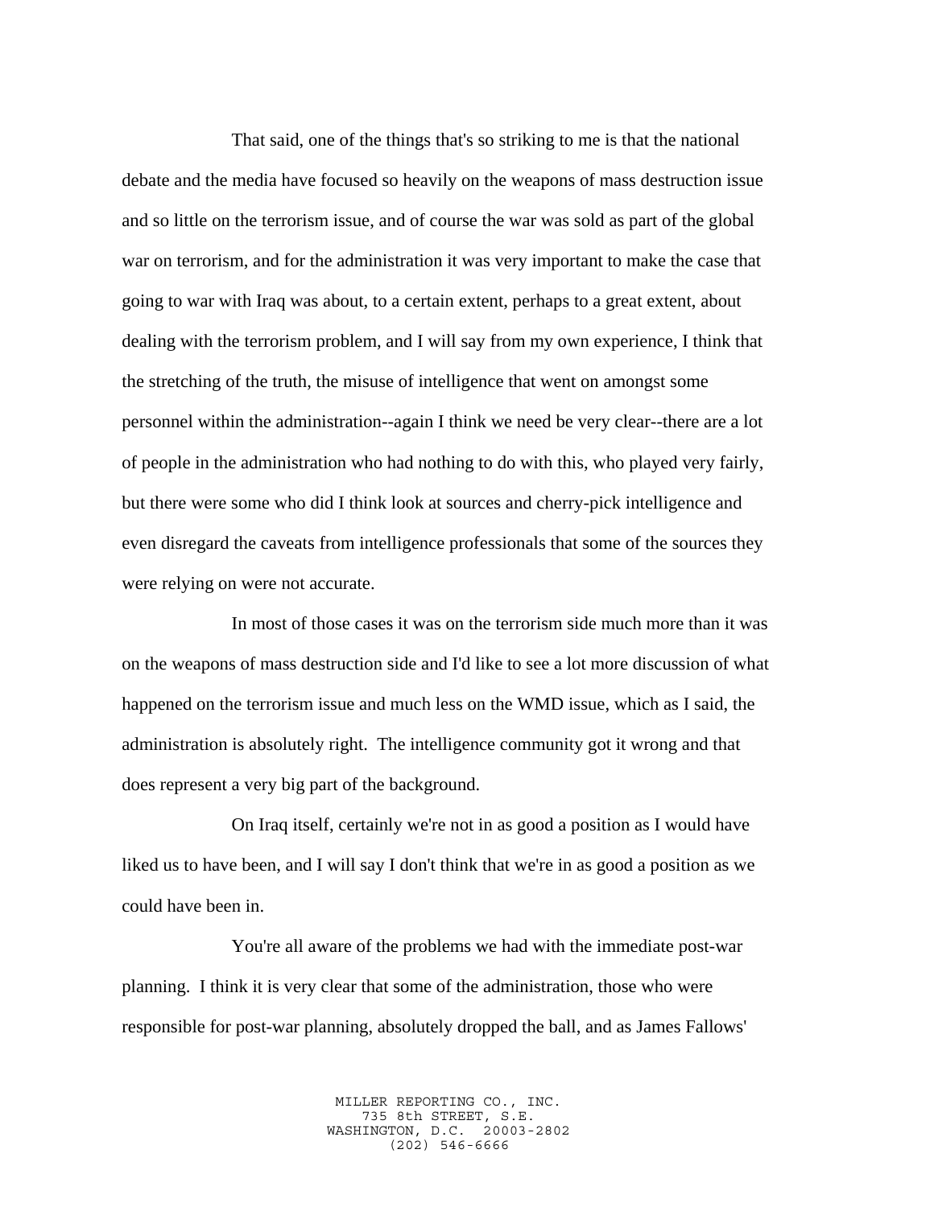That said, one of the things that's so striking to me is that the national debate and the media have focused so heavily on the weapons of mass destruction issue and so little on the terrorism issue, and of course the war was sold as part of the global war on terrorism, and for the administration it was very important to make the case that going to war with Iraq was about, to a certain extent, perhaps to a great extent, about dealing with the terrorism problem, and I will say from my own experience, I think that the stretching of the truth, the misuse of intelligence that went on amongst some personnel within the administration--again I think we need be very clear--there are a lot of people in the administration who had nothing to do with this, who played very fairly, but there were some who did I think look at sources and cherry-pick intelligence and even disregard the caveats from intelligence professionals that some of the sources they were relying on were not accurate.

In most of those cases it was on the terrorism side much more than it was on the weapons of mass destruction side and I'd like to see a lot more discussion of what happened on the terrorism issue and much less on the WMD issue, which as I said, the administration is absolutely right.  The intelligence community got it wrong and that does represent a very big part of the background.

On Iraq itself, certainly we're not in as good a position as I would have liked us to have been, and I will say I don't think that we're in as good a position as we could have been in.

You're all aware of the problems we had with the immediate post-war planning.  I think it is very clear that some of the administration, those who were responsible for post-war planning, absolutely dropped the ball, and as James Fallows'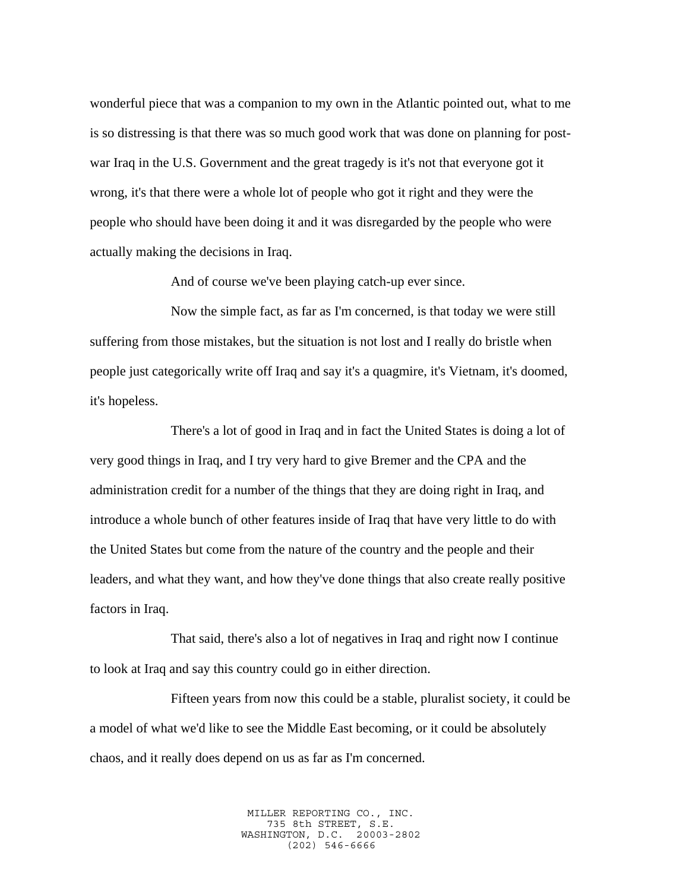wonderful piece that was a companion to my own in the Atlantic pointed out, what to me is so distressing is that there was so much good work that was done on planning for post-war Iraq in the U.S. Government and the great tragedy is it's not that everyone got it wrong, it's that there were a whole lot of people who got it right and they were the people who should have been doing it and it was disregarded by the people who were actually making the decisions in Iraq.

And of course we've been playing catch-up ever since.

Now the simple fact, as far as I'm concerned, is that today we were still suffering from those mistakes, but the situation is not lost and I really do bristle when people just categorically write off Iraq and say it's a quagmire, it's Vietnam, it's doomed, it's hopeless.

There's a lot of good in Iraq and in fact the United States is doing a lot of very good things in Iraq, and I try very hard to give Bremer and the CPA and the administration credit for a number of the things that they are doing right in Iraq, and introduce a whole bunch of other features inside of Iraq that have very little to do with the United States but come from the nature of the country and the people and their leaders, and what they want, and how they've done things that also create really positive factors in Iraq.

That said, there's also a lot of negatives in Iraq and right now I continue to look at Iraq and say this country could go in either direction.

Fifteen years from now this could be a stable, pluralist society, it could be a model of what we'd like to see the Middle East becoming, or it could be absolutely chaos, and it really does depend on us as far as I'm concerned.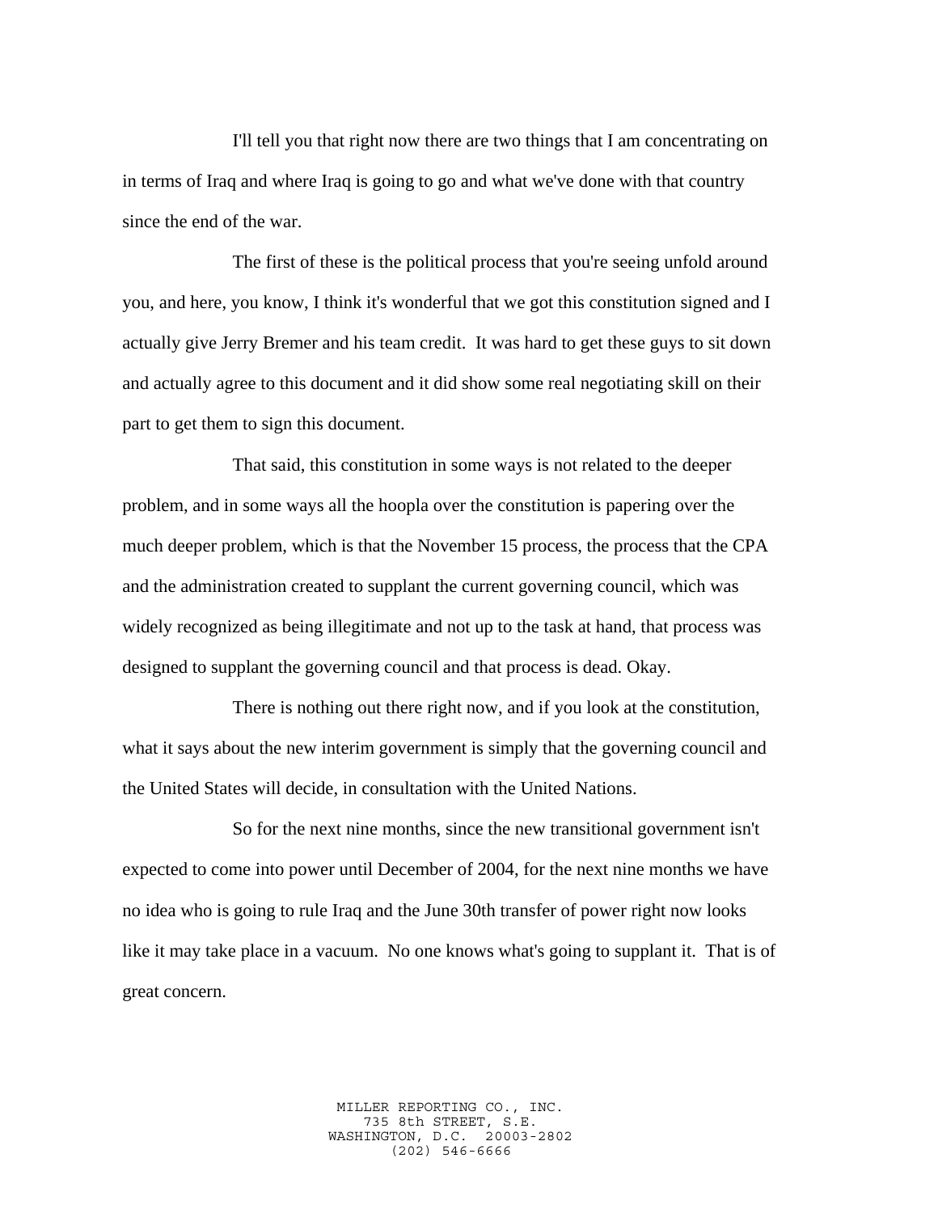I'll tell you that right now there are two things that I am concentrating on in terms of Iraq and where Iraq is going to go and what we've done with that country since the end of the war.

The first of these is the political process that you're seeing unfold around you, and here, you know, I think it's wonderful that we got this constitution signed and I actually give Jerry Bremer and his team credit. It was hard to get these guys to sit down and actually agree to this document and it did show some real negotiating skill on their part to get them to sign this document.

That said, this constitution in some ways is not related to the deeper problem, and in some ways all the hoopla over the constitution is papering over the much deeper problem, which is that the November 15 process, the process that the CPA and the administration created to supplant the current governing council, which was widely recognized as being illegitimate and not up to the task at hand, that process was designed to supplant the governing council and that process is dead. Okay.

There is nothing out there right now, and if you look at the constitution, what it says about the new interim government is simply that the governing council and the United States will decide, in consultation with the United Nations.

So for the next nine months, since the new transitional government isn't expected to come into power until December of 2004, for the next nine months we have no idea who is going to rule Iraq and the June 30th transfer of power right now looks like it may take place in a vacuum. No one knows what's going to supplant it. That is of great concern.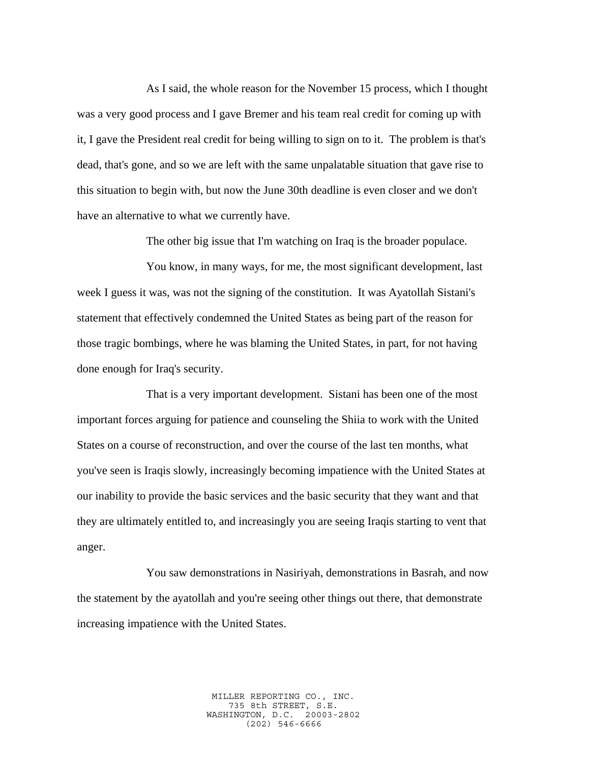As I said, the whole reason for the November 15 process, which I thought was a very good process and I gave Bremer and his team real credit for coming up with it, I gave the President real credit for being willing to sign on to it. The problem is that's dead, that's gone, and so we are left with the same unpalatable situation that gave rise to this situation to begin with, but now the June 30th deadline is even closer and we don't have an alternative to what we currently have.

The other big issue that I'm watching on Iraq is the broader populace.

You know, in many ways, for me, the most significant development, last week I guess it was, was not the signing of the constitution. It was Ayatollah Sistani's statement that effectively condemned the United States as being part of the reason for those tragic bombings, where he was blaming the United States, in part, for not having done enough for Iraq's security.

That is a very important development. Sistani has been one of the most important forces arguing for patience and counseling the Shiia to work with the United States on a course of reconstruction, and over the course of the last ten months, what you've seen is Iraqis slowly, increasingly becoming impatience with the United States at our inability to provide the basic services and the basic security that they want and that they are ultimately entitled to, and increasingly you are seeing Iraqis starting to vent that anger.

You saw demonstrations in Nasiriyah, demonstrations in Basrah, and now the statement by the ayatollah and you're seeing other things out there, that demonstrate increasing impatience with the United States.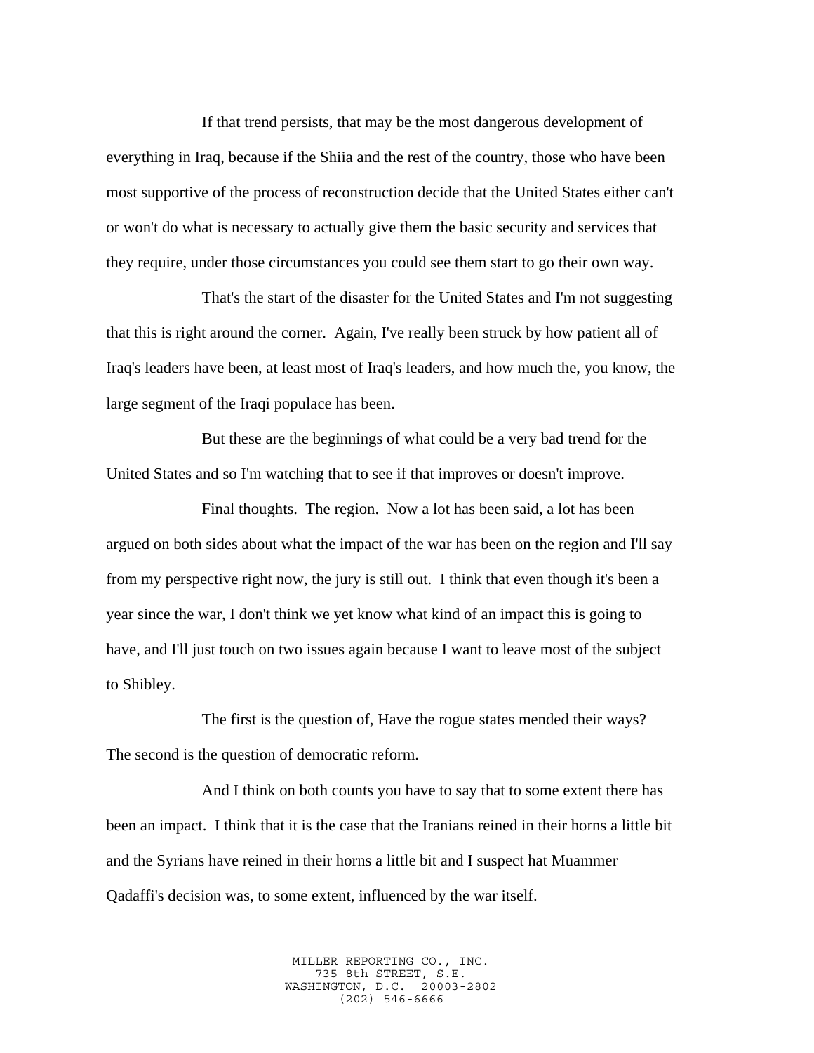If that trend persists, that may be the most dangerous development of everything in Iraq, because if the Shiia and the rest of the country, those who have been most supportive of the process of reconstruction decide that the United States either can't or won't do what is necessary to actually give them the basic security and services that they require, under those circumstances you could see them start to go their own way.

That's the start of the disaster for the United States and I'm not suggesting that this is right around the corner. Again, I've really been struck by how patient all of Iraq's leaders have been, at least most of Iraq's leaders, and how much the, you know, the large segment of the Iraqi populace has been.

But these are the beginnings of what could be a very bad trend for the United States and so I'm watching that to see if that improves or doesn't improve.

Final thoughts. The region. Now a lot has been said, a lot has been argued on both sides about what the impact of the war has been on the region and I'll say from my perspective right now, the jury is still out. I think that even though it's been a year since the war, I don't think we yet know what kind of an impact this is going to have, and I'll just touch on two issues again because I want to leave most of the subject to Shibley.

The first is the question of, Have the rogue states mended their ways? The second is the question of democratic reform.

And I think on both counts you have to say that to some extent there has been an impact. I think that it is the case that the Iranians reined in their horns a little bit and the Syrians have reined in their horns a little bit and I suspect hat Muammer Qadaffi's decision was, to some extent, influenced by the war itself.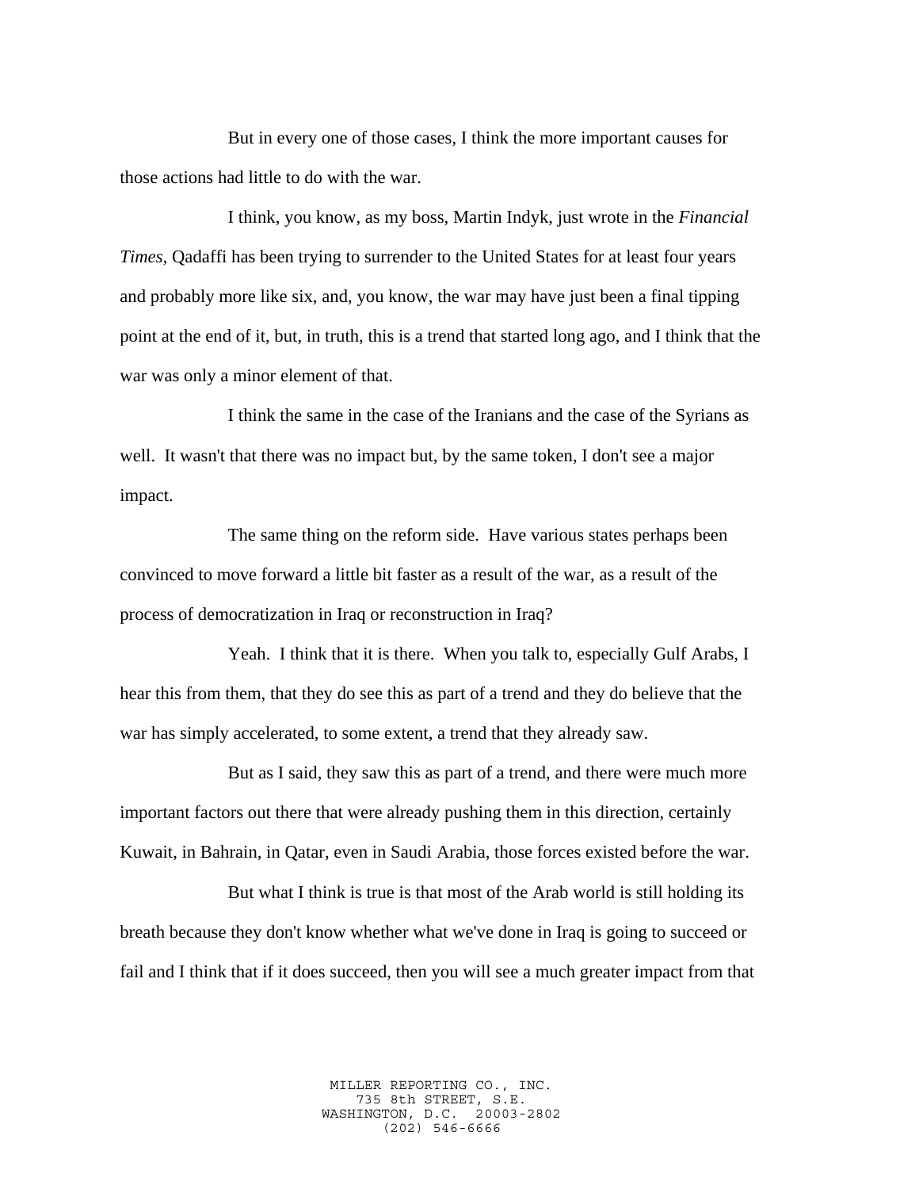But in every one of those cases, I think the more important causes for those actions had little to do with the war.

I think, you know, as my boss, Martin Indyk, just wrote in the *Financial Times*, Qadaffi has been trying to surrender to the United States for at least four years and probably more like six, and, you know, the war may have just been a final tipping point at the end of it, but, in truth, this is a trend that started long ago, and I think that the war was only a minor element of that.

I think the same in the case of the Iranians and the case of the Syrians as well. It wasn't that there was no impact but, by the same token, I don't see a major impact.

The same thing on the reform side. Have various states perhaps been convinced to move forward a little bit faster as a result of the war, as a result of the process of democratization in Iraq or reconstruction in Iraq?

Yeah. I think that it is there. When you talk to, especially Gulf Arabs, I hear this from them, that they do see this as part of a trend and they do believe that the war has simply accelerated, to some extent, a trend that they already saw.

But as I said, they saw this as part of a trend, and there were much more important factors out there that were already pushing them in this direction, certainly Kuwait, in Bahrain, in Qatar, even in Saudi Arabia, those forces existed before the war.

But what I think is true is that most of the Arab world is still holding its breath because they don't know whether what we've done in Iraq is going to succeed or fail and I think that if it does succeed, then you will see a much greater impact from that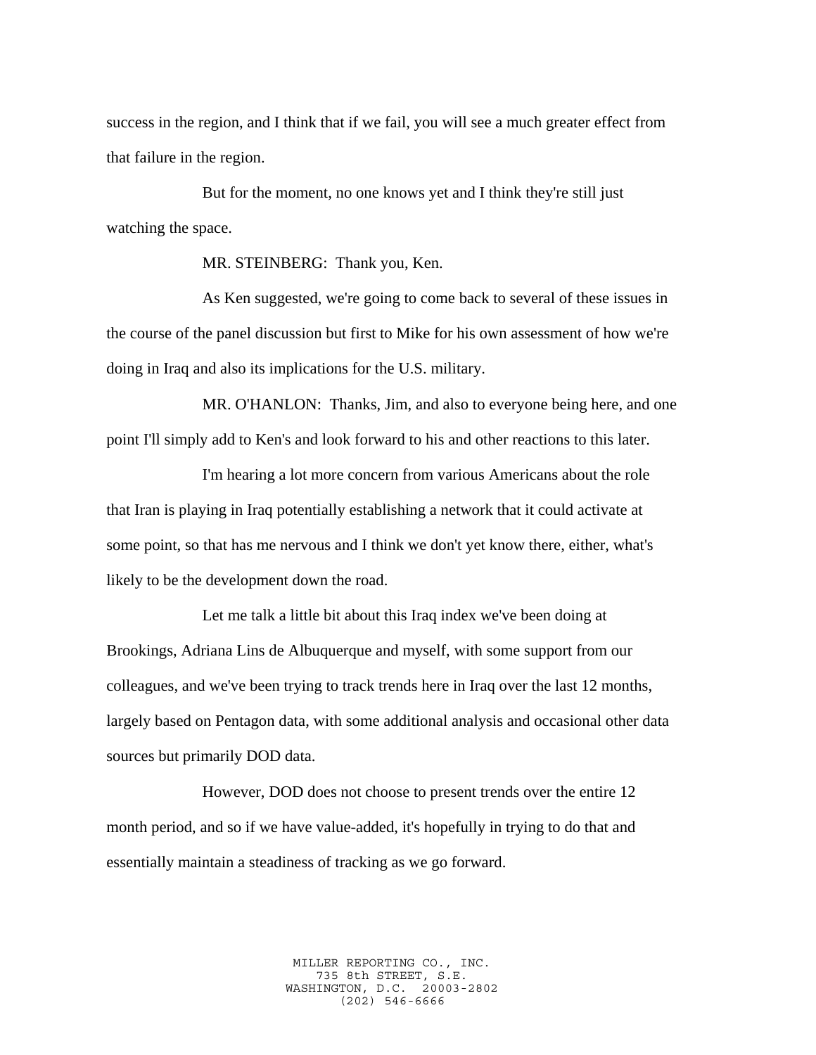success in the region, and I think that if we fail, you will see a much greater effect from that failure in the region.

But for the moment, no one knows yet and I think they're still just watching the space.

MR. STEINBERG: Thank you, Ken.

As Ken suggested, we're going to come back to several of these issues in the course of the panel discussion but first to Mike for his own assessment of how we're doing in Iraq and also its implications for the U.S. military.

MR. O'HANLON: Thanks, Jim, and also to everyone being here, and one point I'll simply add to Ken's and look forward to his and other reactions to this later.

I'm hearing a lot more concern from various Americans about the role that Iran is playing in Iraq potentially establishing a network that it could activate at some point, so that has me nervous and I think we don't yet know there, either, what's likely to be the development down the road.

Let me talk a little bit about this Iraq index we've been doing at Brookings, Adriana Lins de Albuquerque and myself, with some support from our colleagues, and we've been trying to track trends here in Iraq over the last 12 months, largely based on Pentagon data, with some additional analysis and occasional other data sources but primarily DOD data.

However, DOD does not choose to present trends over the entire 12 month period, and so if we have value-added, it's hopefully in trying to do that and essentially maintain a steadiness of tracking as we go forward.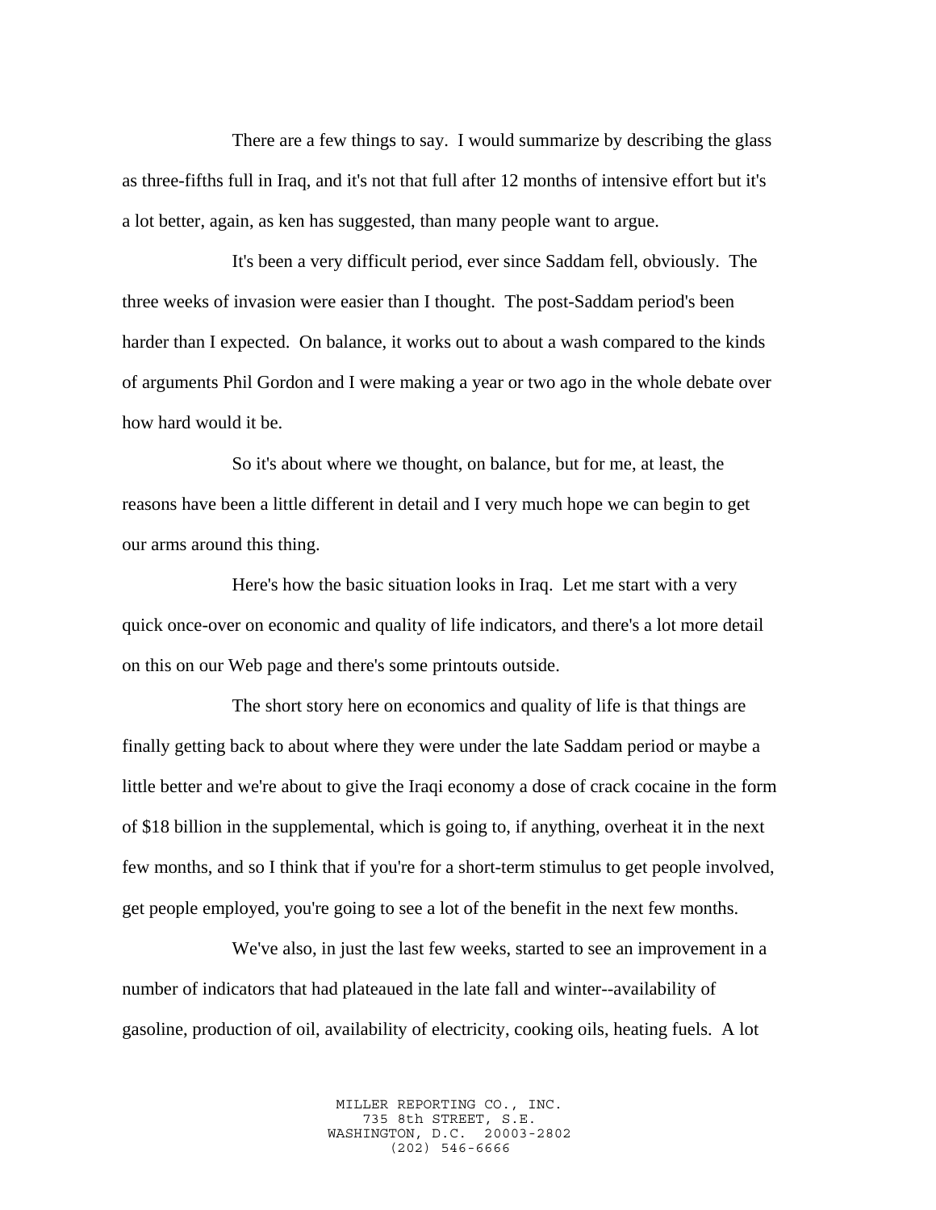There are a few things to say. I would summarize by describing the glass as three-fifths full in Iraq, and it's not that full after 12 months of intensive effort but it's a lot better, again, as ken has suggested, than many people want to argue.

It's been a very difficult period, ever since Saddam fell, obviously. The three weeks of invasion were easier than I thought. The post-Saddam period's been harder than I expected. On balance, it works out to about a wash compared to the kinds of arguments Phil Gordon and I were making a year or two ago in the whole debate over how hard would it be.

So it's about where we thought, on balance, but for me, at least, the reasons have been a little different in detail and I very much hope we can begin to get our arms around this thing.

Here's how the basic situation looks in Iraq. Let me start with a very quick once-over on economic and quality of life indicators, and there's a lot more detail on this on our Web page and there's some printouts outside.

The short story here on economics and quality of life is that things are finally getting back to about where they were under the late Saddam period or maybe a little better and we're about to give the Iraqi economy a dose of crack cocaine in the form of $18 billion in the supplemental, which is going to, if anything, overheat it in the next few months, and so I think that if you're for a short-term stimulus to get people involved, get people employed, you're going to see a lot of the benefit in the next few months.

We've also, in just the last few weeks, started to see an improvement in a number of indicators that had plateaued in the late fall and winter--availability of gasoline, production of oil, availability of electricity, cooking oils, heating fuels. A lot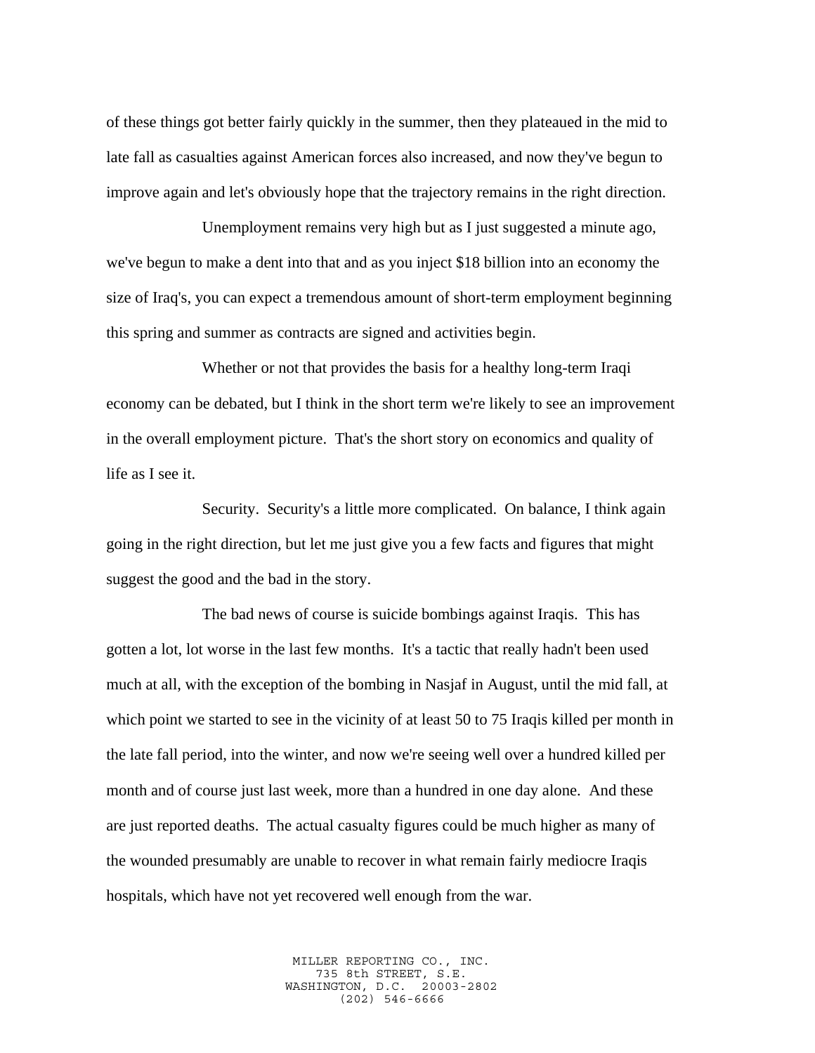of these things got better fairly quickly in the summer, then they plateaued in the mid to late fall as casualties against American forces also increased, and now they've begun to improve again and let's obviously hope that the trajectory remains in the right direction.

Unemployment remains very high but as I just suggested a minute ago, we've begun to make a dent into that and as you inject $18 billion into an economy the size of Iraq's, you can expect a tremendous amount of short-term employment beginning this spring and summer as contracts are signed and activities begin.

Whether or not that provides the basis for a healthy long-term Iraqi economy can be debated, but I think in the short term we're likely to see an improvement in the overall employment picture. That's the short story on economics and quality of life as I see it.

Security. Security's a little more complicated. On balance, I think again going in the right direction, but let me just give you a few facts and figures that might suggest the good and the bad in the story.

The bad news of course is suicide bombings against Iraqis. This has gotten a lot, lot worse in the last few months. It's a tactic that really hadn't been used much at all, with the exception of the bombing in Nasjaf in August, until the mid fall, at which point we started to see in the vicinity of at least 50 to 75 Iraqis killed per month in the late fall period, into the winter, and now we're seeing well over a hundred killed per month and of course just last week, more than a hundred in one day alone. And these are just reported deaths. The actual casualty figures could be much higher as many of the wounded presumably are unable to recover in what remain fairly mediocre Iraqis hospitals, which have not yet recovered well enough from the war.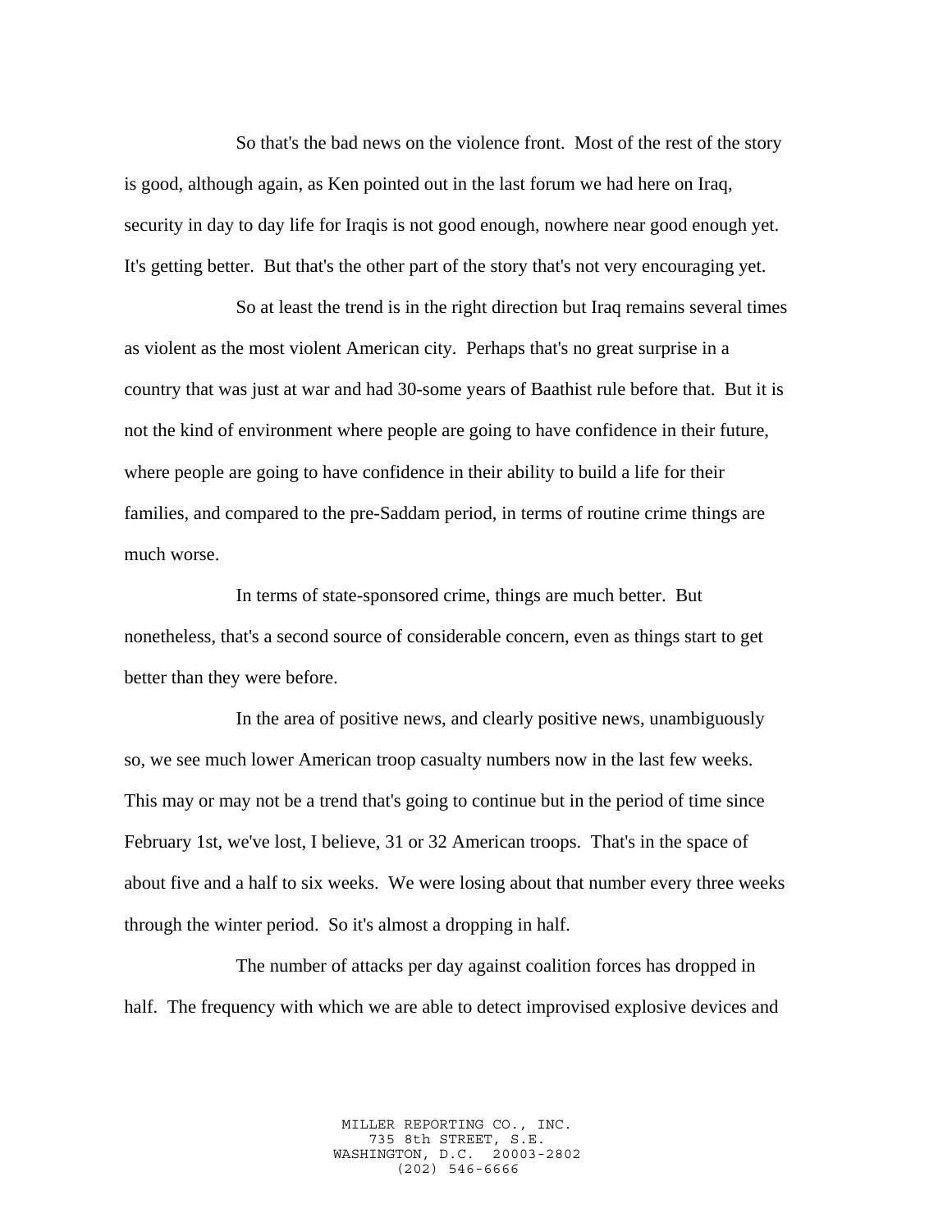So that's the bad news on the violence front. Most of the rest of the story is good, although again, as Ken pointed out in the last forum we had here on Iraq, security in day to day life for Iraqis is not good enough, nowhere near good enough yet. It's getting better. But that's the other part of the story that's not very encouraging yet.

So at least the trend is in the right direction but Iraq remains several times as violent as the most violent American city. Perhaps that's no great surprise in a country that was just at war and had 30-some years of Baathist rule before that. But it is not the kind of environment where people are going to have confidence in their future, where people are going to have confidence in their ability to build a life for their families, and compared to the pre-Saddam period, in terms of routine crime things are much worse.

In terms of state-sponsored crime, things are much better. But nonetheless, that's a second source of considerable concern, even as things start to get better than they were before.

In the area of positive news, and clearly positive news, unambiguously so, we see much lower American troop casualty numbers now in the last few weeks. This may or may not be a trend that's going to continue but in the period of time since February 1st, we've lost, I believe, 31 or 32 American troops. That's in the space of about five and a half to six weeks. We were losing about that number every three weeks through the winter period. So it's almost a dropping in half.

The number of attacks per day against coalition forces has dropped in half. The frequency with which we are able to detect improvised explosive devices and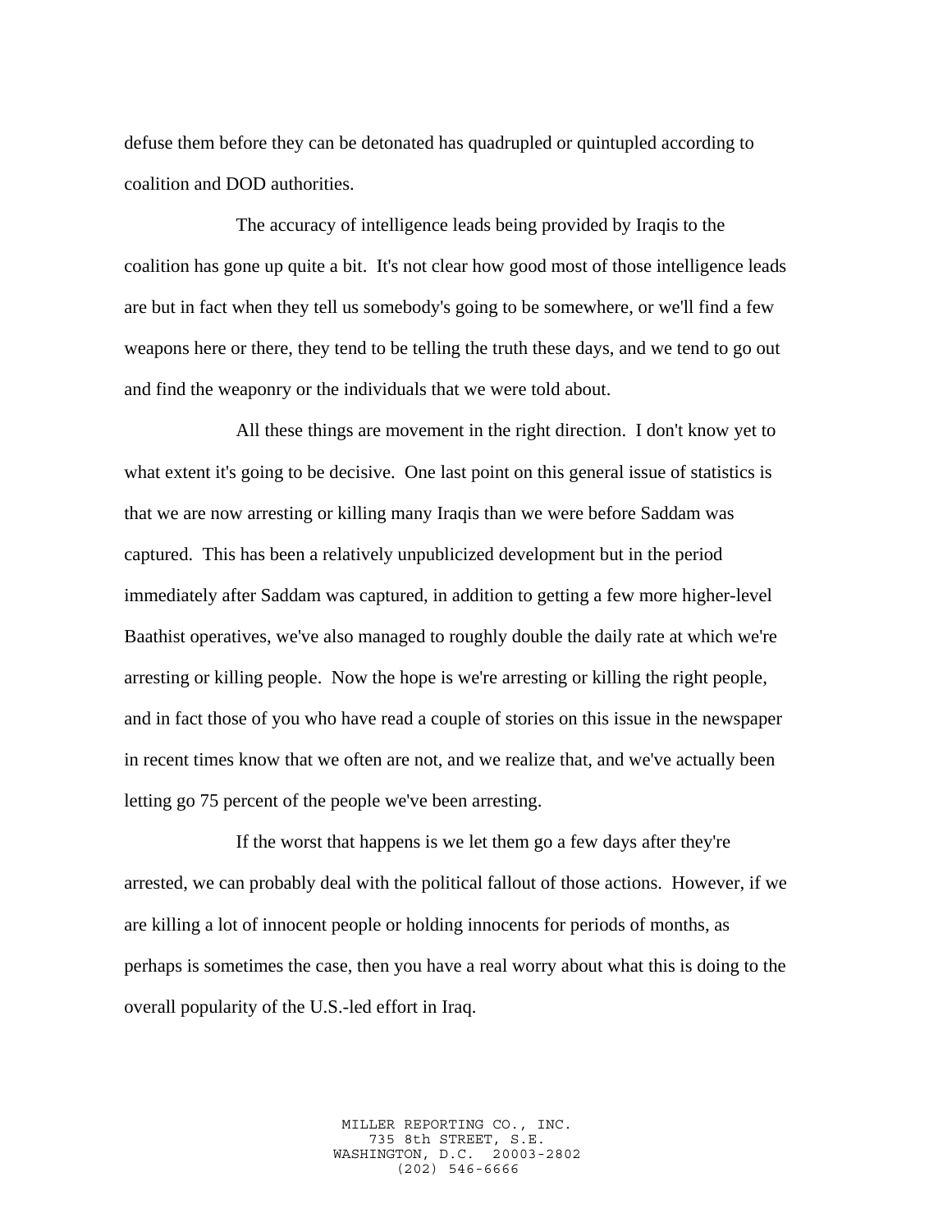defuse them before they can be detonated has quadrupled or quintupled according to coalition and DOD authorities.

The accuracy of intelligence leads being provided by Iraqis to the coalition has gone up quite a bit. It's not clear how good most of those intelligence leads are but in fact when they tell us somebody's going to be somewhere, or we'll find a few weapons here or there, they tend to be telling the truth these days, and we tend to go out and find the weaponry or the individuals that we were told about.

All these things are movement in the right direction. I don't know yet to what extent it's going to be decisive. One last point on this general issue of statistics is that we are now arresting or killing many Iraqis than we were before Saddam was captured. This has been a relatively unpublicized development but in the period immediately after Saddam was captured, in addition to getting a few more higher-level Baathist operatives, we've also managed to roughly double the daily rate at which we're arresting or killing people. Now the hope is we're arresting or killing the right people, and in fact those of you who have read a couple of stories on this issue in the newspaper in recent times know that we often are not, and we realize that, and we've actually been letting go 75 percent of the people we've been arresting.

If the worst that happens is we let them go a few days after they're arrested, we can probably deal with the political fallout of those actions. However, if we are killing a lot of innocent people or holding innocents for periods of months, as perhaps is sometimes the case, then you have a real worry about what this is doing to the overall popularity of the U.S.-led effort in Iraq.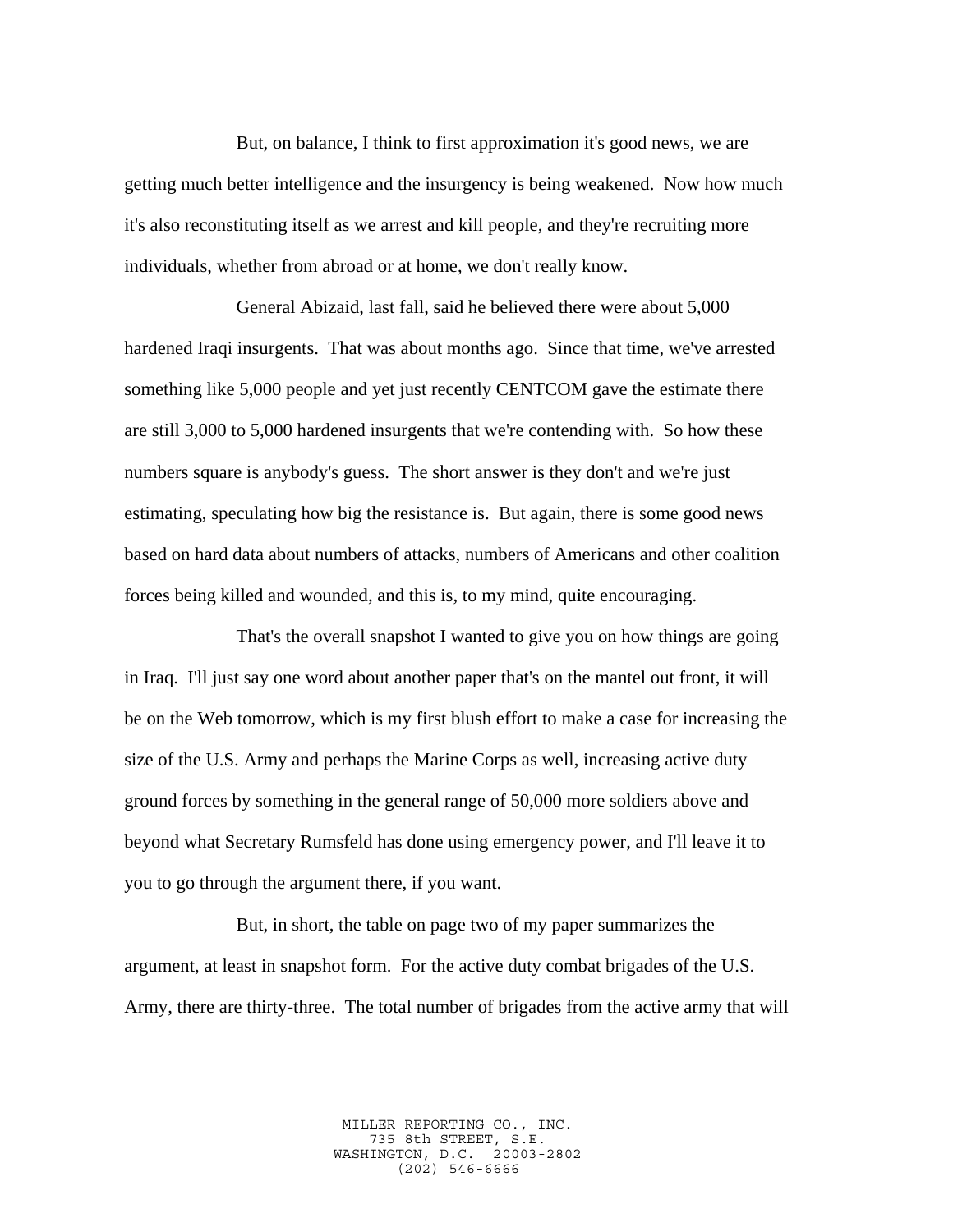But, on balance, I think to first approximation it's good news, we are getting much better intelligence and the insurgency is being weakened. Now how much it's also reconstituting itself as we arrest and kill people, and they're recruiting more individuals, whether from abroad or at home, we don't really know.

General Abizaid, last fall, said he believed there were about 5,000 hardened Iraqi insurgents. That was about months ago. Since that time, we've arrested something like 5,000 people and yet just recently CENTCOM gave the estimate there are still 3,000 to 5,000 hardened insurgents that we're contending with. So how these numbers square is anybody's guess. The short answer is they don't and we're just estimating, speculating how big the resistance is. But again, there is some good news based on hard data about numbers of attacks, numbers of Americans and other coalition forces being killed and wounded, and this is, to my mind, quite encouraging.

That's the overall snapshot I wanted to give you on how things are going in Iraq. I'll just say one word about another paper that's on the mantel out front, it will be on the Web tomorrow, which is my first blush effort to make a case for increasing the size of the U.S. Army and perhaps the Marine Corps as well, increasing active duty ground forces by something in the general range of 50,000 more soldiers above and beyond what Secretary Rumsfeld has done using emergency power, and I'll leave it to you to go through the argument there, if you want.

But, in short, the table on page two of my paper summarizes the argument, at least in snapshot form. For the active duty combat brigades of the U.S. Army, there are thirty-three. The total number of brigades from the active army that will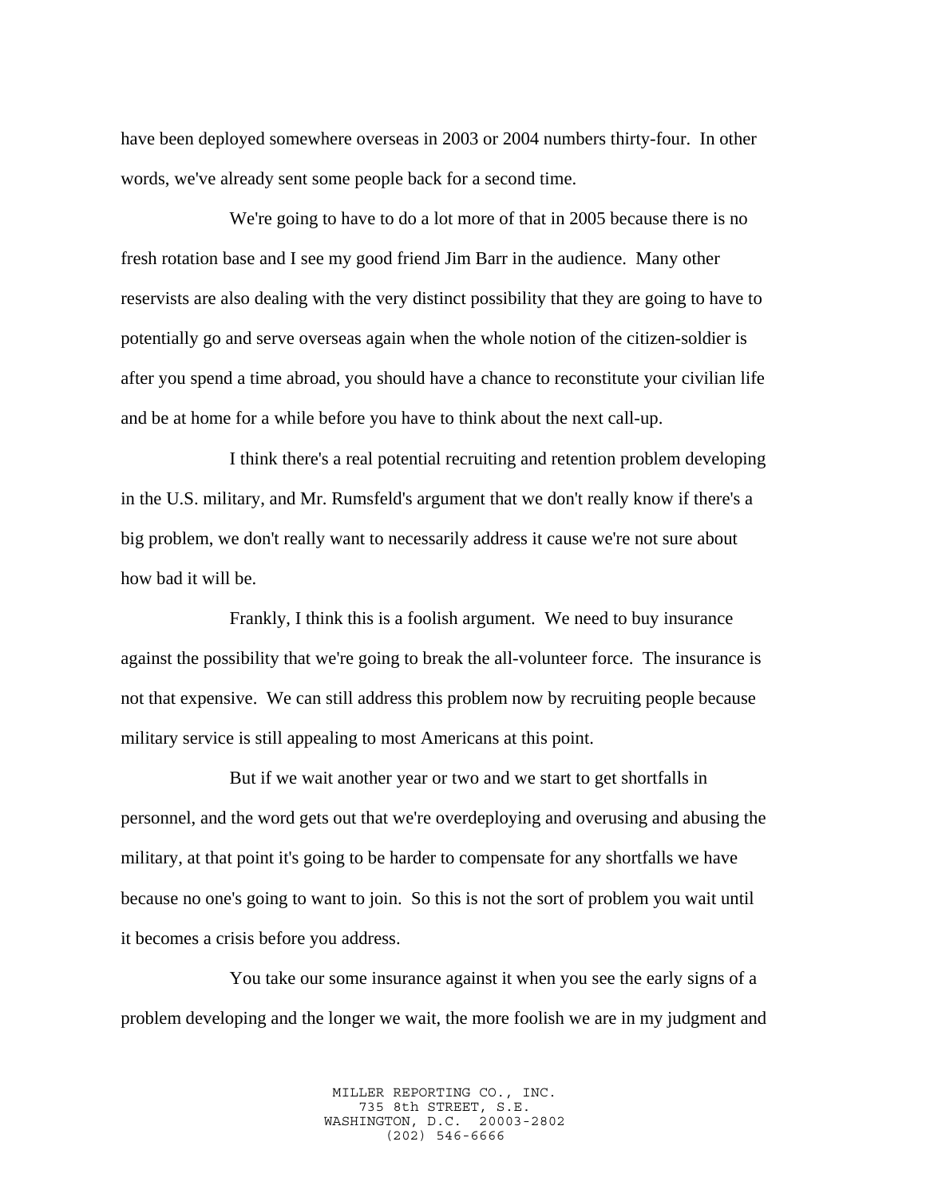have been deployed somewhere overseas in 2003 or 2004 numbers thirty-four. In other words, we've already sent some people back for a second time.

We're going to have to do a lot more of that in 2005 because there is no fresh rotation base and I see my good friend Jim Barr in the audience. Many other reservists are also dealing with the very distinct possibility that they are going to have to potentially go and serve overseas again when the whole notion of the citizen-soldier is after you spend a time abroad, you should have a chance to reconstitute your civilian life and be at home for a while before you have to think about the next call-up.

I think there's a real potential recruiting and retention problem developing in the U.S. military, and Mr. Rumsfeld's argument that we don't really know if there's a big problem, we don't really want to necessarily address it cause we're not sure about how bad it will be.

Frankly, I think this is a foolish argument. We need to buy insurance against the possibility that we're going to break the all-volunteer force. The insurance is not that expensive. We can still address this problem now by recruiting people because military service is still appealing to most Americans at this point.

But if we wait another year or two and we start to get shortfalls in personnel, and the word gets out that we're overdeploying and overusing and abusing the military, at that point it's going to be harder to compensate for any shortfalls we have because no one's going to want to join. So this is not the sort of problem you wait until it becomes a crisis before you address.

You take our some insurance against it when you see the early signs of a problem developing and the longer we wait, the more foolish we are in my judgment and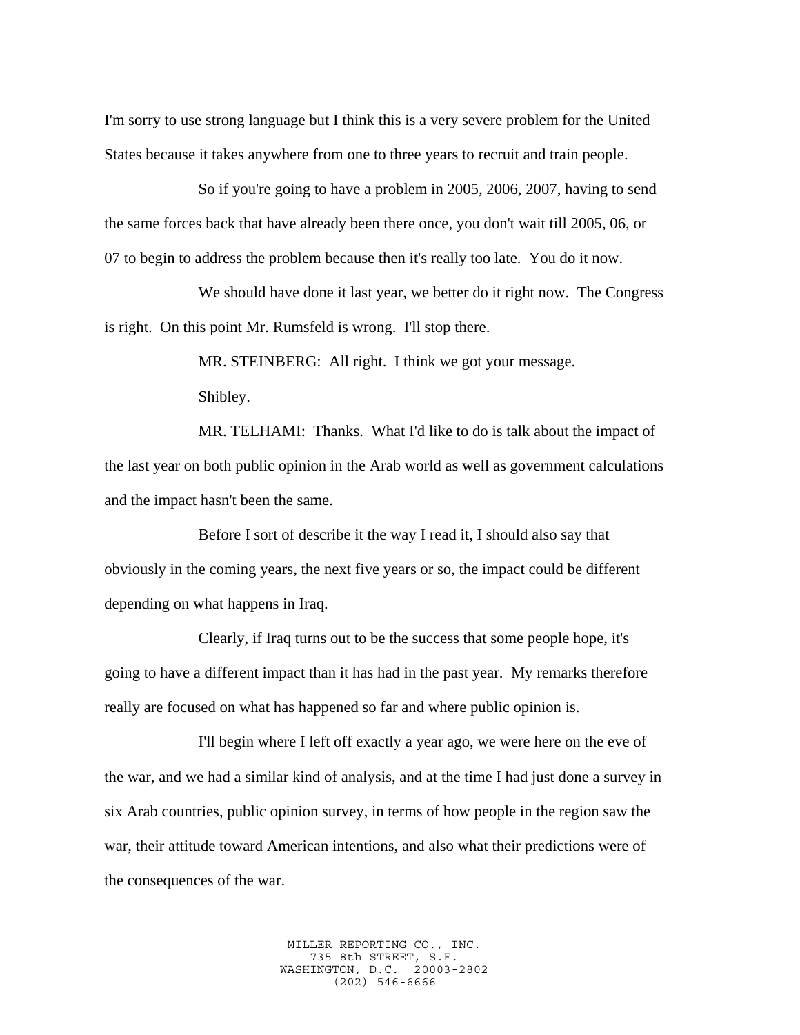I'm sorry to use strong language but I think this is a very severe problem for the United States because it takes anywhere from one to three years to recruit and train people.

So if you're going to have a problem in 2005, 2006, 2007, having to send the same forces back that have already been there once, you don't wait till 2005, 06, or 07 to begin to address the problem because then it's really too late. You do it now.

We should have done it last year, we better do it right now. The Congress is right. On this point Mr. Rumsfeld is wrong. I'll stop there.

MR. STEINBERG: All right. I think we got your message.

Shibley.

MR. TELHAMI: Thanks. What I'd like to do is talk about the impact of the last year on both public opinion in the Arab world as well as government calculations and the impact hasn't been the same.

Before I sort of describe it the way I read it, I should also say that obviously in the coming years, the next five years or so, the impact could be different depending on what happens in Iraq.

Clearly, if Iraq turns out to be the success that some people hope, it's going to have a different impact than it has had in the past year. My remarks therefore really are focused on what has happened so far and where public opinion is.

I'll begin where I left off exactly a year ago, we were here on the eve of the war, and we had a similar kind of analysis, and at the time I had just done a survey in six Arab countries, public opinion survey, in terms of how people in the region saw the war, their attitude toward American intentions, and also what their predictions were of the consequences of the war.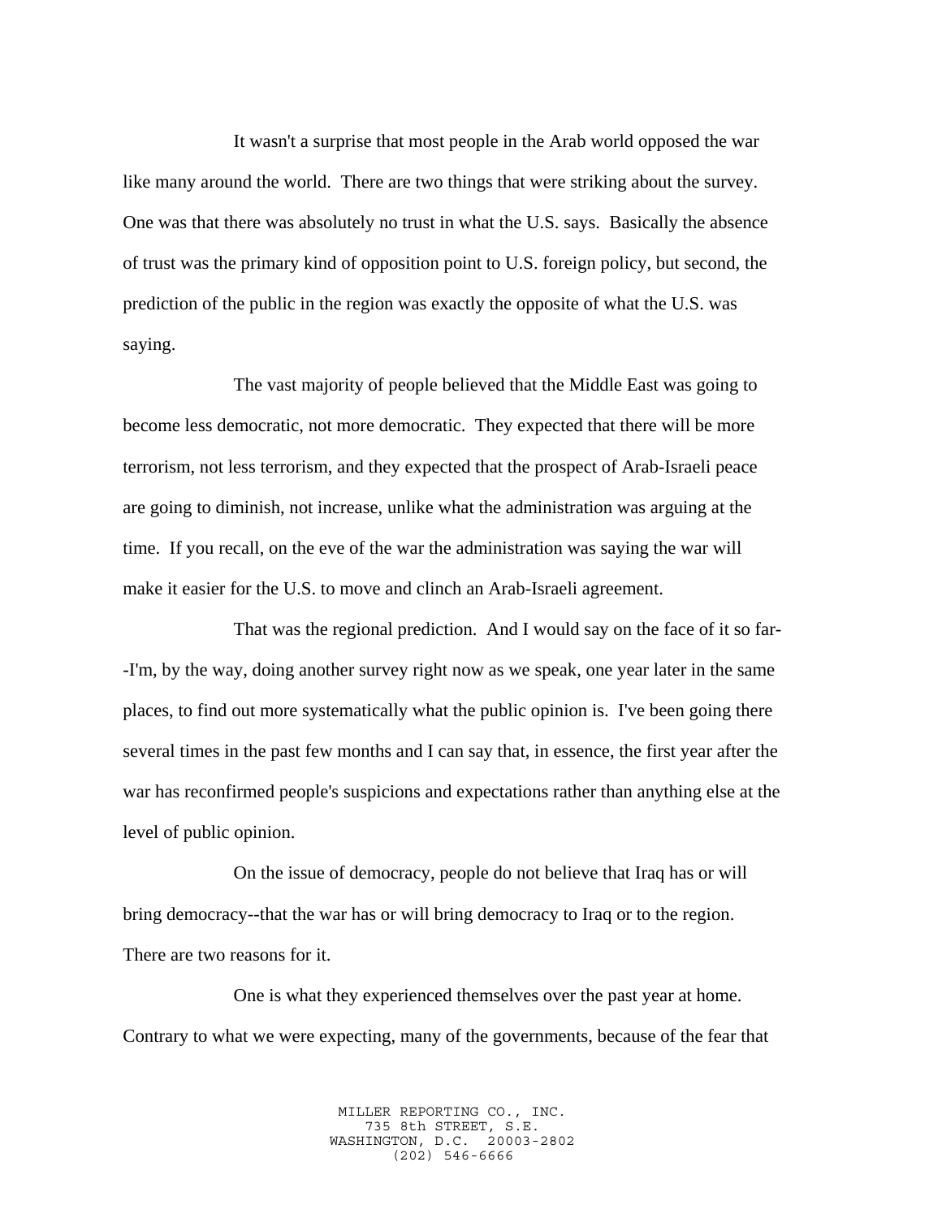It wasn't a surprise that most people in the Arab world opposed the war like many around the world. There are two things that were striking about the survey. One was that there was absolutely no trust in what the U.S. says. Basically the absence of trust was the primary kind of opposition point to U.S. foreign policy, but second, the prediction of the public in the region was exactly the opposite of what the U.S. was saying.

The vast majority of people believed that the Middle East was going to become less democratic, not more democratic. They expected that there will be more terrorism, not less terrorism, and they expected that the prospect of Arab-Israeli peace are going to diminish, not increase, unlike what the administration was arguing at the time. If you recall, on the eve of the war the administration was saying the war will make it easier for the U.S. to move and clinch an Arab-Israeli agreement.

That was the regional prediction. And I would say on the face of it so far--I'm, by the way, doing another survey right now as we speak, one year later in the same places, to find out more systematically what the public opinion is. I've been going there several times in the past few months and I can say that, in essence, the first year after the war has reconfirmed people's suspicions and expectations rather than anything else at the level of public opinion.

On the issue of democracy, people do not believe that Iraq has or will bring democracy--that the war has or will bring democracy to Iraq or to the region. There are two reasons for it.

One is what they experienced themselves over the past year at home. Contrary to what we were expecting, many of the governments, because of the fear that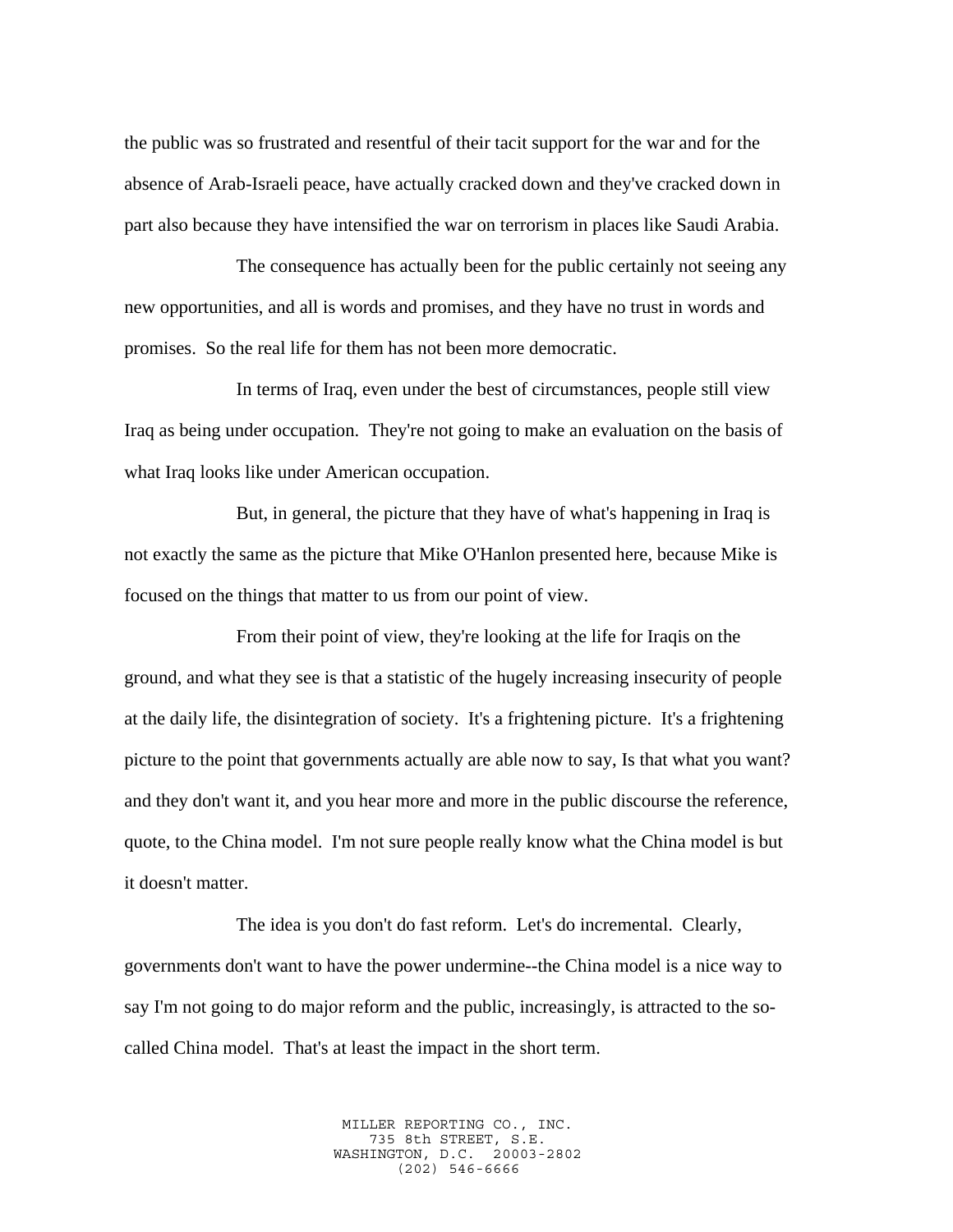the public was so frustrated and resentful of their tacit support for the war and for the absence of Arab-Israeli peace, have actually cracked down and they've cracked down in part also because they have intensified the war on terrorism in places like Saudi Arabia.

The consequence has actually been for the public certainly not seeing any new opportunities, and all is words and promises, and they have no trust in words and promises. So the real life for them has not been more democratic.

In terms of Iraq, even under the best of circumstances, people still view Iraq as being under occupation. They're not going to make an evaluation on the basis of what Iraq looks like under American occupation.

But, in general, the picture that they have of what's happening in Iraq is not exactly the same as the picture that Mike O'Hanlon presented here, because Mike is focused on the things that matter to us from our point of view.

From their point of view, they're looking at the life for Iraqis on the ground, and what they see is that a statistic of the hugely increasing insecurity of people at the daily life, the disintegration of society. It's a frightening picture. It's a frightening picture to the point that governments actually are able now to say, Is that what you want? and they don't want it, and you hear more and more in the public discourse the reference, quote, to the China model. I'm not sure people really know what the China model is but it doesn't matter.

The idea is you don't do fast reform. Let's do incremental. Clearly, governments don't want to have the power undermine--the China model is a nice way to say I'm not going to do major reform and the public, increasingly, is attracted to the so-called China model. That's at least the impact in the short term.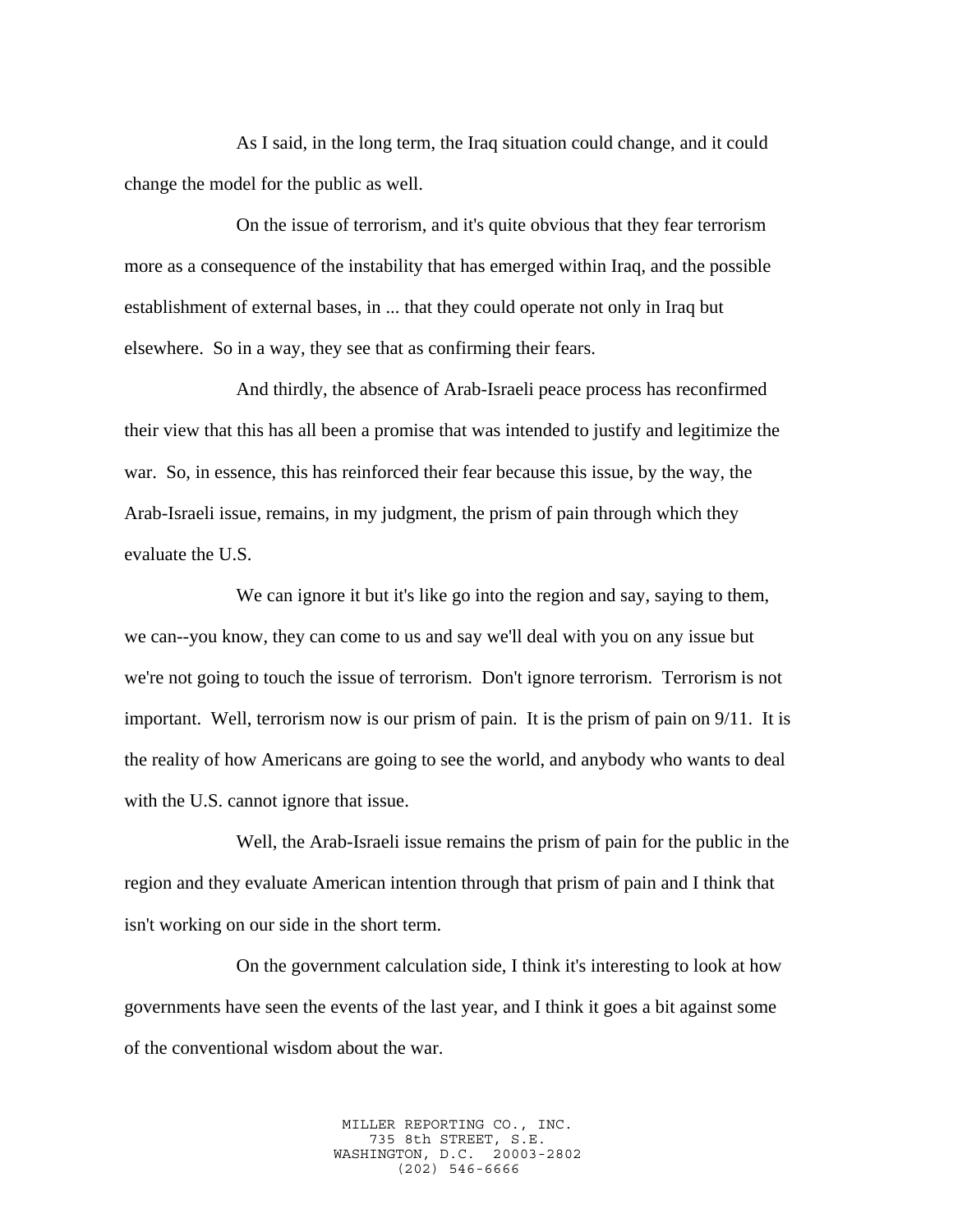As I said, in the long term, the Iraq situation could change, and it could change the model for the public as well.

On the issue of terrorism, and it's quite obvious that they fear terrorism more as a consequence of the instability that has emerged within Iraq, and the possible establishment of external bases, in ... that they could operate not only in Iraq but elsewhere. So in a way, they see that as confirming their fears.

And thirdly, the absence of Arab-Israeli peace process has reconfirmed their view that this has all been a promise that was intended to justify and legitimize the war. So, in essence, this has reinforced their fear because this issue, by the way, the Arab-Israeli issue, remains, in my judgment, the prism of pain through which they evaluate the U.S.

We can ignore it but it's like go into the region and say, saying to them, we can--you know, they can come to us and say we'll deal with you on any issue but we're not going to touch the issue of terrorism. Don't ignore terrorism. Terrorism is not important. Well, terrorism now is our prism of pain. It is the prism of pain on 9/11. It is the reality of how Americans are going to see the world, and anybody who wants to deal with the U.S. cannot ignore that issue.

Well, the Arab-Israeli issue remains the prism of pain for the public in the region and they evaluate American intention through that prism of pain and I think that isn't working on our side in the short term.

On the government calculation side, I think it's interesting to look at how governments have seen the events of the last year, and I think it goes a bit against some of the conventional wisdom about the war.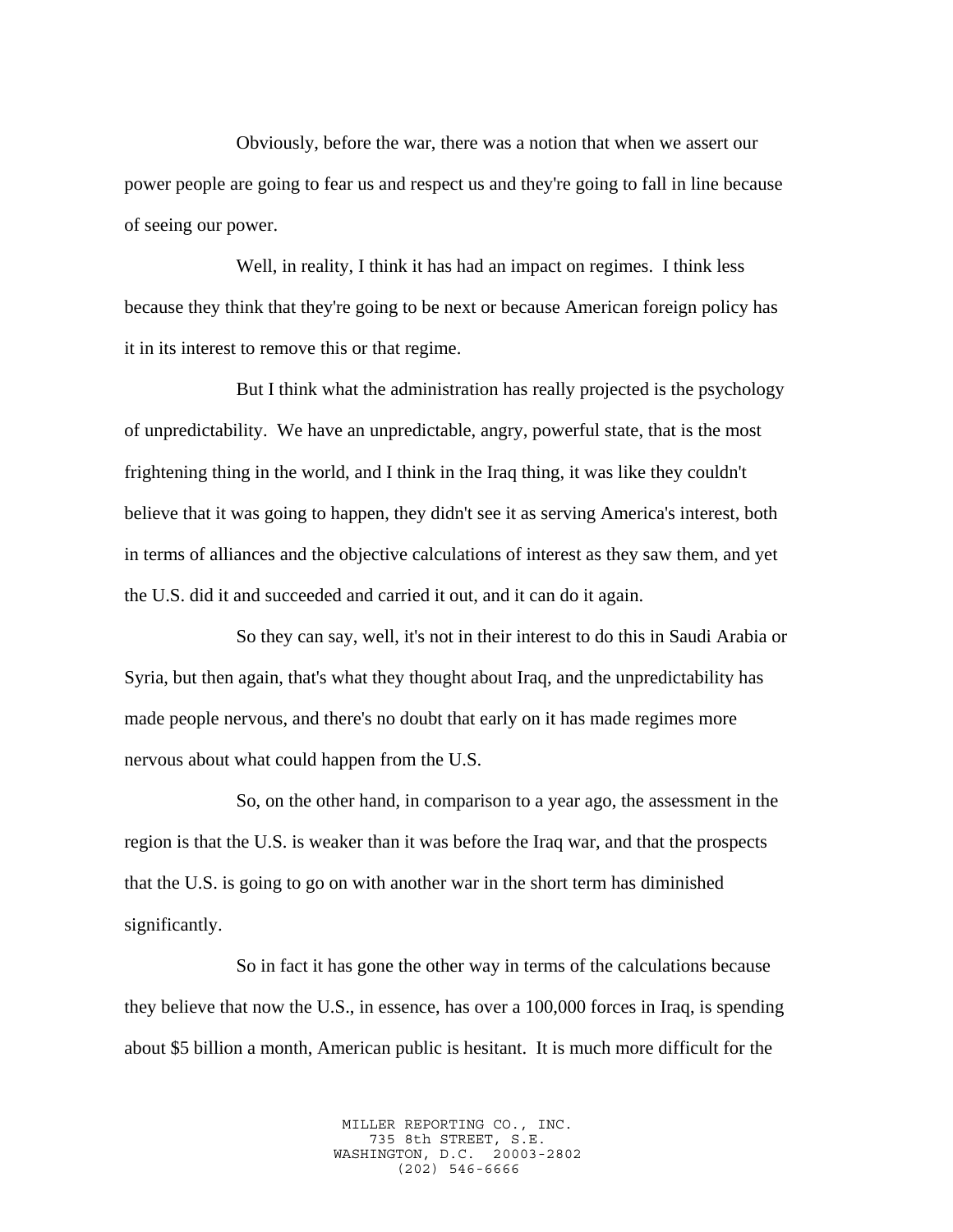Obviously, before the war, there was a notion that when we assert our power people are going to fear us and respect us and they're going to fall in line because of seeing our power.

Well, in reality, I think it has had an impact on regimes. I think less because they think that they're going to be next or because American foreign policy has it in its interest to remove this or that regime.

But I think what the administration has really projected is the psychology of unpredictability. We have an unpredictable, angry, powerful state, that is the most frightening thing in the world, and I think in the Iraq thing, it was like they couldn't believe that it was going to happen, they didn't see it as serving America's interest, both in terms of alliances and the objective calculations of interest as they saw them, and yet the U.S. did it and succeeded and carried it out, and it can do it again.

So they can say, well, it's not in their interest to do this in Saudi Arabia or Syria, but then again, that's what they thought about Iraq, and the unpredictability has made people nervous, and there's no doubt that early on it has made regimes more nervous about what could happen from the U.S.

So, on the other hand, in comparison to a year ago, the assessment in the region is that the U.S. is weaker than it was before the Iraq war, and that the prospects that the U.S. is going to go on with another war in the short term has diminished significantly.

So in fact it has gone the other way in terms of the calculations because they believe that now the U.S., in essence, has over a 100,000 forces in Iraq, is spending about $5 billion a month, American public is hesitant. It is much more difficult for the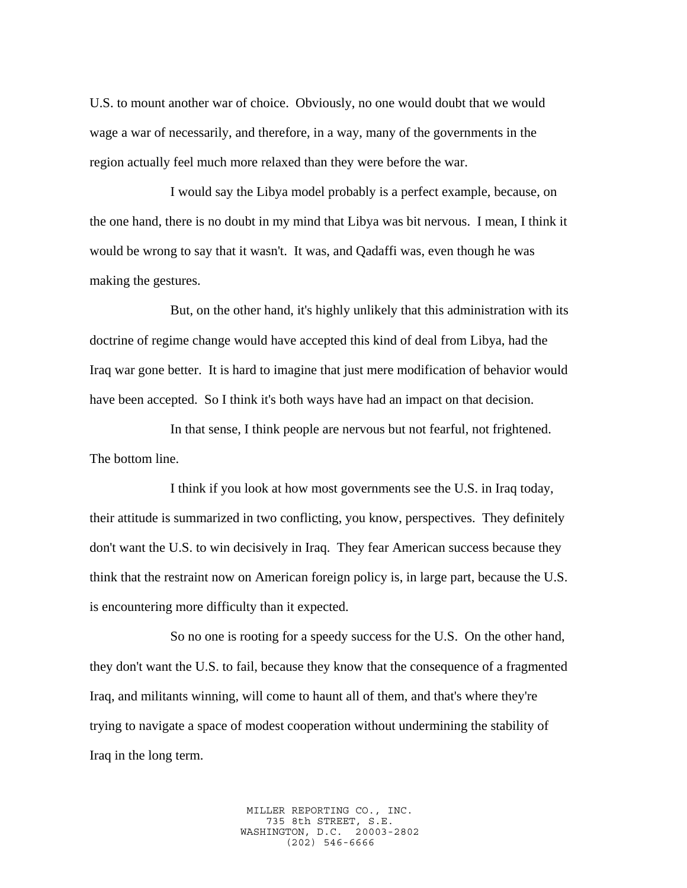U.S. to mount another war of choice. Obviously, no one would doubt that we would wage a war of necessarily, and therefore, in a way, many of the governments in the region actually feel much more relaxed than they were before the war.

I would say the Libya model probably is a perfect example, because, on the one hand, there is no doubt in my mind that Libya was bit nervous. I mean, I think it would be wrong to say that it wasn't. It was, and Qadaffi was, even though he was making the gestures.

But, on the other hand, it's highly unlikely that this administration with its doctrine of regime change would have accepted this kind of deal from Libya, had the Iraq war gone better. It is hard to imagine that just mere modification of behavior would have been accepted. So I think it's both ways have had an impact on that decision.

In that sense, I think people are nervous but not fearful, not frightened. The bottom line.

I think if you look at how most governments see the U.S. in Iraq today, their attitude is summarized in two conflicting, you know, perspectives. They definitely don't want the U.S. to win decisively in Iraq. They fear American success because they think that the restraint now on American foreign policy is, in large part, because the U.S. is encountering more difficulty than it expected.

So no one is rooting for a speedy success for the U.S. On the other hand, they don't want the U.S. to fail, because they know that the consequence of a fragmented Iraq, and militants winning, will come to haunt all of them, and that's where they're trying to navigate a space of modest cooperation without undermining the stability of Iraq in the long term.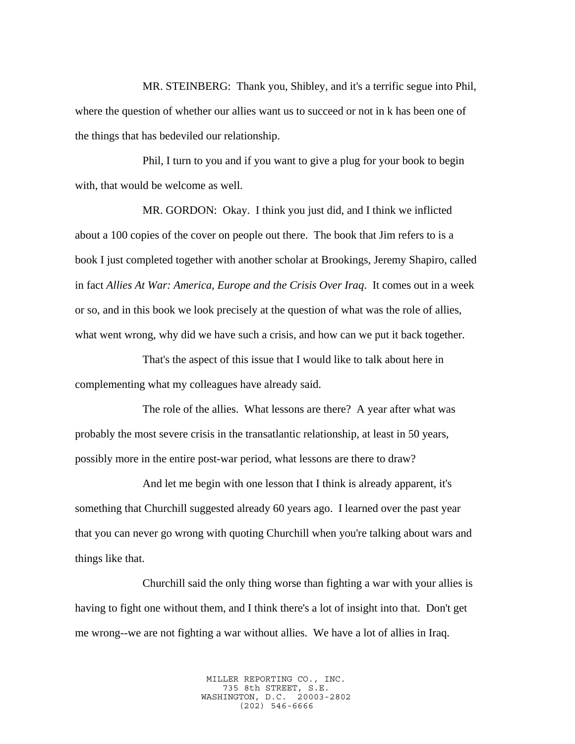MR. STEINBERG: Thank you, Shibley, and it's a terrific segue into Phil, where the question of whether our allies want us to succeed or not in k has been one of the things that has bedeviled our relationship.

Phil, I turn to you and if you want to give a plug for your book to begin with, that would be welcome as well.

MR. GORDON: Okay. I think you just did, and I think we inflicted about a 100 copies of the cover on people out there. The book that Jim refers to is a book I just completed together with another scholar at Brookings, Jeremy Shapiro, called in fact *Allies At War: America, Europe and the Crisis Over Iraq*. It comes out in a week or so, and in this book we look precisely at the question of what was the role of allies, what went wrong, why did we have such a crisis, and how can we put it back together.

That's the aspect of this issue that I would like to talk about here in complementing what my colleagues have already said.

The role of the allies. What lessons are there? A year after what was probably the most severe crisis in the transatlantic relationship, at least in 50 years, possibly more in the entire post-war period, what lessons are there to draw?

And let me begin with one lesson that I think is already apparent, it's something that Churchill suggested already 60 years ago. I learned over the past year that you can never go wrong with quoting Churchill when you're talking about wars and things like that.

Churchill said the only thing worse than fighting a war with your allies is having to fight one without them, and I think there's a lot of insight into that. Don't get me wrong--we are not fighting a war without allies. We have a lot of allies in Iraq.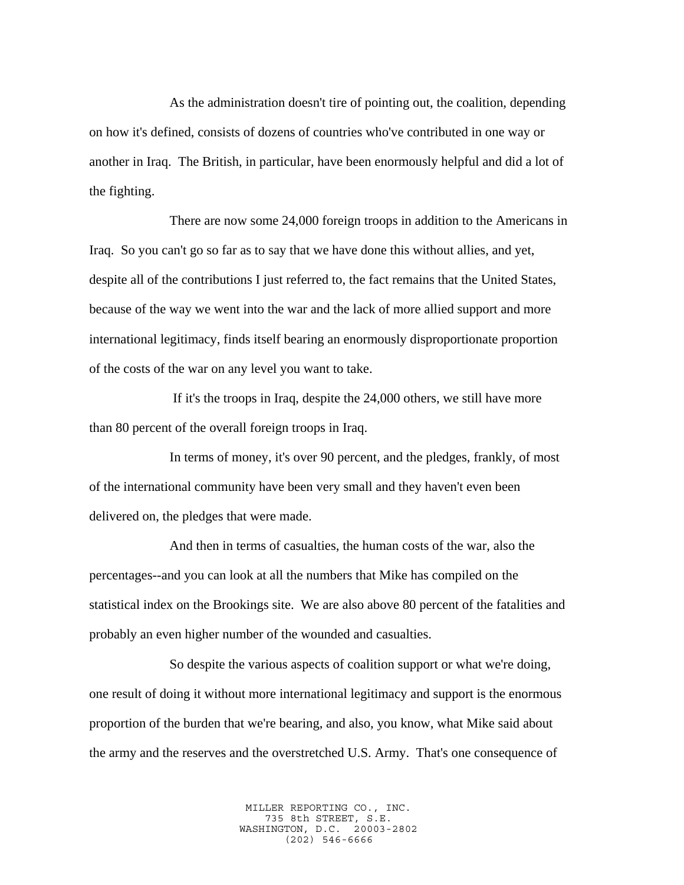As the administration doesn't tire of pointing out, the coalition, depending on how it's defined, consists of dozens of countries who've contributed in one way or another in Iraq. The British, in particular, have been enormously helpful and did a lot of the fighting.

There are now some 24,000 foreign troops in addition to the Americans in Iraq. So you can't go so far as to say that we have done this without allies, and yet, despite all of the contributions I just referred to, the fact remains that the United States, because of the way we went into the war and the lack of more allied support and more international legitimacy, finds itself bearing an enormously disproportionate proportion of the costs of the war on any level you want to take.

If it's the troops in Iraq, despite the 24,000 others, we still have more than 80 percent of the overall foreign troops in Iraq.

In terms of money, it's over 90 percent, and the pledges, frankly, of most of the international community have been very small and they haven't even been delivered on, the pledges that were made.

And then in terms of casualties, the human costs of the war, also the percentages--and you can look at all the numbers that Mike has compiled on the statistical index on the Brookings site. We are also above 80 percent of the fatalities and probably an even higher number of the wounded and casualties.

So despite the various aspects of coalition support or what we're doing, one result of doing it without more international legitimacy and support is the enormous proportion of the burden that we're bearing, and also, you know, what Mike said about the army and the reserves and the overstretched U.S. Army. That's one consequence of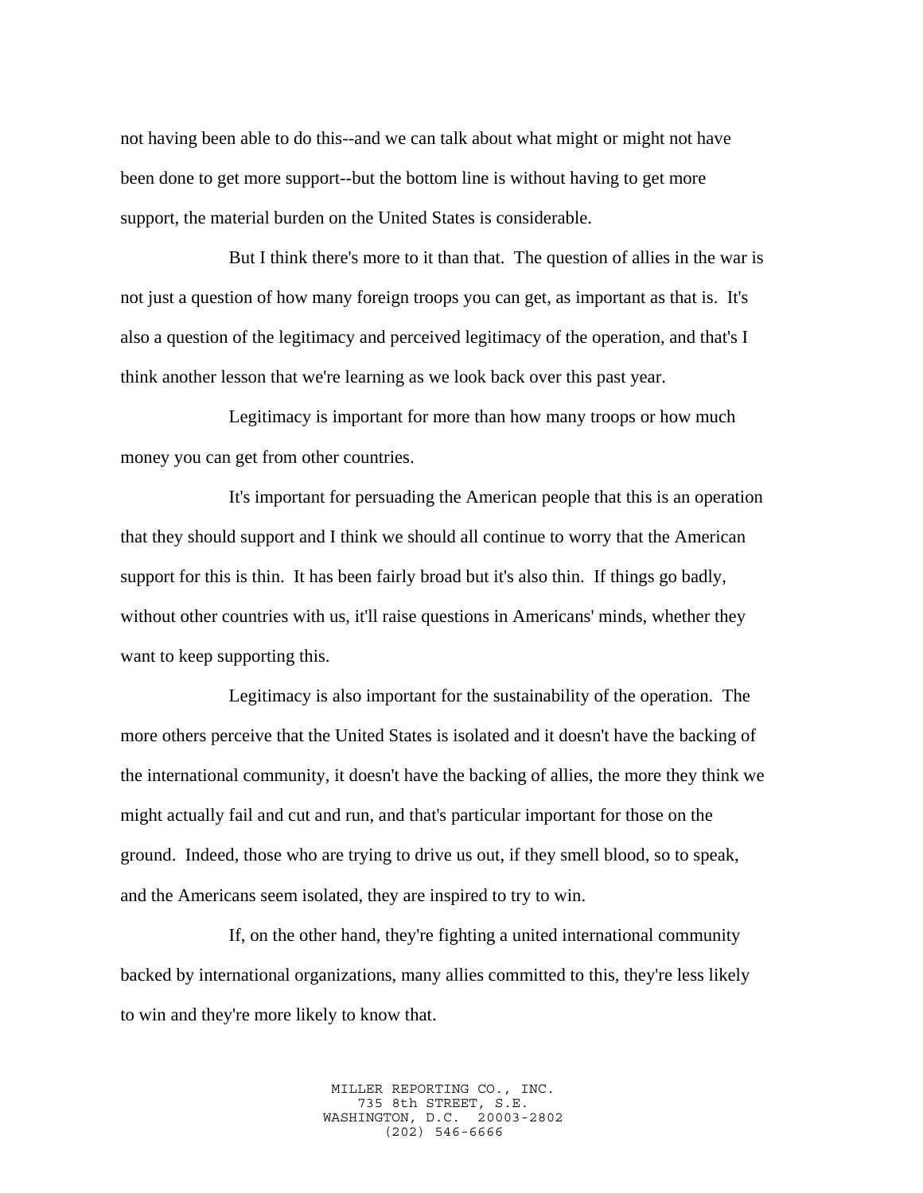not having been able to do this--and we can talk about what might or might not have been done to get more support--but the bottom line is without having to get more support, the material burden on the United States is considerable.

But I think there's more to it than that. The question of allies in the war is not just a question of how many foreign troops you can get, as important as that is. It's also a question of the legitimacy and perceived legitimacy of the operation, and that's I think another lesson that we're learning as we look back over this past year.

Legitimacy is important for more than how many troops or how much money you can get from other countries.

It's important for persuading the American people that this is an operation that they should support and I think we should all continue to worry that the American support for this is thin. It has been fairly broad but it's also thin. If things go badly, without other countries with us, it'll raise questions in Americans' minds, whether they want to keep supporting this.

Legitimacy is also important for the sustainability of the operation. The more others perceive that the United States is isolated and it doesn't have the backing of the international community, it doesn't have the backing of allies, the more they think we might actually fail and cut and run, and that's particular important for those on the ground. Indeed, those who are trying to drive us out, if they smell blood, so to speak, and the Americans seem isolated, they are inspired to try to win.

If, on the other hand, they're fighting a united international community backed by international organizations, many allies committed to this, they're less likely to win and they're more likely to know that.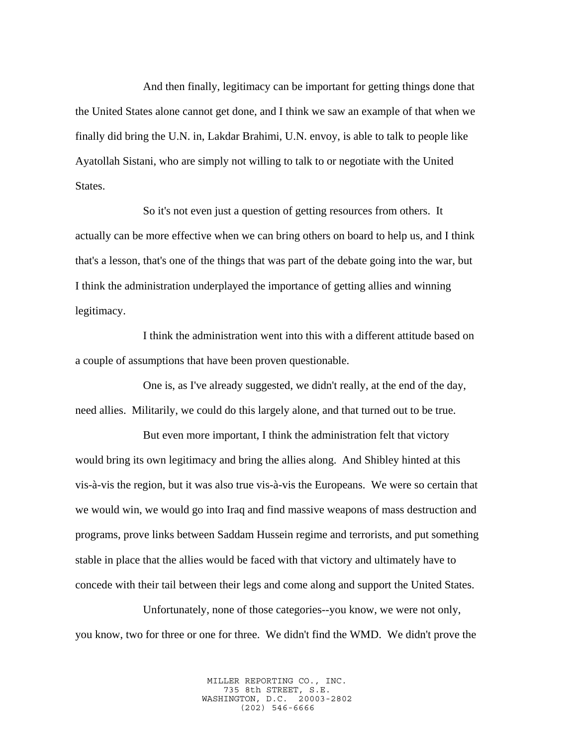And then finally, legitimacy can be important for getting things done that the United States alone cannot get done, and I think we saw an example of that when we finally did bring the U.N. in, Lakdar Brahimi, U.N. envoy, is able to talk to people like Ayatollah Sistani, who are simply not willing to talk to or negotiate with the United States.

So it's not even just a question of getting resources from others. It actually can be more effective when we can bring others on board to help us, and I think that's a lesson, that's one of the things that was part of the debate going into the war, but I think the administration underplayed the importance of getting allies and winning legitimacy.

I think the administration went into this with a different attitude based on a couple of assumptions that have been proven questionable.

One is, as I've already suggested, we didn't really, at the end of the day, need allies. Militarily, we could do this largely alone, and that turned out to be true.

But even more important, I think the administration felt that victory would bring its own legitimacy and bring the allies along. And Shibley hinted at this vis-à-vis the region, but it was also true vis-à-vis the Europeans. We were so certain that we would win, we would go into Iraq and find massive weapons of mass destruction and programs, prove links between Saddam Hussein regime and terrorists, and put something stable in place that the allies would be faced with that victory and ultimately have to concede with their tail between their legs and come along and support the United States.

Unfortunately, none of those categories--you know, we were not only, you know, two for three or one for three. We didn't find the WMD. We didn't prove the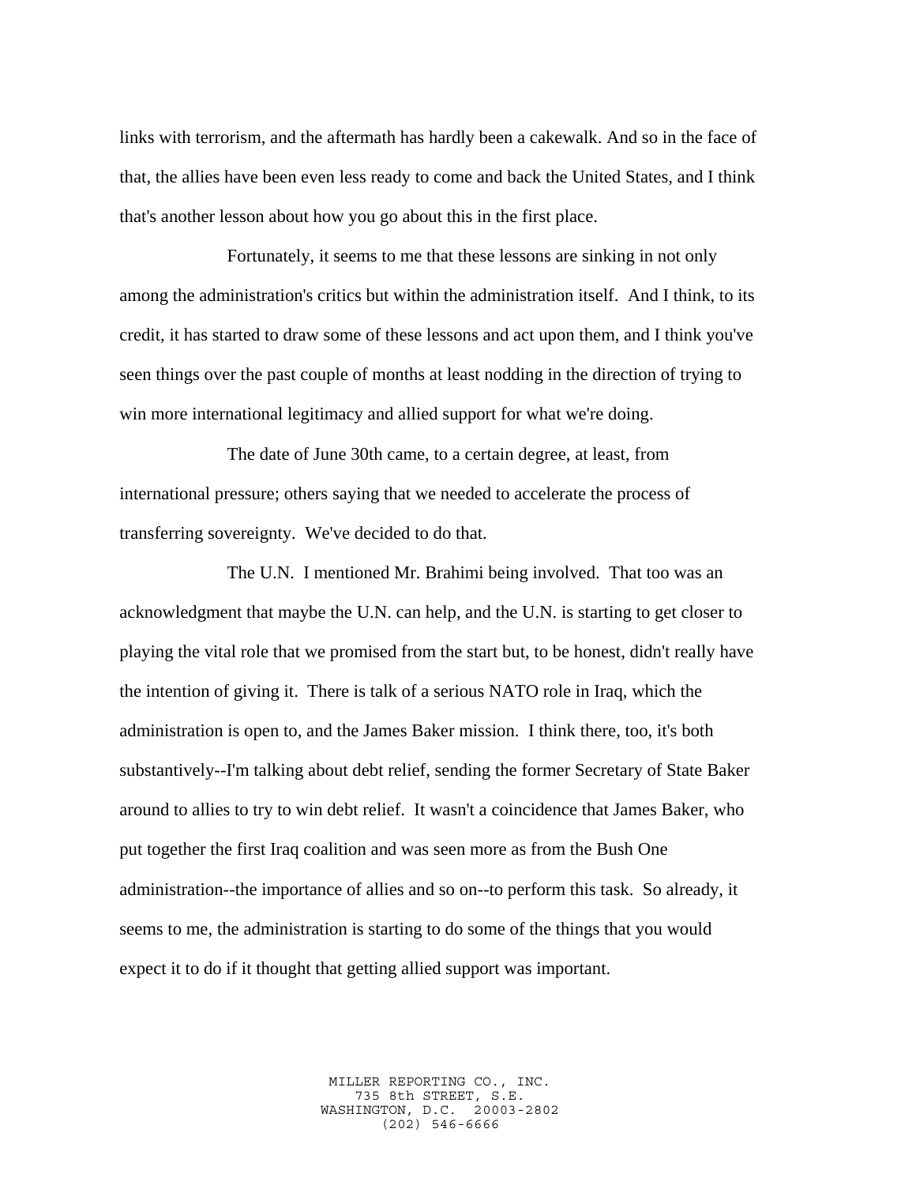links with terrorism, and the aftermath has hardly been a cakewalk. And so in the face of that, the allies have been even less ready to come and back the United States, and I think that's another lesson about how you go about this in the first place.

Fortunately, it seems to me that these lessons are sinking in not only among the administration's critics but within the administration itself. And I think, to its credit, it has started to draw some of these lessons and act upon them, and I think you've seen things over the past couple of months at least nodding in the direction of trying to win more international legitimacy and allied support for what we're doing.

The date of June 30th came, to a certain degree, at least, from international pressure; others saying that we needed to accelerate the process of transferring sovereignty. We've decided to do that.

The U.N. I mentioned Mr. Brahimi being involved. That too was an acknowledgment that maybe the U.N. can help, and the U.N. is starting to get closer to playing the vital role that we promised from the start but, to be honest, didn't really have the intention of giving it. There is talk of a serious NATO role in Iraq, which the administration is open to, and the James Baker mission. I think there, too, it's both substantively--I'm talking about debt relief, sending the former Secretary of State Baker around to allies to try to win debt relief. It wasn't a coincidence that James Baker, who put together the first Iraq coalition and was seen more as from the Bush One administration--the importance of allies and so on--to perform this task. So already, it seems to me, the administration is starting to do some of the things that you would expect it to do if it thought that getting allied support was important.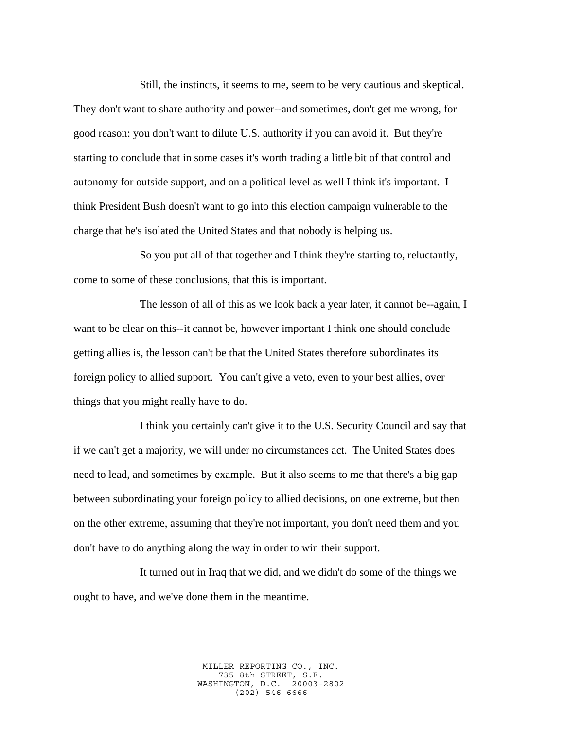Still, the instincts, it seems to me, seem to be very cautious and skeptical. They don't want to share authority and power--and sometimes, don't get me wrong, for good reason: you don't want to dilute U.S. authority if you can avoid it. But they're starting to conclude that in some cases it's worth trading a little bit of that control and autonomy for outside support, and on a political level as well I think it's important. I think President Bush doesn't want to go into this election campaign vulnerable to the charge that he's isolated the United States and that nobody is helping us.

So you put all of that together and I think they're starting to, reluctantly, come to some of these conclusions, that this is important.

The lesson of all of this as we look back a year later, it cannot be--again, I want to be clear on this--it cannot be, however important I think one should conclude getting allies is, the lesson can't be that the United States therefore subordinates its foreign policy to allied support. You can't give a veto, even to your best allies, over things that you might really have to do.

I think you certainly can't give it to the U.S. Security Council and say that if we can't get a majority, we will under no circumstances act. The United States does need to lead, and sometimes by example. But it also seems to me that there's a big gap between subordinating your foreign policy to allied decisions, on one extreme, but then on the other extreme, assuming that they're not important, you don't need them and you don't have to do anything along the way in order to win their support.

It turned out in Iraq that we did, and we didn't do some of the things we ought to have, and we've done them in the meantime.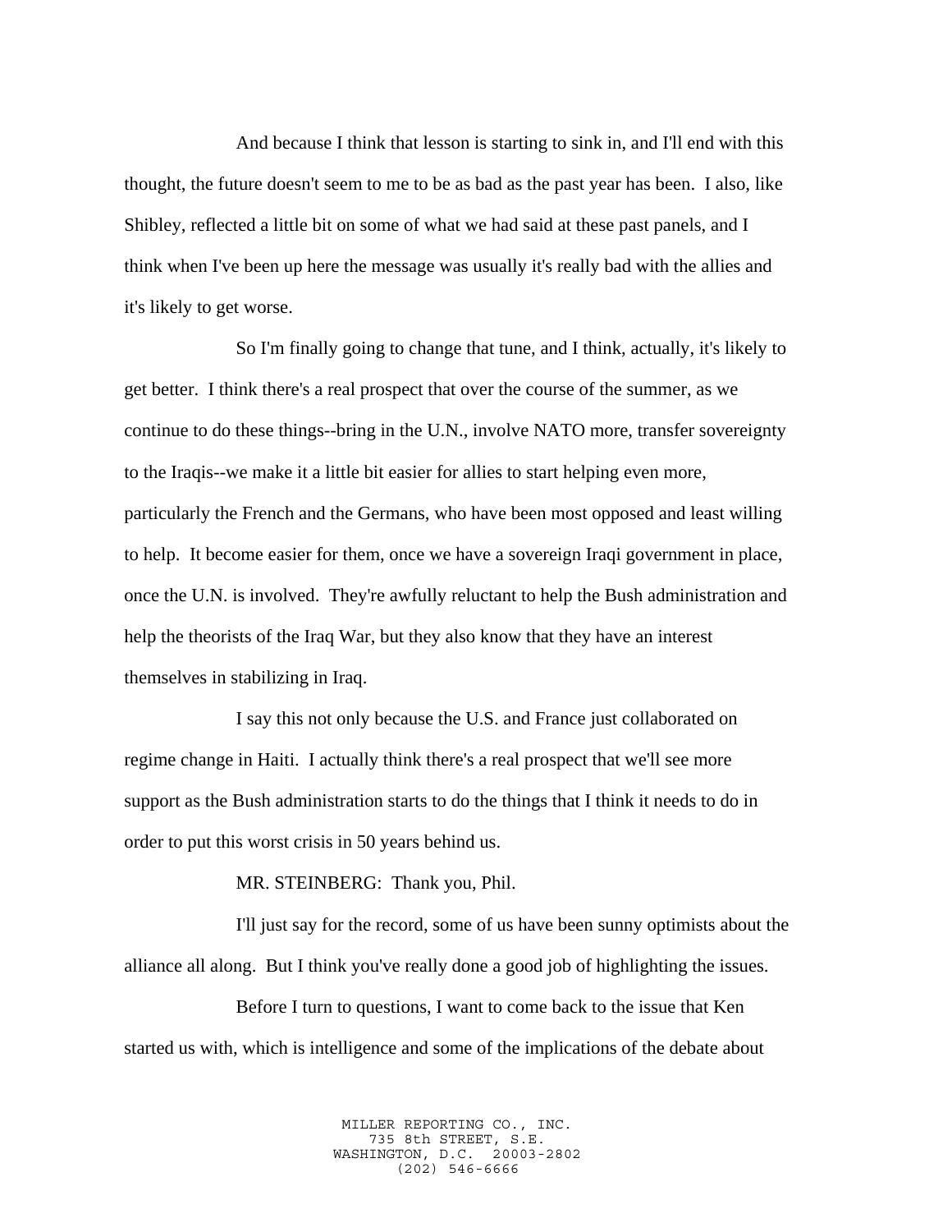And because I think that lesson is starting to sink in, and I'll end with this thought, the future doesn't seem to me to be as bad as the past year has been. I also, like Shibley, reflected a little bit on some of what we had said at these past panels, and I think when I've been up here the message was usually it's really bad with the allies and it's likely to get worse.

So I'm finally going to change that tune, and I think, actually, it's likely to get better. I think there's a real prospect that over the course of the summer, as we continue to do these things--bring in the U.N., involve NATO more, transfer sovereignty to the Iraqis--we make it a little bit easier for allies to start helping even more, particularly the French and the Germans, who have been most opposed and least willing to help. It become easier for them, once we have a sovereign Iraqi government in place, once the U.N. is involved. They're awfully reluctant to help the Bush administration and help the theorists of the Iraq War, but they also know that they have an interest themselves in stabilizing in Iraq.

I say this not only because the U.S. and France just collaborated on regime change in Haiti. I actually think there's a real prospect that we'll see more support as the Bush administration starts to do the things that I think it needs to do in order to put this worst crisis in 50 years behind us.

MR. STEINBERG: Thank you, Phil.

I'll just say for the record, some of us have been sunny optimists about the alliance all along. But I think you've really done a good job of highlighting the issues.

Before I turn to questions, I want to come back to the issue that Ken started us with, which is intelligence and some of the implications of the debate about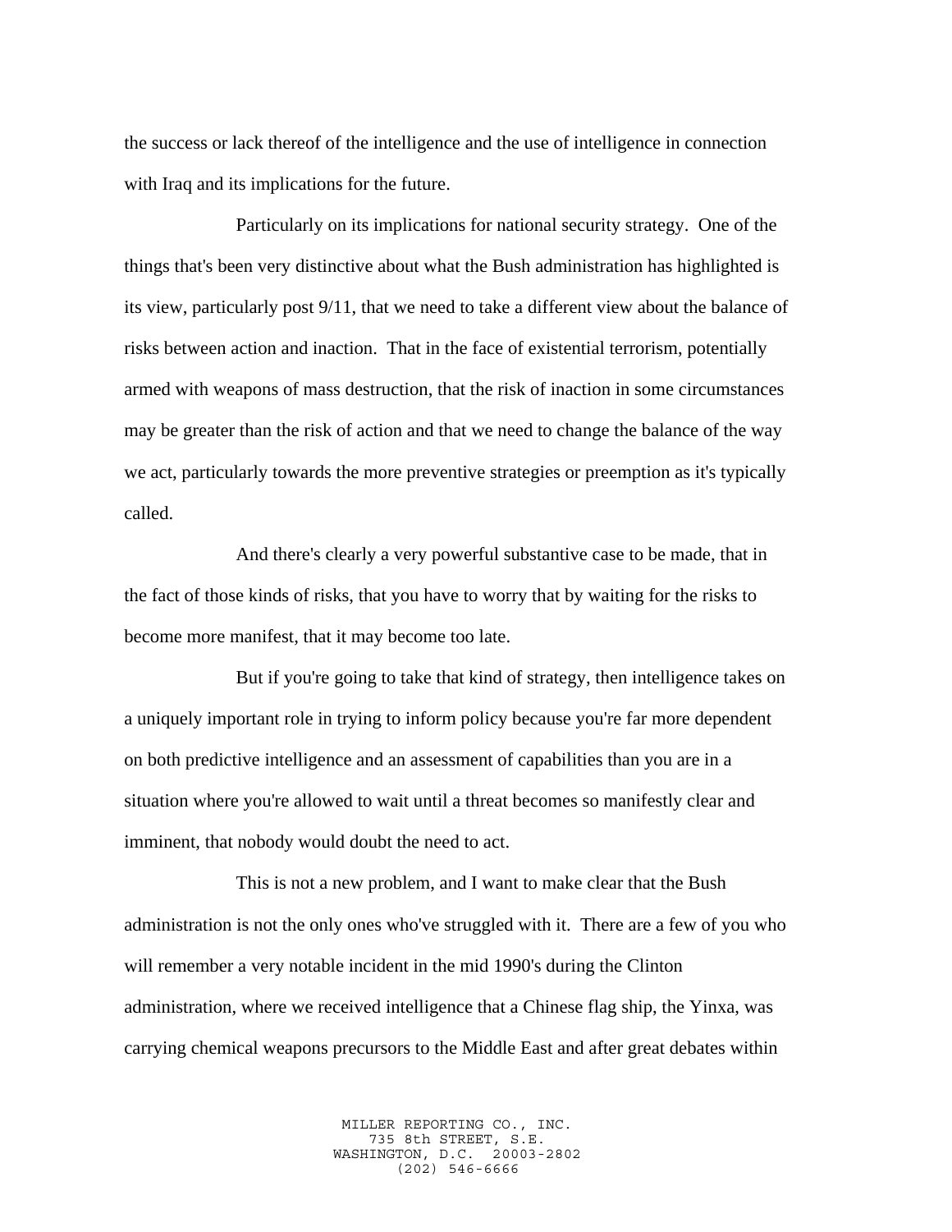the success or lack thereof of the intelligence and the use of intelligence in connection with Iraq and its implications for the future.

Particularly on its implications for national security strategy. One of the things that's been very distinctive about what the Bush administration has highlighted is its view, particularly post 9/11, that we need to take a different view about the balance of risks between action and inaction. That in the face of existential terrorism, potentially armed with weapons of mass destruction, that the risk of inaction in some circumstances may be greater than the risk of action and that we need to change the balance of the way we act, particularly towards the more preventive strategies or preemption as it's typically called.

And there's clearly a very powerful substantive case to be made, that in the fact of those kinds of risks, that you have to worry that by waiting for the risks to become more manifest, that it may become too late.

But if you're going to take that kind of strategy, then intelligence takes on a uniquely important role in trying to inform policy because you're far more dependent on both predictive intelligence and an assessment of capabilities than you are in a situation where you're allowed to wait until a threat becomes so manifestly clear and imminent, that nobody would doubt the need to act.

This is not a new problem, and I want to make clear that the Bush administration is not the only ones who've struggled with it. There are a few of you who will remember a very notable incident in the mid 1990's during the Clinton administration, where we received intelligence that a Chinese flag ship, the Yinxa, was carrying chemical weapons precursors to the Middle East and after great debates within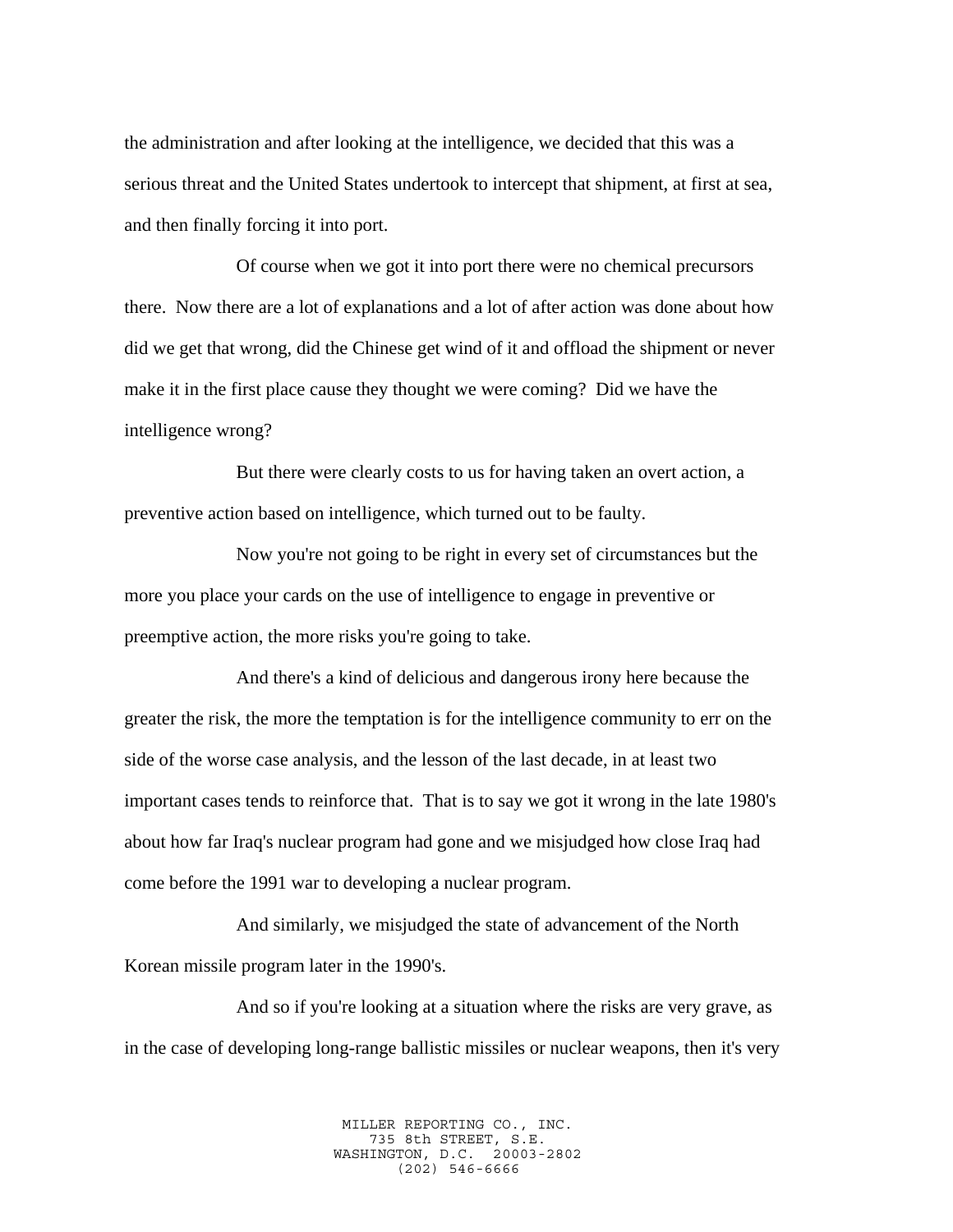the administration and after looking at the intelligence, we decided that this was a serious threat and the United States undertook to intercept that shipment, at first at sea, and then finally forcing it into port.

Of course when we got it into port there were no chemical precursors there. Now there are a lot of explanations and a lot of after action was done about how did we get that wrong, did the Chinese get wind of it and offload the shipment or never make it in the first place cause they thought we were coming? Did we have the intelligence wrong?

But there were clearly costs to us for having taken an overt action, a preventive action based on intelligence, which turned out to be faulty.

Now you're not going to be right in every set of circumstances but the more you place your cards on the use of intelligence to engage in preventive or preemptive action, the more risks you're going to take.

And there's a kind of delicious and dangerous irony here because the greater the risk, the more the temptation is for the intelligence community to err on the side of the worse case analysis, and the lesson of the last decade, in at least two important cases tends to reinforce that. That is to say we got it wrong in the late 1980's about how far Iraq's nuclear program had gone and we misjudged how close Iraq had come before the 1991 war to developing a nuclear program.

And similarly, we misjudged the state of advancement of the North Korean missile program later in the 1990's.

And so if you're looking at a situation where the risks are very grave, as in the case of developing long-range ballistic missiles or nuclear weapons, then it's very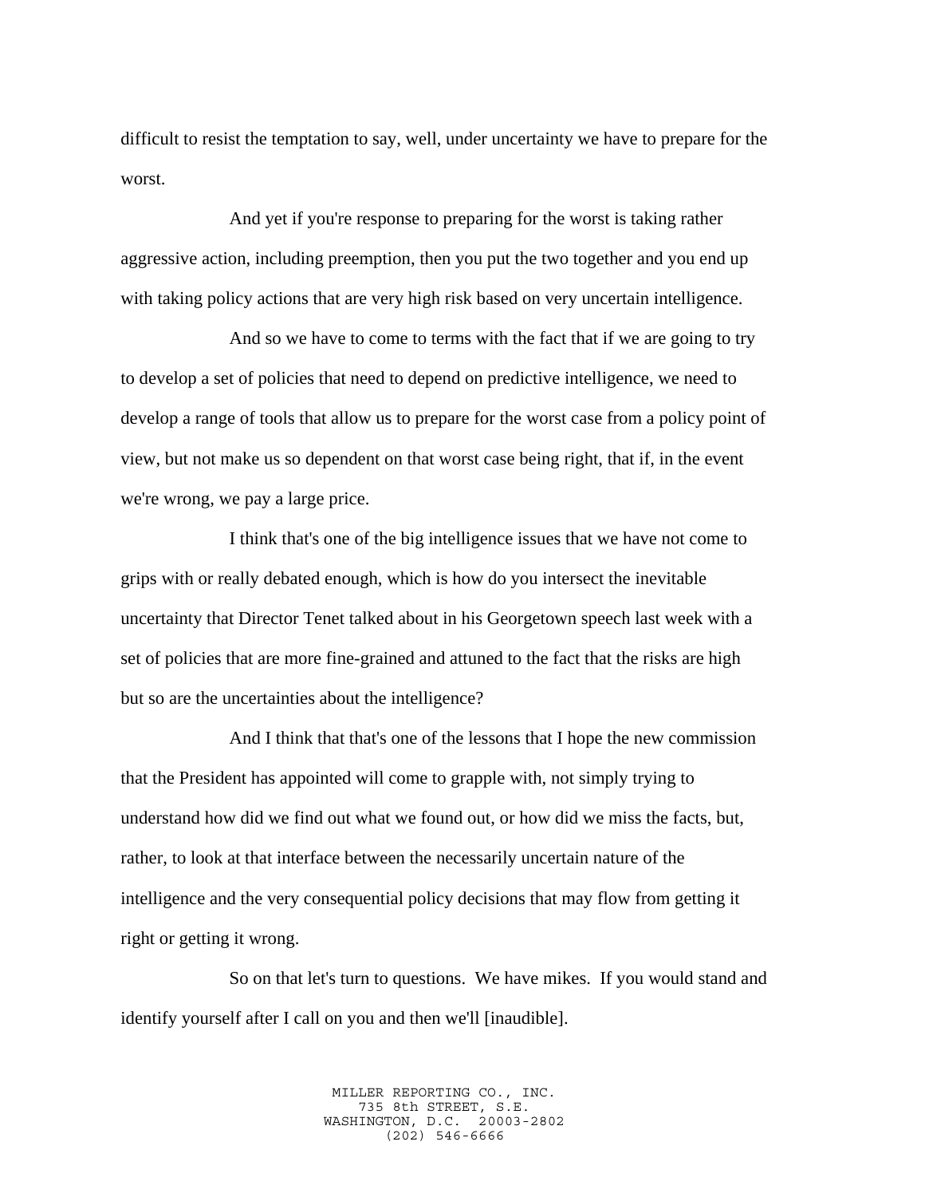difficult to resist the temptation to say, well, under uncertainty we have to prepare for the worst.

And yet if you're response to preparing for the worst is taking rather aggressive action, including preemption, then you put the two together and you end up with taking policy actions that are very high risk based on very uncertain intelligence.

And so we have to come to terms with the fact that if we are going to try to develop a set of policies that need to depend on predictive intelligence, we need to develop a range of tools that allow us to prepare for the worst case from a policy point of view, but not make us so dependent on that worst case being right, that if, in the event we're wrong, we pay a large price.

I think that's one of the big intelligence issues that we have not come to grips with or really debated enough, which is how do you intersect the inevitable uncertainty that Director Tenet talked about in his Georgetown speech last week with a set of policies that are more fine-grained and attuned to the fact that the risks are high but so are the uncertainties about the intelligence?

And I think that that's one of the lessons that I hope the new commission that the President has appointed will come to grapple with, not simply trying to understand how did we find out what we found out, or how did we miss the facts, but, rather, to look at that interface between the necessarily uncertain nature of the intelligence and the very consequential policy decisions that may flow from getting it right or getting it wrong.

So on that let's turn to questions. We have mikes. If you would stand and identify yourself after I call on you and then we'll [inaudible].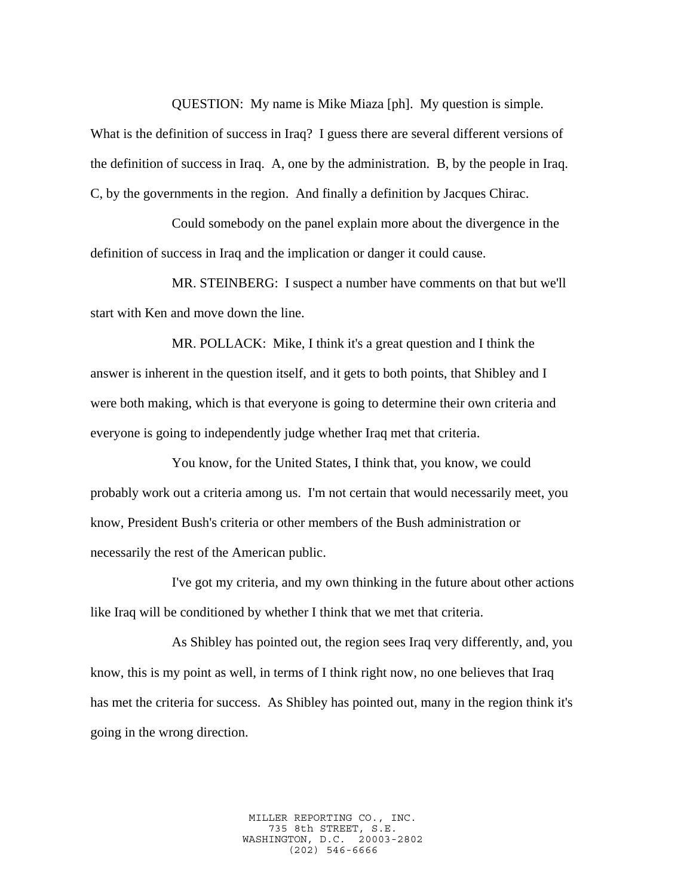QUESTION: My name is Mike Miaza [ph]. My question is simple. What is the definition of success in Iraq? I guess there are several different versions of the definition of success in Iraq. A, one by the administration. B, by the people in Iraq. C, by the governments in the region. And finally a definition by Jacques Chirac.

Could somebody on the panel explain more about the divergence in the definition of success in Iraq and the implication or danger it could cause.

MR. STEINBERG: I suspect a number have comments on that but we'll start with Ken and move down the line.

MR. POLLACK: Mike, I think it's a great question and I think the answer is inherent in the question itself, and it gets to both points, that Shibley and I were both making, which is that everyone is going to determine their own criteria and everyone is going to independently judge whether Iraq met that criteria.

You know, for the United States, I think that, you know, we could probably work out a criteria among us. I'm not certain that would necessarily meet, you know, President Bush's criteria or other members of the Bush administration or necessarily the rest of the American public.

I've got my criteria, and my own thinking in the future about other actions like Iraq will be conditioned by whether I think that we met that criteria.

As Shibley has pointed out, the region sees Iraq very differently, and, you know, this is my point as well, in terms of I think right now, no one believes that Iraq has met the criteria for success. As Shibley has pointed out, many in the region think it's going in the wrong direction.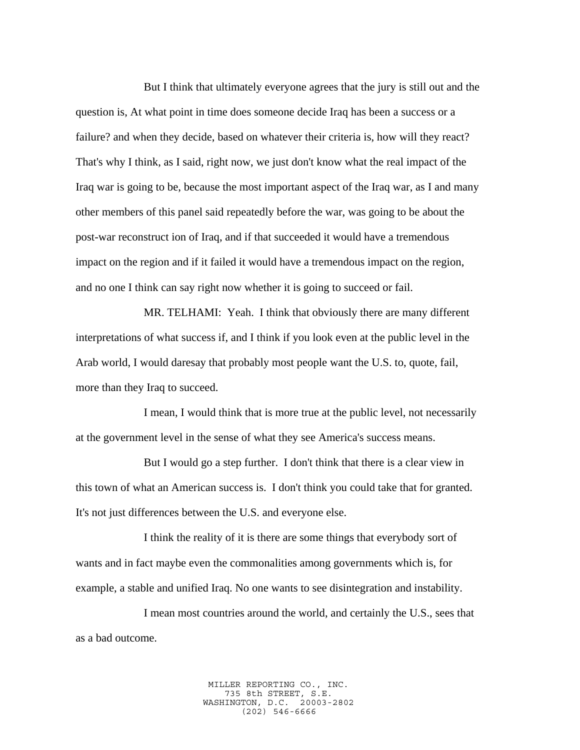But I think that ultimately everyone agrees that the jury is still out and the question is, At what point in time does someone decide Iraq has been a success or a failure? and when they decide, based on whatever their criteria is, how will they react? That's why I think, as I said, right now, we just don't know what the real impact of the Iraq war is going to be, because the most important aspect of the Iraq war, as I and many other members of this panel said repeatedly before the war, was going to be about the post-war reconstruct ion of Iraq, and if that succeeded it would have a tremendous impact on the region and if it failed it would have a tremendous impact on the region, and no one I think can say right now whether it is going to succeed or fail.

MR. TELHAMI: Yeah. I think that obviously there are many different interpretations of what success if, and I think if you look even at the public level in the Arab world, I would daresay that probably most people want the U.S. to, quote, fail, more than they Iraq to succeed.

I mean, I would think that is more true at the public level, not necessarily at the government level in the sense of what they see America's success means.

But I would go a step further. I don't think that there is a clear view in this town of what an American success is. I don't think you could take that for granted. It's not just differences between the U.S. and everyone else.

I think the reality of it is there are some things that everybody sort of wants and in fact maybe even the commonalities among governments which is, for example, a stable and unified Iraq. No one wants to see disintegration and instability.

I mean most countries around the world, and certainly the U.S., sees that as a bad outcome.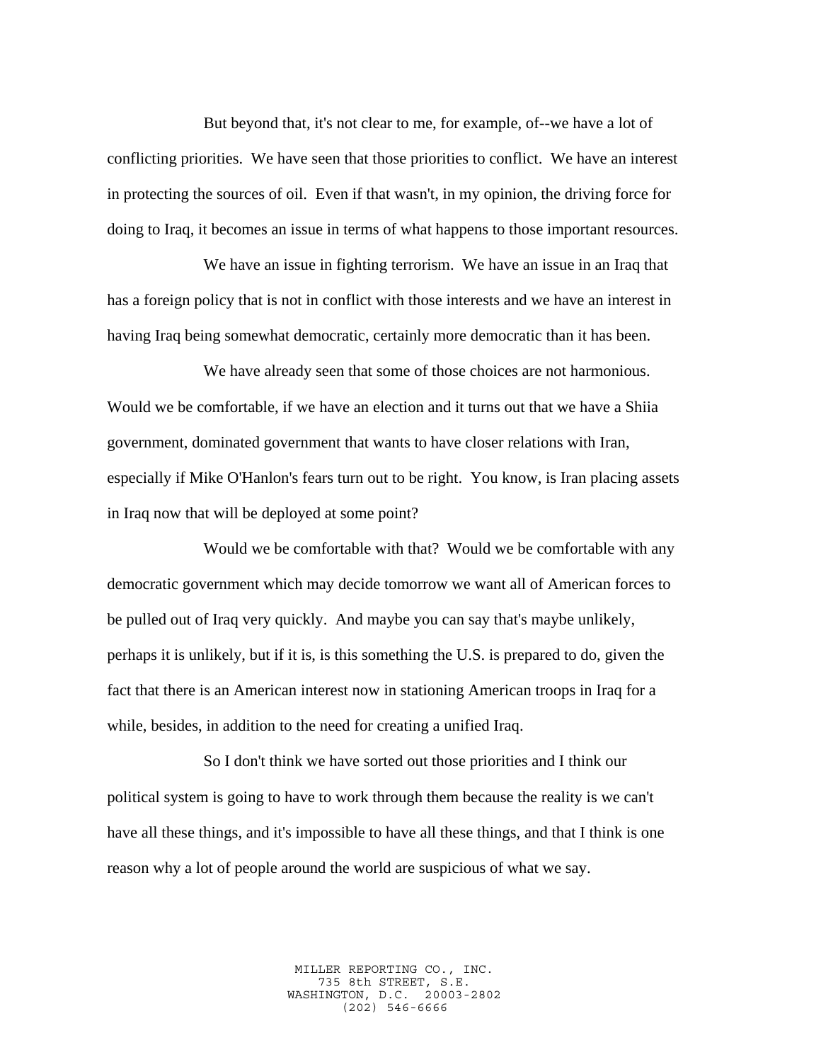But beyond that, it's not clear to me, for example, of--we have a lot of conflicting priorities. We have seen that those priorities to conflict. We have an interest in protecting the sources of oil. Even if that wasn't, in my opinion, the driving force for doing to Iraq, it becomes an issue in terms of what happens to those important resources.

We have an issue in fighting terrorism. We have an issue in an Iraq that has a foreign policy that is not in conflict with those interests and we have an interest in having Iraq being somewhat democratic, certainly more democratic than it has been.

We have already seen that some of those choices are not harmonious. Would we be comfortable, if we have an election and it turns out that we have a Shiia government, dominated government that wants to have closer relations with Iran, especially if Mike O'Hanlon's fears turn out to be right. You know, is Iran placing assets in Iraq now that will be deployed at some point?

Would we be comfortable with that? Would we be comfortable with any democratic government which may decide tomorrow we want all of American forces to be pulled out of Iraq very quickly. And maybe you can say that's maybe unlikely, perhaps it is unlikely, but if it is, is this something the U.S. is prepared to do, given the fact that there is an American interest now in stationing American troops in Iraq for a while, besides, in addition to the need for creating a unified Iraq.

So I don't think we have sorted out those priorities and I think our political system is going to have to work through them because the reality is we can't have all these things, and it's impossible to have all these things, and that I think is one reason why a lot of people around the world are suspicious of what we say.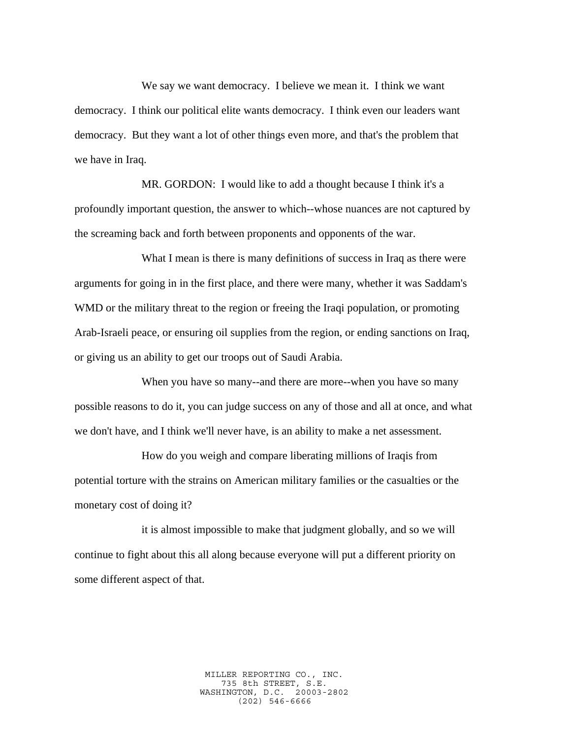We say we want democracy. I believe we mean it. I think we want democracy. I think our political elite wants democracy. I think even our leaders want democracy. But they want a lot of other things even more, and that's the problem that we have in Iraq.

MR. GORDON: I would like to add a thought because I think it's a profoundly important question, the answer to which--whose nuances are not captured by the screaming back and forth between proponents and opponents of the war.

What I mean is there is many definitions of success in Iraq as there were arguments for going in in the first place, and there were many, whether it was Saddam's WMD or the military threat to the region or freeing the Iraqi population, or promoting Arab-Israeli peace, or ensuring oil supplies from the region, or ending sanctions on Iraq, or giving us an ability to get our troops out of Saudi Arabia.

When you have so many--and there are more--when you have so many possible reasons to do it, you can judge success on any of those and all at once, and what we don't have, and I think we'll never have, is an ability to make a net assessment.

How do you weigh and compare liberating millions of Iraqis from potential torture with the strains on American military families or the casualties or the monetary cost of doing it?

it is almost impossible to make that judgment globally, and so we will continue to fight about this all along because everyone will put a different priority on some different aspect of that.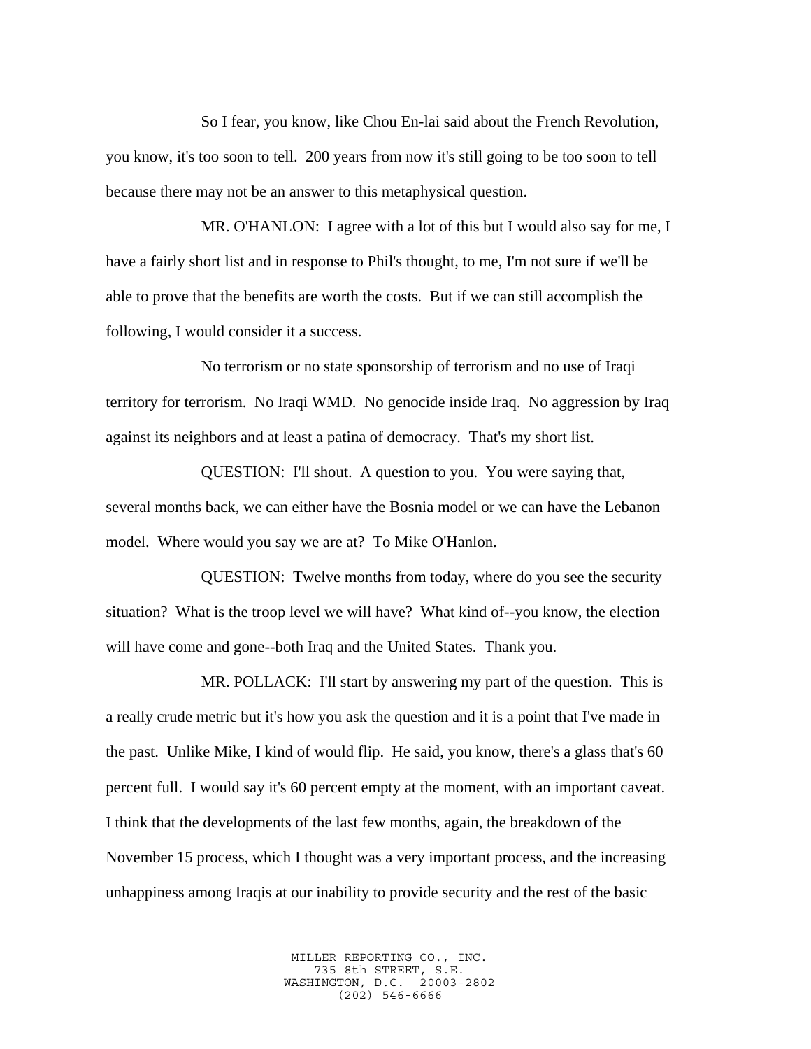So I fear, you know, like Chou En-lai said about the French Revolution, you know, it's too soon to tell. 200 years from now it's still going to be too soon to tell because there may not be an answer to this metaphysical question.

MR. O'HANLON: I agree with a lot of this but I would also say for me, I have a fairly short list and in response to Phil's thought, to me, I'm not sure if we'll be able to prove that the benefits are worth the costs. But if we can still accomplish the following, I would consider it a success.

No terrorism or no state sponsorship of terrorism and no use of Iraqi territory for terrorism. No Iraqi WMD. No genocide inside Iraq. No aggression by Iraq against its neighbors and at least a patina of democracy. That's my short list.

QUESTION: I'll shout. A question to you. You were saying that, several months back, we can either have the Bosnia model or we can have the Lebanon model. Where would you say we are at? To Mike O'Hanlon.

QUESTION: Twelve months from today, where do you see the security situation? What is the troop level we will have? What kind of--you know, the election will have come and gone--both Iraq and the United States. Thank you.

MR. POLLACK: I'll start by answering my part of the question. This is a really crude metric but it's how you ask the question and it is a point that I've made in the past. Unlike Mike, I kind of would flip. He said, you know, there's a glass that's 60 percent full. I would say it's 60 percent empty at the moment, with an important caveat. I think that the developments of the last few months, again, the breakdown of the November 15 process, which I thought was a very important process, and the increasing unhappiness among Iraqis at our inability to provide security and the rest of the basic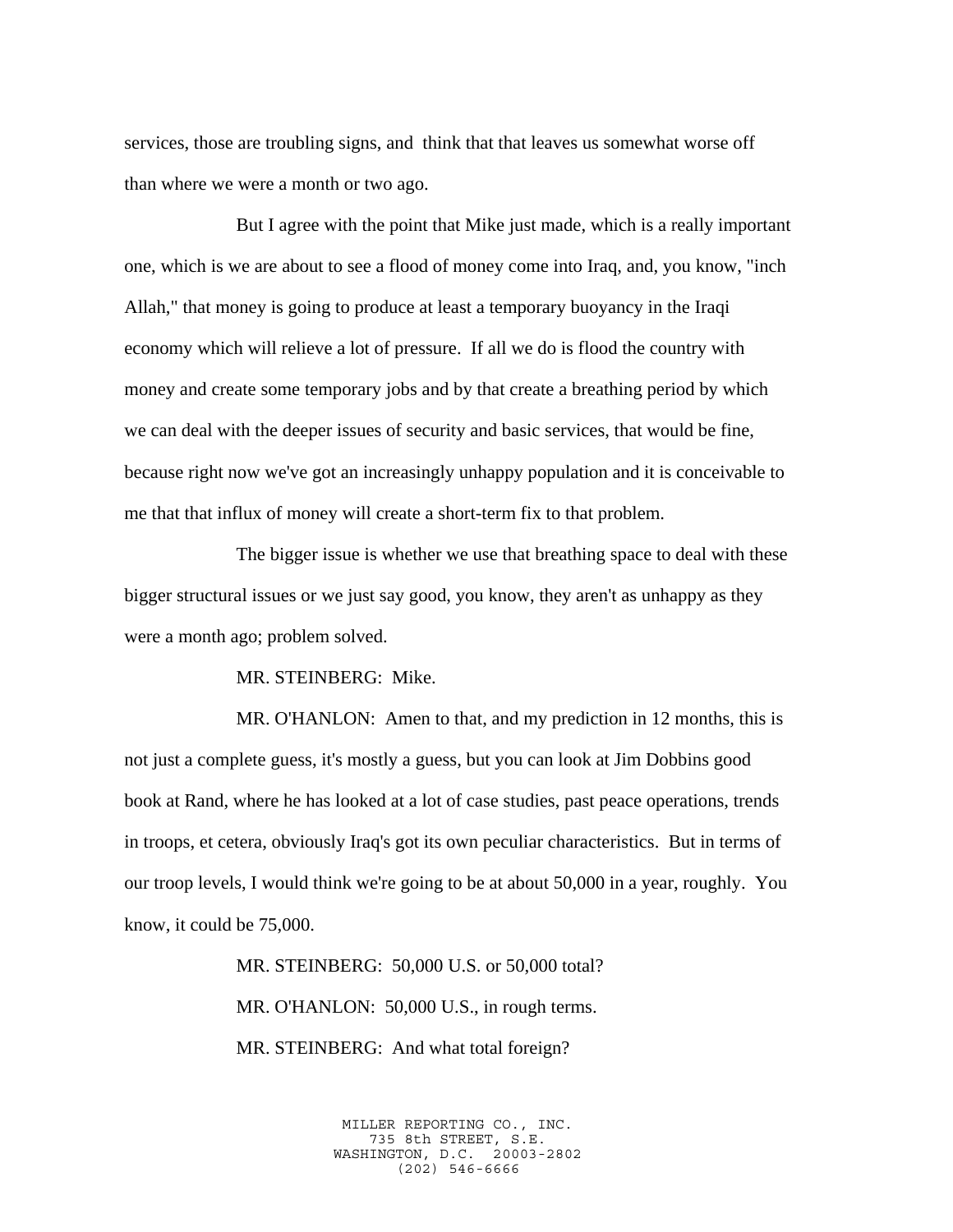services, those are troubling signs, and think that that leaves us somewhat worse off than where we were a month or two ago.

But I agree with the point that Mike just made, which is a really important one, which is we are about to see a flood of money come into Iraq, and, you know, "inch Allah," that money is going to produce at least a temporary buoyancy in the Iraqi economy which will relieve a lot of pressure. If all we do is flood the country with money and create some temporary jobs and by that create a breathing period by which we can deal with the deeper issues of security and basic services, that would be fine, because right now we've got an increasingly unhappy population and it is conceivable to me that that influx of money will create a short-term fix to that problem.

The bigger issue is whether we use that breathing space to deal with these bigger structural issues or we just say good, you know, they aren't as unhappy as they were a month ago; problem solved.

MR. STEINBERG: Mike.

MR. O'HANLON: Amen to that, and my prediction in 12 months, this is not just a complete guess, it's mostly a guess, but you can look at Jim Dobbins good book at Rand, where he has looked at a lot of case studies, past peace operations, trends in troops, et cetera, obviously Iraq's got its own peculiar characteristics. But in terms of our troop levels, I would think we're going to be at about 50,000 in a year, roughly. You know, it could be 75,000.

MR. STEINBERG: 50,000 U.S. or 50,000 total?

MR. O'HANLON: 50,000 U.S., in rough terms.

MR. STEINBERG: And what total foreign?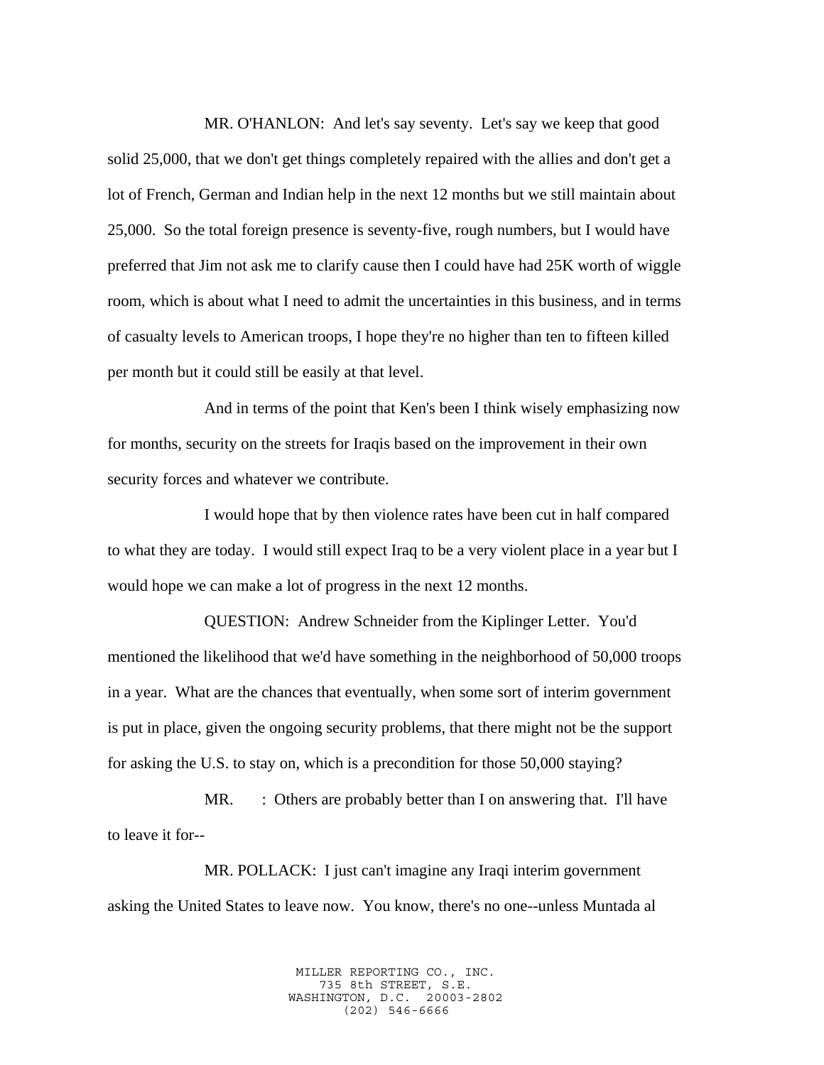MR. O'HANLON: And let's say seventy. Let's say we keep that good solid 25,000, that we don't get things completely repaired with the allies and don't get a lot of French, German and Indian help in the next 12 months but we still maintain about 25,000. So the total foreign presence is seventy-five, rough numbers, but I would have preferred that Jim not ask me to clarify cause then I could have had 25K worth of wiggle room, which is about what I need to admit the uncertainties in this business, and in terms of casualty levels to American troops, I hope they're no higher than ten to fifteen killed per month but it could still be easily at that level.

And in terms of the point that Ken's been I think wisely emphasizing now for months, security on the streets for Iraqis based on the improvement in their own security forces and whatever we contribute.

I would hope that by then violence rates have been cut in half compared to what they are today. I would still expect Iraq to be a very violent place in a year but I would hope we can make a lot of progress in the next 12 months.

QUESTION: Andrew Schneider from the Kiplinger Letter. You'd mentioned the likelihood that we'd have something in the neighborhood of 50,000 troops in a year. What are the chances that eventually, when some sort of interim government is put in place, given the ongoing security problems, that there might not be the support for asking the U.S. to stay on, which is a precondition for those 50,000 staying?

MR. : Others are probably better than I on answering that. I'll have to leave it for--

MR. POLLACK: I just can't imagine any Iraqi interim government asking the United States to leave now. You know, there's no one--unless Muntada al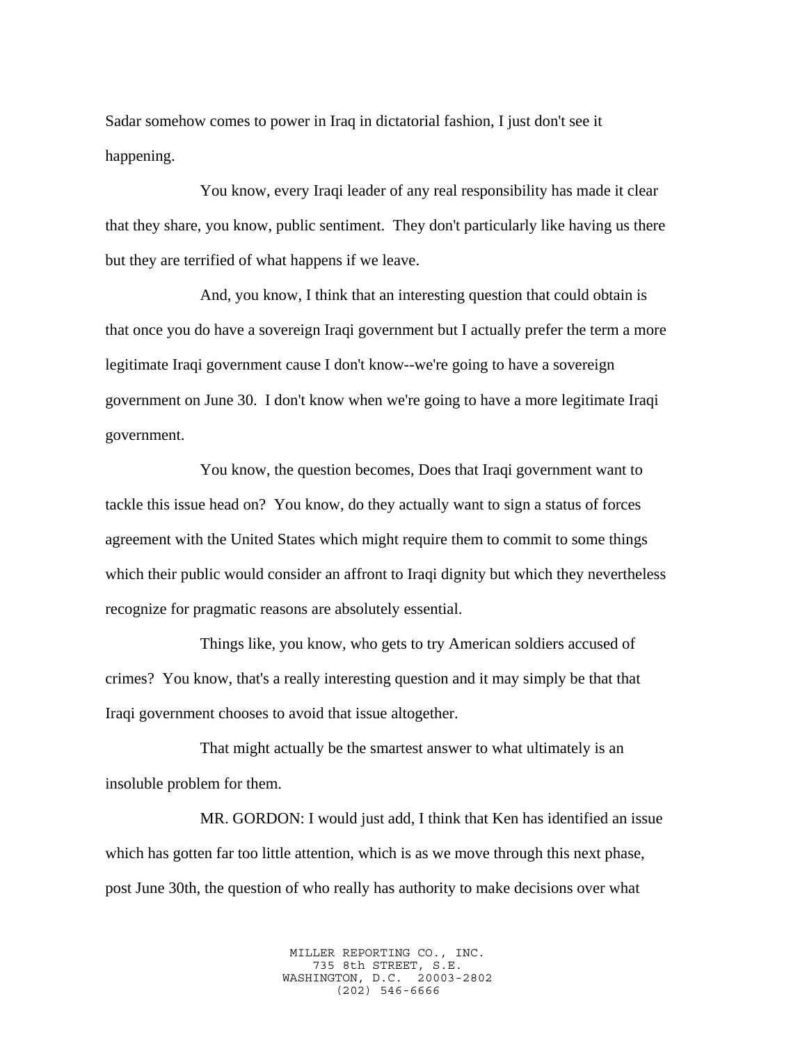Sadar somehow comes to power in Iraq in dictatorial fashion, I just don't see it happening.

You know, every Iraqi leader of any real responsibility has made it clear that they share, you know, public sentiment. They don't particularly like having us there but they are terrified of what happens if we leave.

And, you know, I think that an interesting question that could obtain is that once you do have a sovereign Iraqi government but I actually prefer the term a more legitimate Iraqi government cause I don't know--we're going to have a sovereign government on June 30. I don't know when we're going to have a more legitimate Iraqi government.

You know, the question becomes, Does that Iraqi government want to tackle this issue head on? You know, do they actually want to sign a status of forces agreement with the United States which might require them to commit to some things which their public would consider an affront to Iraqi dignity but which they nevertheless recognize for pragmatic reasons are absolutely essential.

Things like, you know, who gets to try American soldiers accused of crimes? You know, that's a really interesting question and it may simply be that that Iraqi government chooses to avoid that issue altogether.

That might actually be the smartest answer to what ultimately is an insoluble problem for them.

MR. GORDON: I would just add, I think that Ken has identified an issue which has gotten far too little attention, which is as we move through this next phase, post June 30th, the question of who really has authority to make decisions over what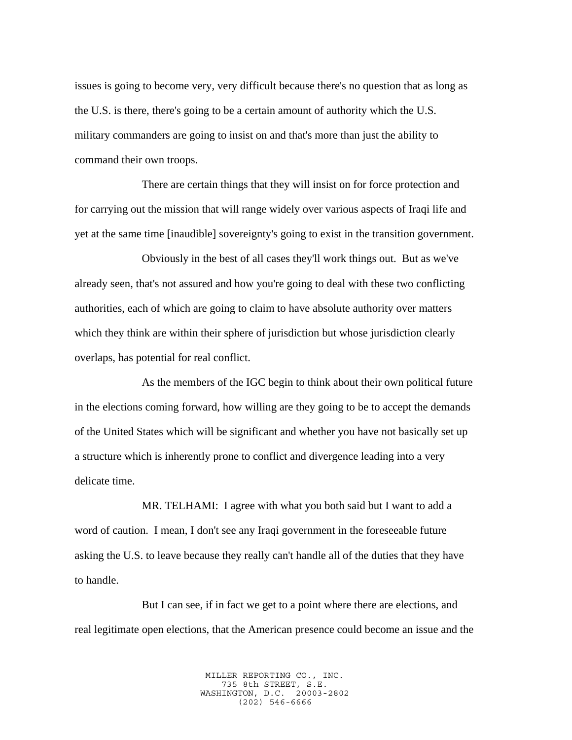issues is going to become very, very difficult because there's no question that as long as the U.S. is there, there's going to be a certain amount of authority which the U.S. military commanders are going to insist on and that's more than just the ability to command their own troops.

There are certain things that they will insist on for force protection and for carrying out the mission that will range widely over various aspects of Iraqi life and yet at the same time [inaudible] sovereignty's going to exist in the transition government.

Obviously in the best of all cases they'll work things out. But as we've already seen, that's not assured and how you're going to deal with these two conflicting authorities, each of which are going to claim to have absolute authority over matters which they think are within their sphere of jurisdiction but whose jurisdiction clearly overlaps, has potential for real conflict.

As the members of the IGC begin to think about their own political future in the elections coming forward, how willing are they going to be to accept the demands of the United States which will be significant and whether you have not basically set up a structure which is inherently prone to conflict and divergence leading into a very delicate time.

MR. TELHAMI: I agree with what you both said but I want to add a word of caution. I mean, I don't see any Iraqi government in the foreseeable future asking the U.S. to leave because they really can't handle all of the duties that they have to handle.

But I can see, if in fact we get to a point where there are elections, and real legitimate open elections, that the American presence could become an issue and the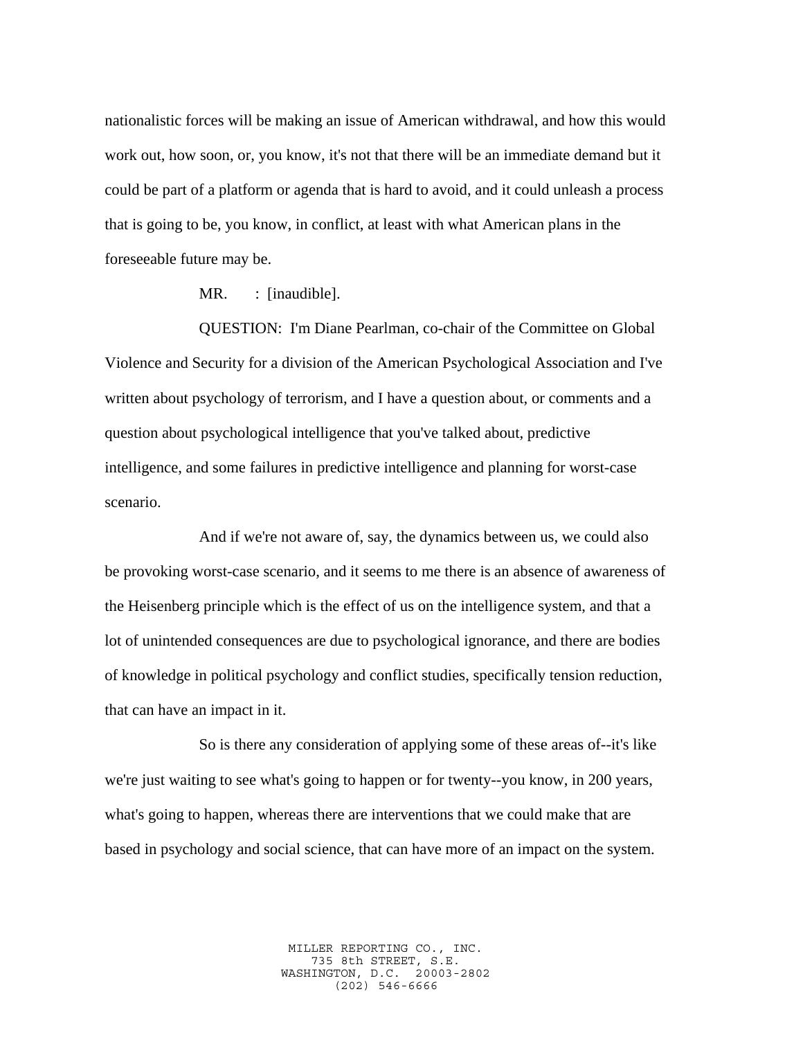nationalistic forces will be making an issue of American withdrawal, and how this would work out, how soon, or, you know, it's not that there will be an immediate demand but it could be part of a platform or agenda that is hard to avoid, and it could unleash a process that is going to be, you know, in conflict, at least with what American plans in the foreseeable future may be.

MR. : [inaudible].

QUESTION: I'm Diane Pearlman, co-chair of the Committee on Global Violence and Security for a division of the American Psychological Association and I've written about psychology of terrorism, and I have a question about, or comments and a question about psychological intelligence that you've talked about, predictive intelligence, and some failures in predictive intelligence and planning for worst-case scenario.

And if we're not aware of, say, the dynamics between us, we could also be provoking worst-case scenario, and it seems to me there is an absence of awareness of the Heisenberg principle which is the effect of us on the intelligence system, and that a lot of unintended consequences are due to psychological ignorance, and there are bodies of knowledge in political psychology and conflict studies, specifically tension reduction, that can have an impact in it.

So is there any consideration of applying some of these areas of--it's like we're just waiting to see what's going to happen or for twenty--you know, in 200 years, what's going to happen, whereas there are interventions that we could make that are based in psychology and social science, that can have more of an impact on the system.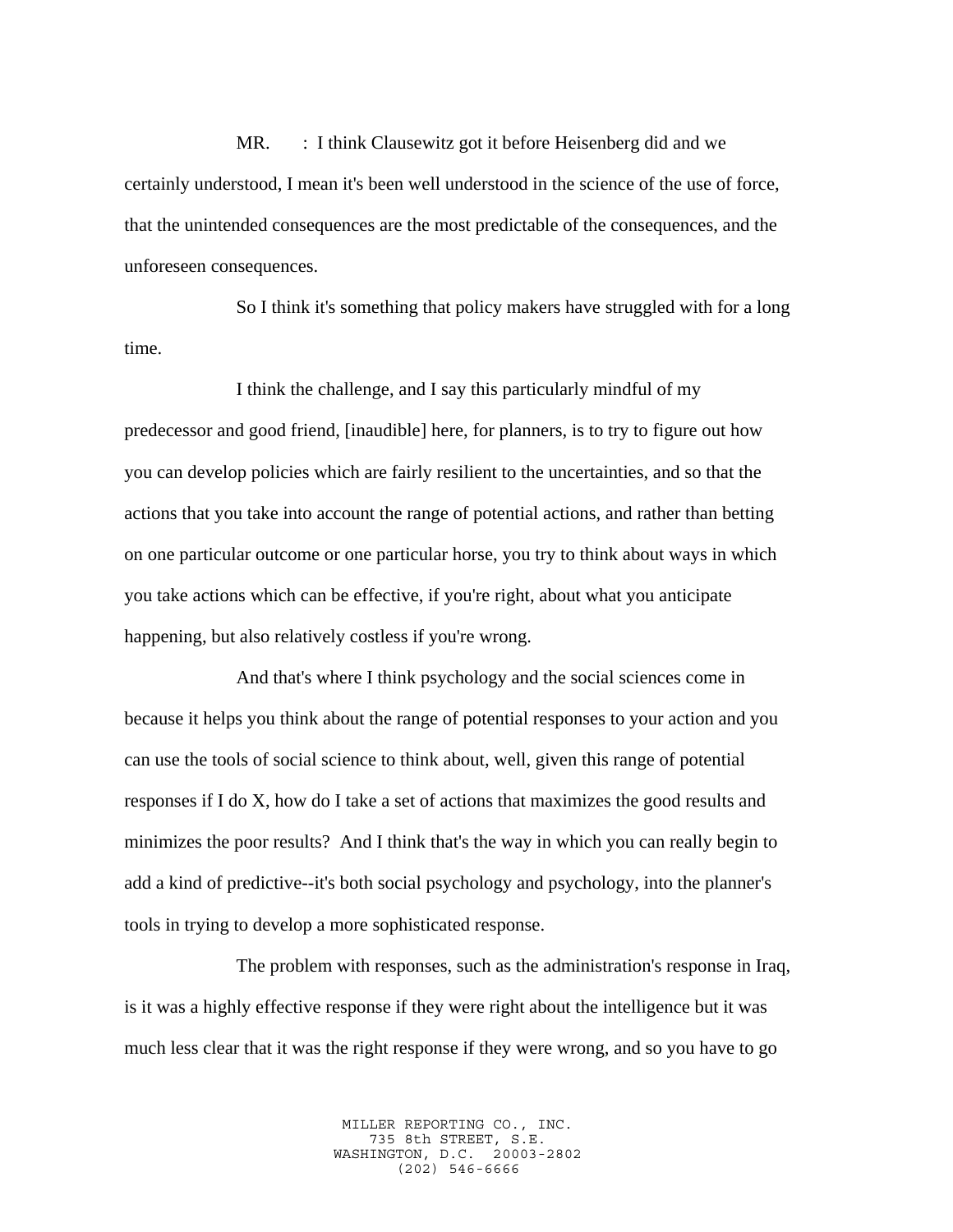MR. : I think Clausewitz got it before Heisenberg did and we certainly understood, I mean it's been well understood in the science of the use of force, that the unintended consequences are the most predictable of the consequences, and the unforeseen consequences.

So I think it's something that policy makers have struggled with for a long time.

I think the challenge, and I say this particularly mindful of my predecessor and good friend, [inaudible] here, for planners, is to try to figure out how you can develop policies which are fairly resilient to the uncertainties, and so that the actions that you take into account the range of potential actions, and rather than betting on one particular outcome or one particular horse, you try to think about ways in which you take actions which can be effective, if you're right, about what you anticipate happening, but also relatively costless if you're wrong.

And that's where I think psychology and the social sciences come in because it helps you think about the range of potential responses to your action and you can use the tools of social science to think about, well, given this range of potential responses if I do X, how do I take a set of actions that maximizes the good results and minimizes the poor results? And I think that's the way in which you can really begin to add a kind of predictive--it's both social psychology and psychology, into the planner's tools in trying to develop a more sophisticated response.

The problem with responses, such as the administration's response in Iraq, is it was a highly effective response if they were right about the intelligence but it was much less clear that it was the right response if they were wrong, and so you have to go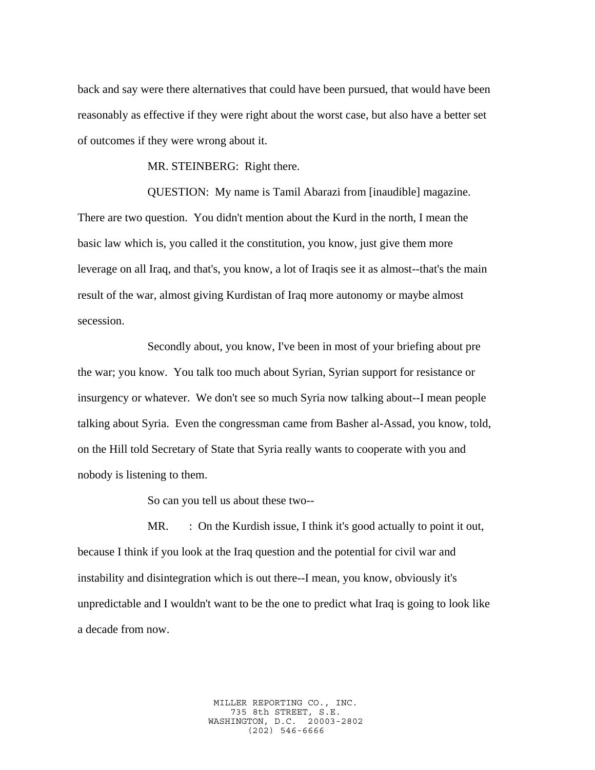back and say were there alternatives that could have been pursued, that would have been reasonably as effective if they were right about the worst case, but also have a better set of outcomes if they were wrong about it.

MR. STEINBERG: Right there.

QUESTION: My name is Tamil Abarazi from [inaudible] magazine. There are two question. You didn't mention about the Kurd in the north, I mean the basic law which is, you called it the constitution, you know, just give them more leverage on all Iraq, and that's, you know, a lot of Iraqis see it as almost--that's the main result of the war, almost giving Kurdistan of Iraq more autonomy or maybe almost secession.

Secondly about, you know, I've been in most of your briefing about pre the war; you know. You talk too much about Syrian, Syrian support for resistance or insurgency or whatever. We don't see so much Syria now talking about--I mean people talking about Syria. Even the congressman came from Basher al-Assad, you know, told, on the Hill told Secretary of State that Syria really wants to cooperate with you and nobody is listening to them.

So can you tell us about these two--

MR. : On the Kurdish issue, I think it's good actually to point it out, because I think if you look at the Iraq question and the potential for civil war and instability and disintegration which is out there--I mean, you know, obviously it's unpredictable and I wouldn't want to be the one to predict what Iraq is going to look like a decade from now.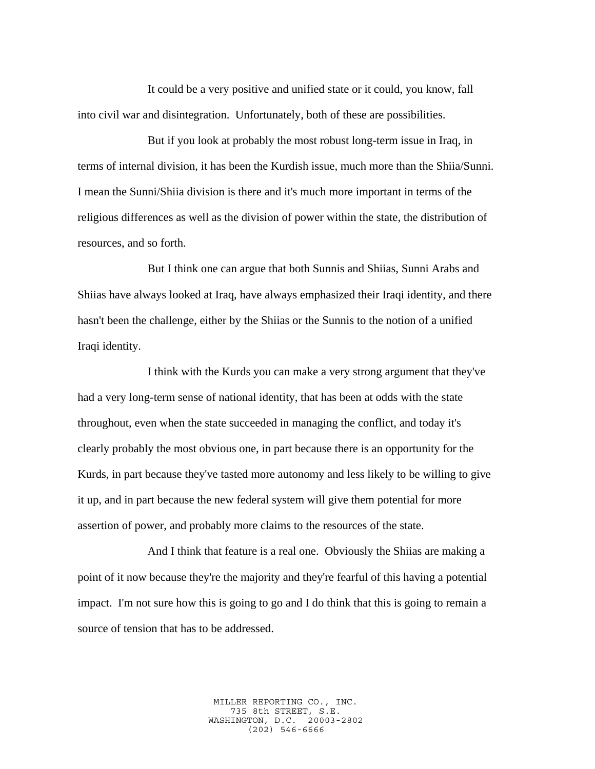It could be a very positive and unified state or it could, you know, fall into civil war and disintegration. Unfortunately, both of these are possibilities.

But if you look at probably the most robust long-term issue in Iraq, in terms of internal division, it has been the Kurdish issue, much more than the Shiia/Sunni. I mean the Sunni/Shiia division is there and it's much more important in terms of the religious differences as well as the division of power within the state, the distribution of resources, and so forth.

But I think one can argue that both Sunnis and Shiias, Sunni Arabs and Shiias have always looked at Iraq, have always emphasized their Iraqi identity, and there hasn't been the challenge, either by the Shiias or the Sunnis to the notion of a unified Iraqi identity.

I think with the Kurds you can make a very strong argument that they've had a very long-term sense of national identity, that has been at odds with the state throughout, even when the state succeeded in managing the conflict, and today it's clearly probably the most obvious one, in part because there is an opportunity for the Kurds, in part because they've tasted more autonomy and less likely to be willing to give it up, and in part because the new federal system will give them potential for more assertion of power, and probably more claims to the resources of the state.

And I think that feature is a real one. Obviously the Shiias are making a point of it now because they're the majority and they're fearful of this having a potential impact. I'm not sure how this is going to go and I do think that this is going to remain a source of tension that has to be addressed.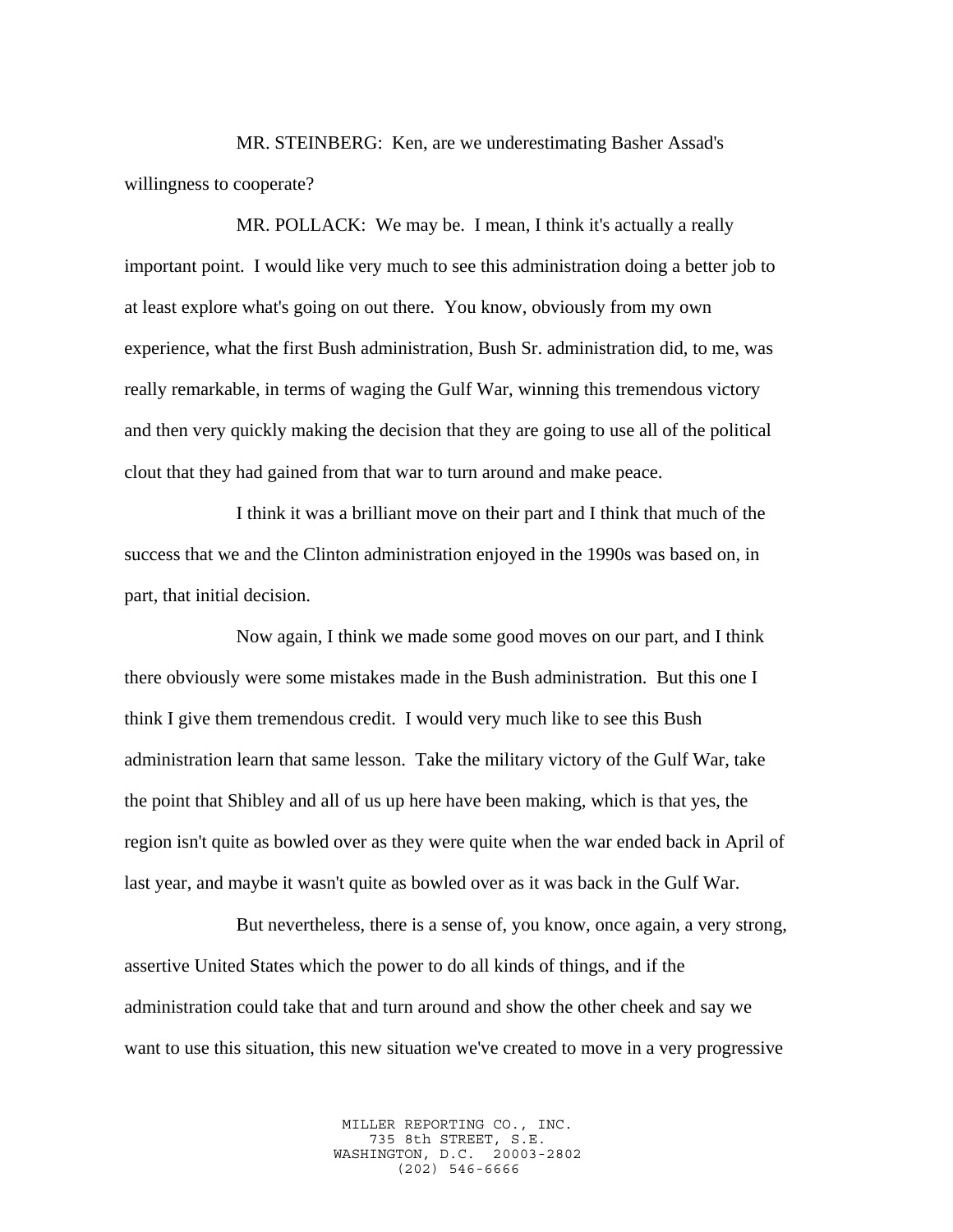MR. STEINBERG: Ken, are we underestimating Basher Assad's willingness to cooperate?

MR. POLLACK: We may be. I mean, I think it's actually a really important point. I would like very much to see this administration doing a better job to at least explore what's going on out there. You know, obviously from my own experience, what the first Bush administration, Bush Sr. administration did, to me, was really remarkable, in terms of waging the Gulf War, winning this tremendous victory and then very quickly making the decision that they are going to use all of the political clout that they had gained from that war to turn around and make peace.

I think it was a brilliant move on their part and I think that much of the success that we and the Clinton administration enjoyed in the 1990s was based on, in part, that initial decision.

Now again, I think we made some good moves on our part, and I think there obviously were some mistakes made in the Bush administration. But this one I think I give them tremendous credit. I would very much like to see this Bush administration learn that same lesson. Take the military victory of the Gulf War, take the point that Shibley and all of us up here have been making, which is that yes, the region isn't quite as bowled over as they were quite when the war ended back in April of last year, and maybe it wasn't quite as bowled over as it was back in the Gulf War.

But nevertheless, there is a sense of, you know, once again, a very strong, assertive United States which the power to do all kinds of things, and if the administration could take that and turn around and show the other cheek and say we want to use this situation, this new situation we've created to move in a very progressive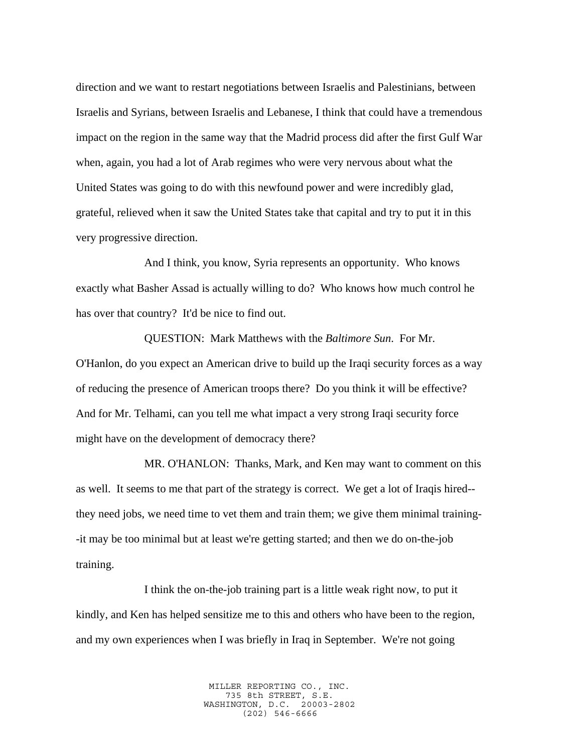direction and we want to restart negotiations between Israelis and Palestinians, between Israelis and Syrians, between Israelis and Lebanese, I think that could have a tremendous impact on the region in the same way that the Madrid process did after the first Gulf War when, again, you had a lot of Arab regimes who were very nervous about what the United States was going to do with this newfound power and were incredibly glad, grateful, relieved when it saw the United States take that capital and try to put it in this very progressive direction.

And I think, you know, Syria represents an opportunity. Who knows exactly what Basher Assad is actually willing to do? Who knows how much control he has over that country? It'd be nice to find out.

QUESTION: Mark Matthews with the *Baltimore Sun*. For Mr. O'Hanlon, do you expect an American drive to build up the Iraqi security forces as a way of reducing the presence of American troops there? Do you think it will be effective? And for Mr. Telhami, can you tell me what impact a very strong Iraqi security force might have on the development of democracy there?

MR. O'HANLON: Thanks, Mark, and Ken may want to comment on this as well. It seems to me that part of the strategy is correct. We get a lot of Iraqis hired--they need jobs, we need time to vet them and train them; we give them minimal training--it may be too minimal but at least we're getting started; and then we do on-the-job training.

I think the on-the-job training part is a little weak right now, to put it kindly, and Ken has helped sensitize me to this and others who have been to the region, and my own experiences when I was briefly in Iraq in September. We're not going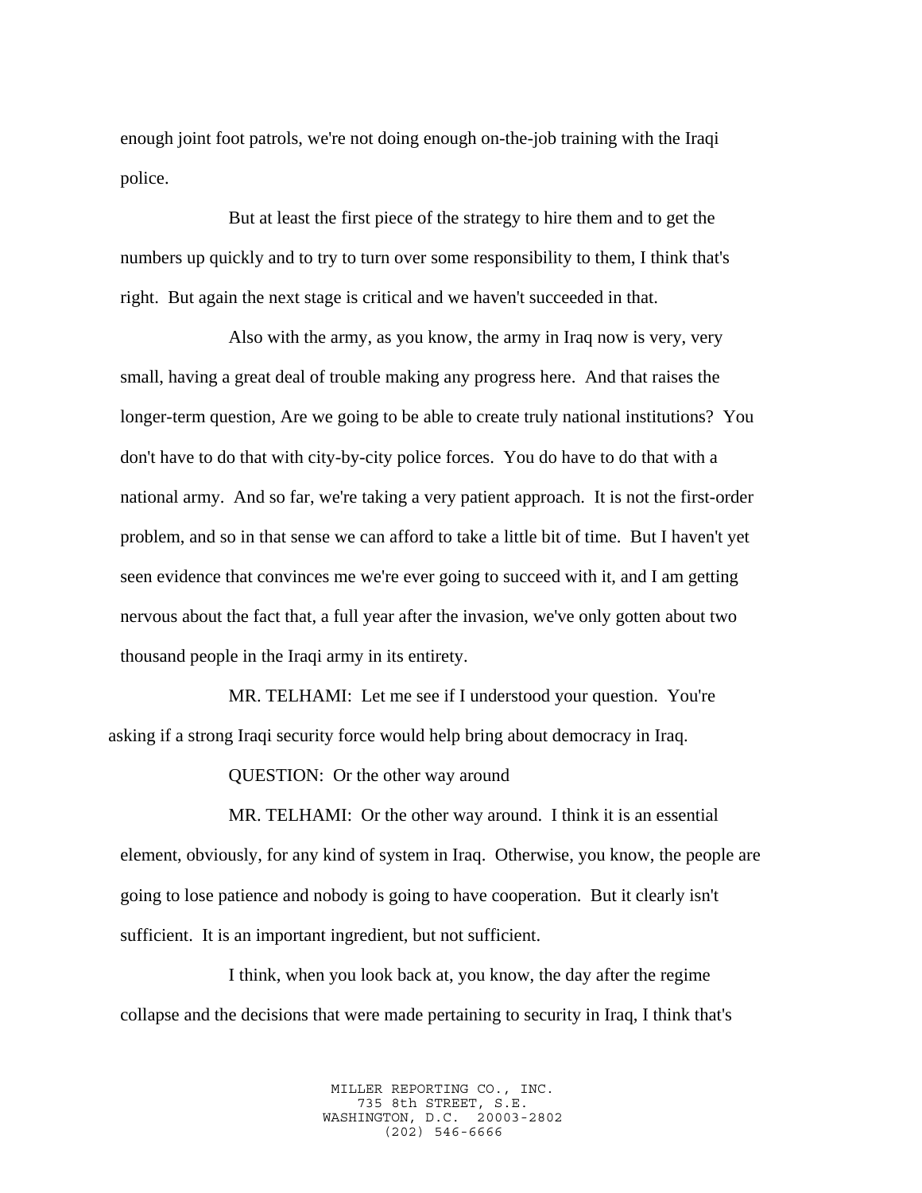enough joint foot patrols, we're not doing enough on-the-job training with the Iraqi police.

But at least the first piece of the strategy to hire them and to get the numbers up quickly and to try to turn over some responsibility to them, I think that's right. But again the next stage is critical and we haven't succeeded in that.

Also with the army, as you know, the army in Iraq now is very, very small, having a great deal of trouble making any progress here. And that raises the longer-term question, Are we going to be able to create truly national institutions? You don't have to do that with city-by-city police forces. You do have to do that with a national army. And so far, we're taking a very patient approach. It is not the first-order problem, and so in that sense we can afford to take a little bit of time. But I haven't yet seen evidence that convinces me we're ever going to succeed with it, and I am getting nervous about the fact that, a full year after the invasion, we've only gotten about two thousand people in the Iraqi army in its entirety.

MR. TELHAMI: Let me see if I understood your question. You're asking if a strong Iraqi security force would help bring about democracy in Iraq.

QUESTION: Or the other way around

MR. TELHAMI: Or the other way around. I think it is an essential element, obviously, for any kind of system in Iraq. Otherwise, you know, the people are going to lose patience and nobody is going to have cooperation. But it clearly isn't sufficient. It is an important ingredient, but not sufficient.

I think, when you look back at, you know, the day after the regime collapse and the decisions that were made pertaining to security in Iraq, I think that's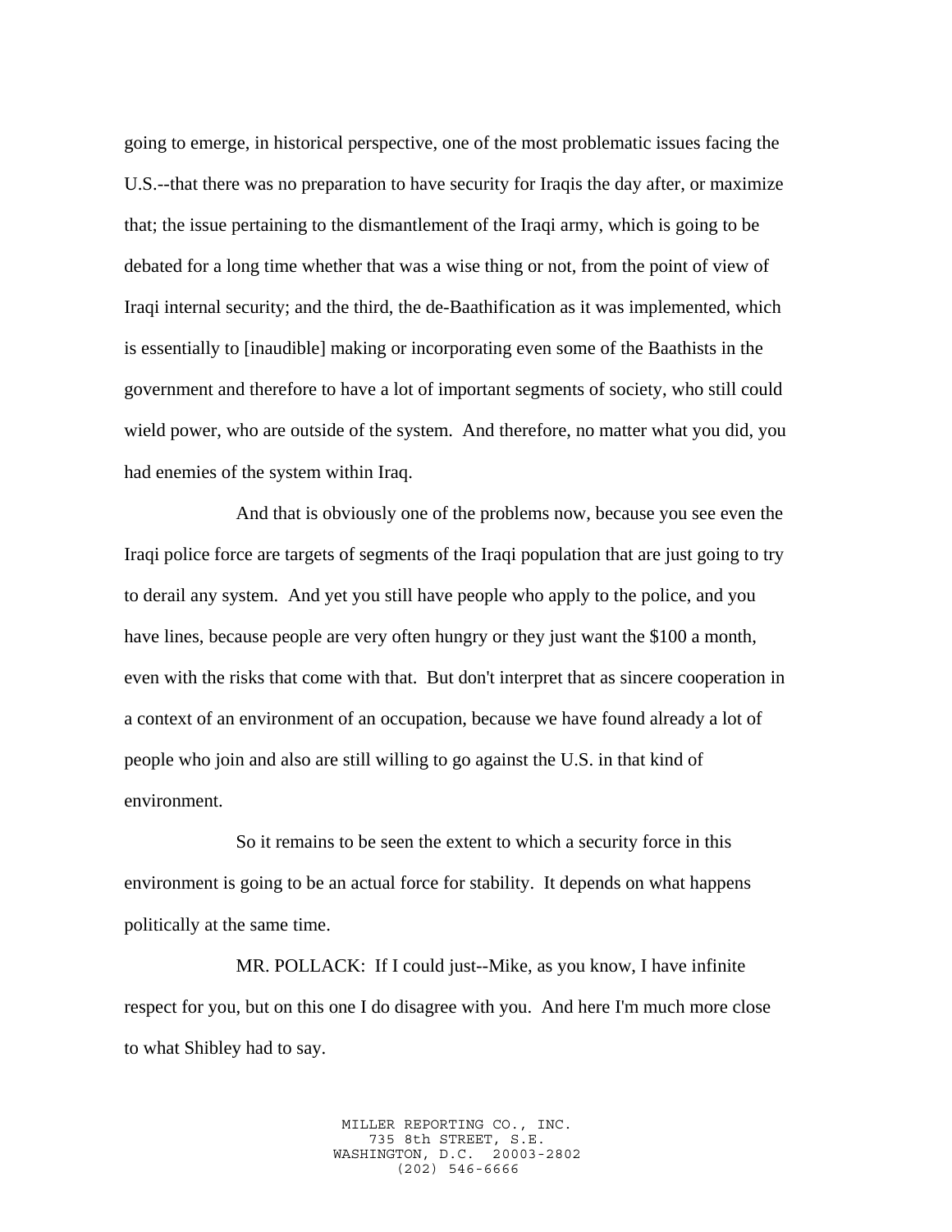going to emerge, in historical perspective, one of the most problematic issues facing the U.S.--that there was no preparation to have security for Iraqis the day after, or maximize that; the issue pertaining to the dismantlement of the Iraqi army, which is going to be debated for a long time whether that was a wise thing or not, from the point of view of Iraqi internal security; and the third, the de-Baathification as it was implemented, which is essentially to [inaudible] making or incorporating even some of the Baathists in the government and therefore to have a lot of important segments of society, who still could wield power, who are outside of the system. And therefore, no matter what you did, you had enemies of the system within Iraq.

And that is obviously one of the problems now, because you see even the Iraqi police force are targets of segments of the Iraqi population that are just going to try to derail any system. And yet you still have people who apply to the police, and you have lines, because people are very often hungry or they just want the $100 a month, even with the risks that come with that. But don't interpret that as sincere cooperation in a context of an environment of an occupation, because we have found already a lot of people who join and also are still willing to go against the U.S. in that kind of environment.

So it remains to be seen the extent to which a security force in this environment is going to be an actual force for stability. It depends on what happens politically at the same time.

MR. POLLACK: If I could just--Mike, as you know, I have infinite respect for you, but on this one I do disagree with you. And here I'm much more close to what Shibley had to say.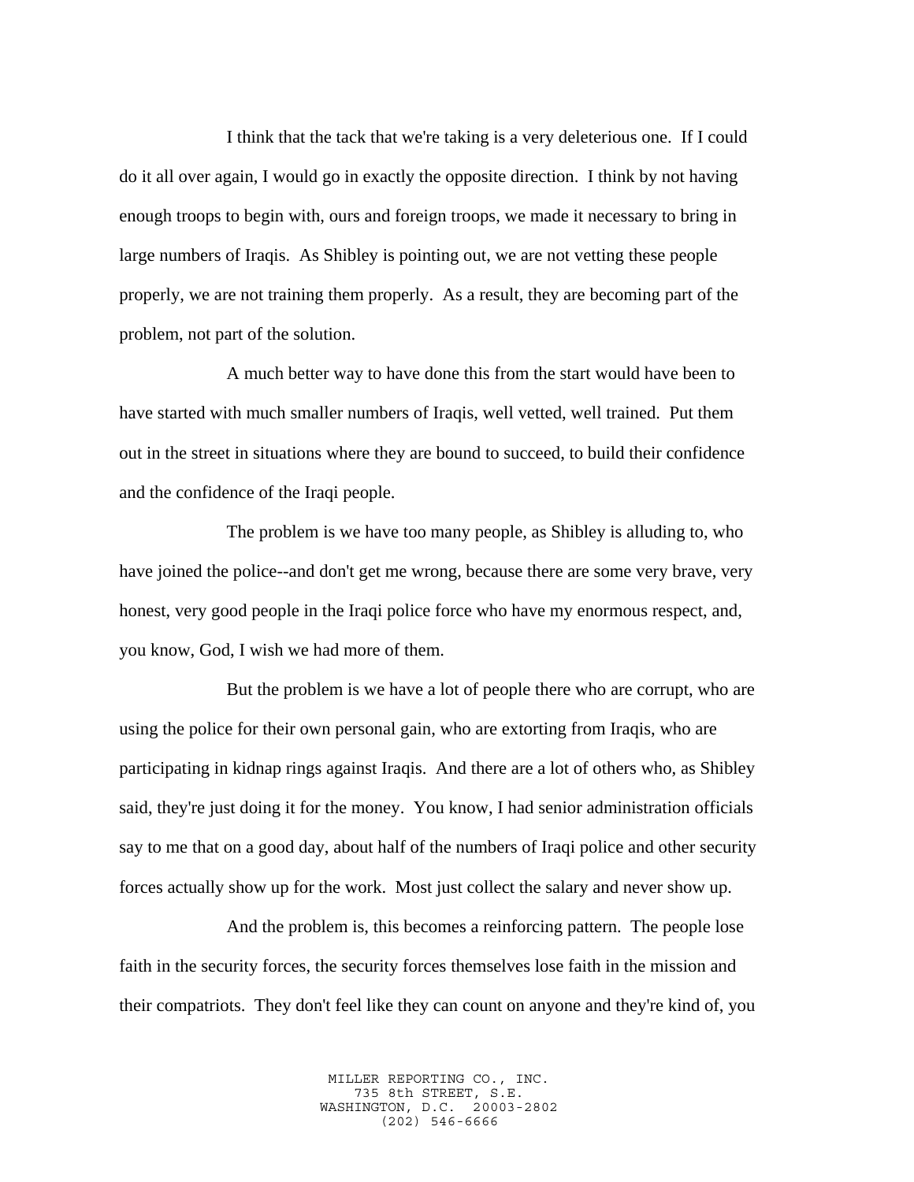I think that the tack that we're taking is a very deleterious one. If I could do it all over again, I would go in exactly the opposite direction. I think by not having enough troops to begin with, ours and foreign troops, we made it necessary to bring in large numbers of Iraqis. As Shibley is pointing out, we are not vetting these people properly, we are not training them properly. As a result, they are becoming part of the problem, not part of the solution.

A much better way to have done this from the start would have been to have started with much smaller numbers of Iraqis, well vetted, well trained. Put them out in the street in situations where they are bound to succeed, to build their confidence and the confidence of the Iraqi people.

The problem is we have too many people, as Shibley is alluding to, who have joined the police--and don't get me wrong, because there are some very brave, very honest, very good people in the Iraqi police force who have my enormous respect, and, you know, God, I wish we had more of them.

But the problem is we have a lot of people there who are corrupt, who are using the police for their own personal gain, who are extorting from Iraqis, who are participating in kidnap rings against Iraqis. And there are a lot of others who, as Shibley said, they're just doing it for the money. You know, I had senior administration officials say to me that on a good day, about half of the numbers of Iraqi police and other security forces actually show up for the work. Most just collect the salary and never show up.

And the problem is, this becomes a reinforcing pattern. The people lose faith in the security forces, the security forces themselves lose faith in the mission and their compatriots. They don't feel like they can count on anyone and they're kind of, you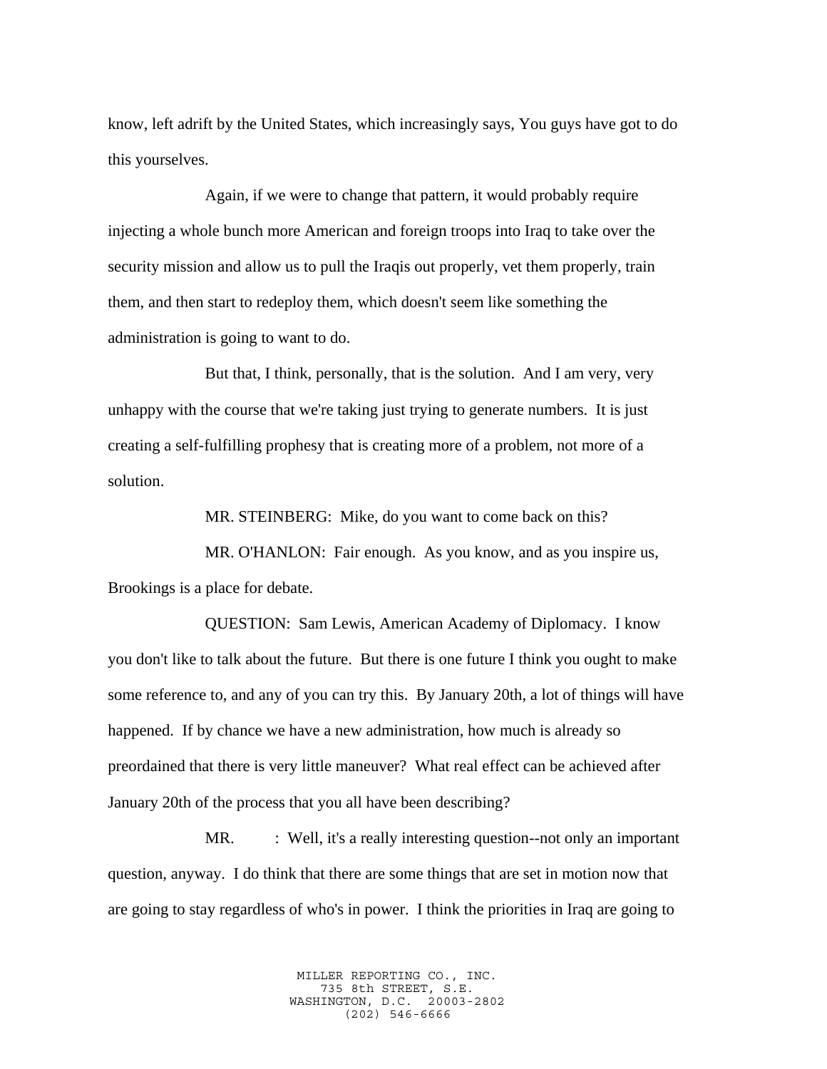know, left adrift by the United States, which increasingly says, You guys have got to do this yourselves.

Again, if we were to change that pattern, it would probably require injecting a whole bunch more American and foreign troops into Iraq to take over the security mission and allow us to pull the Iraqis out properly, vet them properly, train them, and then start to redeploy them, which doesn't seem like something the administration is going to want to do.

But that, I think, personally, that is the solution. And I am very, very unhappy with the course that we're taking just trying to generate numbers. It is just creating a self-fulfilling prophesy that is creating more of a problem, not more of a solution.

MR. STEINBERG: Mike, do you want to come back on this?

MR. O'HANLON: Fair enough. As you know, and as you inspire us, Brookings is a place for debate.

QUESTION: Sam Lewis, American Academy of Diplomacy. I know you don't like to talk about the future. But there is one future I think you ought to make some reference to, and any of you can try this. By January 20th, a lot of things will have happened. If by chance we have a new administration, how much is already so preordained that there is very little maneuver? What real effect can be achieved after January 20th of the process that you all have been describing?

MR. : Well, it's a really interesting question--not only an important question, anyway. I do think that there are some things that are set in motion now that are going to stay regardless of who's in power. I think the priorities in Iraq are going to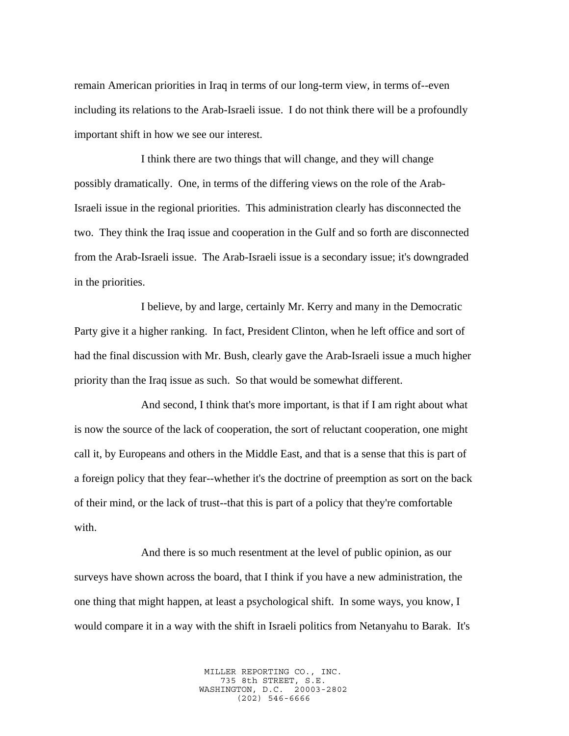remain American priorities in Iraq in terms of our long-term view, in terms of--even including its relations to the Arab-Israeli issue. I do not think there will be a profoundly important shift in how we see our interest.

I think there are two things that will change, and they will change possibly dramatically. One, in terms of the differing views on the role of the Arab-Israeli issue in the regional priorities. This administration clearly has disconnected the two. They think the Iraq issue and cooperation in the Gulf and so forth are disconnected from the Arab-Israeli issue. The Arab-Israeli issue is a secondary issue; it's downgraded in the priorities.

I believe, by and large, certainly Mr. Kerry and many in the Democratic Party give it a higher ranking. In fact, President Clinton, when he left office and sort of had the final discussion with Mr. Bush, clearly gave the Arab-Israeli issue a much higher priority than the Iraq issue as such. So that would be somewhat different.

And second, I think that's more important, is that if I am right about what is now the source of the lack of cooperation, the sort of reluctant cooperation, one might call it, by Europeans and others in the Middle East, and that is a sense that this is part of a foreign policy that they fear--whether it's the doctrine of preemption as sort on the back of their mind, or the lack of trust--that this is part of a policy that they're comfortable with.

And there is so much resentment at the level of public opinion, as our surveys have shown across the board, that I think if you have a new administration, the one thing that might happen, at least a psychological shift. In some ways, you know, I would compare it in a way with the shift in Israeli politics from Netanyahu to Barak. It's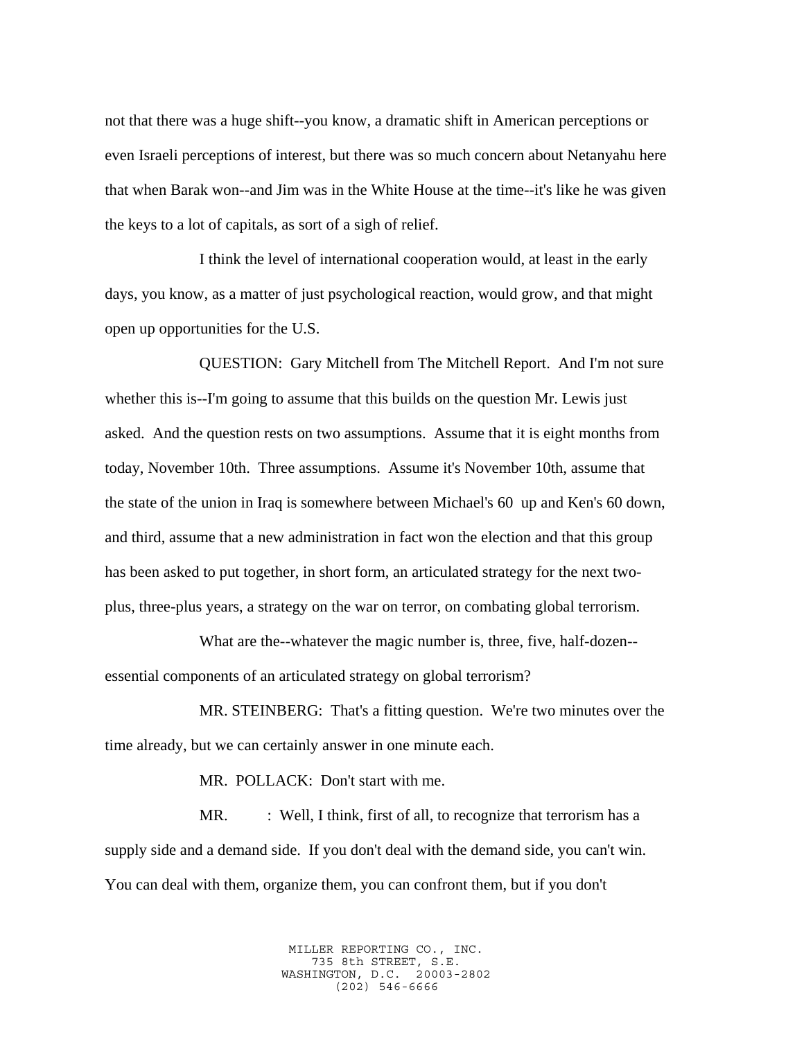not that there was a huge shift--you know, a dramatic shift in American perceptions or even Israeli perceptions of interest, but there was so much concern about Netanyahu here that when Barak won--and Jim was in the White House at the time--it's like he was given the keys to a lot of capitals, as sort of a sigh of relief.

I think the level of international cooperation would, at least in the early days, you know, as a matter of just psychological reaction, would grow, and that might open up opportunities for the U.S.

QUESTION: Gary Mitchell from The Mitchell Report. And I'm not sure whether this is--I'm going to assume that this builds on the question Mr. Lewis just asked. And the question rests on two assumptions. Assume that it is eight months from today, November 10th. Three assumptions. Assume it's November 10th, assume that the state of the union in Iraq is somewhere between Michael's 60 up and Ken's 60 down, and third, assume that a new administration in fact won the election and that this group has been asked to put together, in short form, an articulated strategy for the next two-plus, three-plus years, a strategy on the war on terror, on combating global terrorism.

What are the--whatever the magic number is, three, five, half-dozen--essential components of an articulated strategy on global terrorism?

MR. STEINBERG: That's a fitting question. We're two minutes over the time already, but we can certainly answer in one minute each.

MR. POLLACK: Don't start with me.

MR. : Well, I think, first of all, to recognize that terrorism has a supply side and a demand side. If you don't deal with the demand side, you can't win. You can deal with them, organize them, you can confront them, but if you don't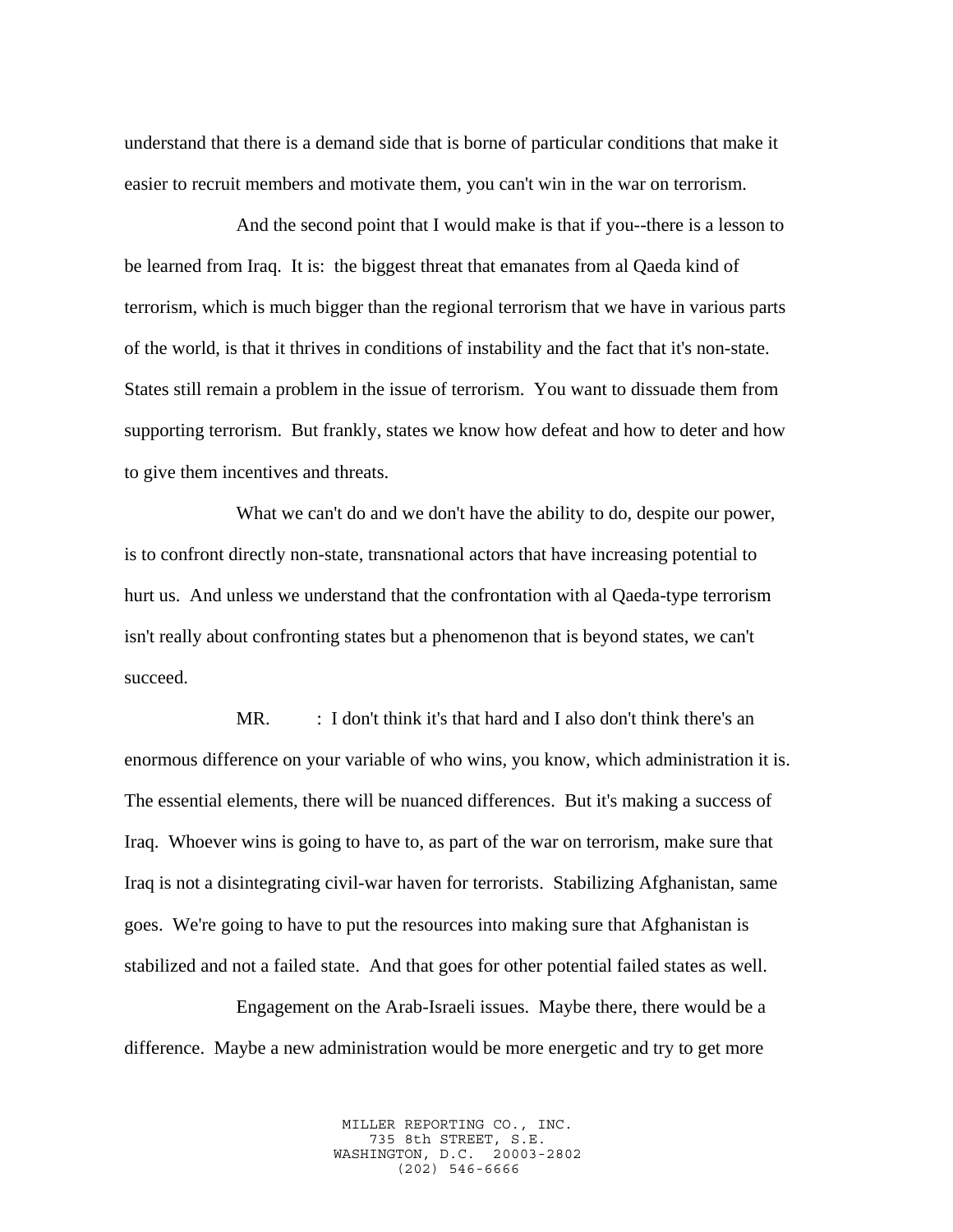understand that there is a demand side that is borne of particular conditions that make it easier to recruit members and motivate them, you can't win in the war on terrorism.

And the second point that I would make is that if you--there is a lesson to be learned from Iraq. It is: the biggest threat that emanates from al Qaeda kind of terrorism, which is much bigger than the regional terrorism that we have in various parts of the world, is that it thrives in conditions of instability and the fact that it's non-state. States still remain a problem in the issue of terrorism. You want to dissuade them from supporting terrorism. But frankly, states we know how defeat and how to deter and how to give them incentives and threats.

What we can't do and we don't have the ability to do, despite our power, is to confront directly non-state, transnational actors that have increasing potential to hurt us. And unless we understand that the confrontation with al Qaeda-type terrorism isn't really about confronting states but a phenomenon that is beyond states, we can't succeed.

MR. : I don't think it's that hard and I also don't think there's an enormous difference on your variable of who wins, you know, which administration it is. The essential elements, there will be nuanced differences. But it's making a success of Iraq. Whoever wins is going to have to, as part of the war on terrorism, make sure that Iraq is not a disintegrating civil-war haven for terrorists. Stabilizing Afghanistan, same goes. We're going to have to put the resources into making sure that Afghanistan is stabilized and not a failed state. And that goes for other potential failed states as well.

Engagement on the Arab-Israeli issues. Maybe there, there would be a difference. Maybe a new administration would be more energetic and try to get more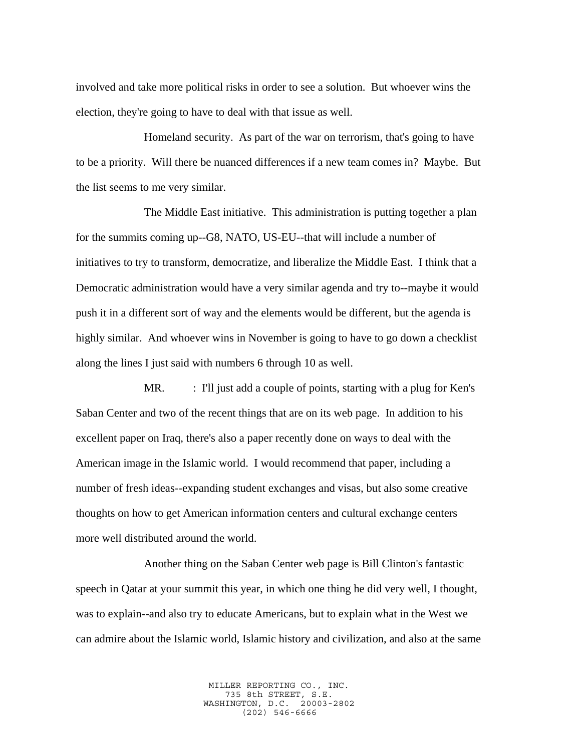involved and take more political risks in order to see a solution. But whoever wins the election, they're going to have to deal with that issue as well.

Homeland security. As part of the war on terrorism, that's going to have to be a priority. Will there be nuanced differences if a new team comes in? Maybe. But the list seems to me very similar.

The Middle East initiative. This administration is putting together a plan for the summits coming up--G8, NATO, US-EU--that will include a number of initiatives to try to transform, democratize, and liberalize the Middle East. I think that a Democratic administration would have a very similar agenda and try to--maybe it would push it in a different sort of way and the elements would be different, but the agenda is highly similar. And whoever wins in November is going to have to go down a checklist along the lines I just said with numbers 6 through 10 as well.

MR. : I'll just add a couple of points, starting with a plug for Ken's Saban Center and two of the recent things that are on its web page. In addition to his excellent paper on Iraq, there's also a paper recently done on ways to deal with the American image in the Islamic world. I would recommend that paper, including a number of fresh ideas--expanding student exchanges and visas, but also some creative thoughts on how to get American information centers and cultural exchange centers more well distributed around the world.

Another thing on the Saban Center web page is Bill Clinton's fantastic speech in Qatar at your summit this year, in which one thing he did very well, I thought, was to explain--and also try to educate Americans, but to explain what in the West we can admire about the Islamic world, Islamic history and civilization, and also at the same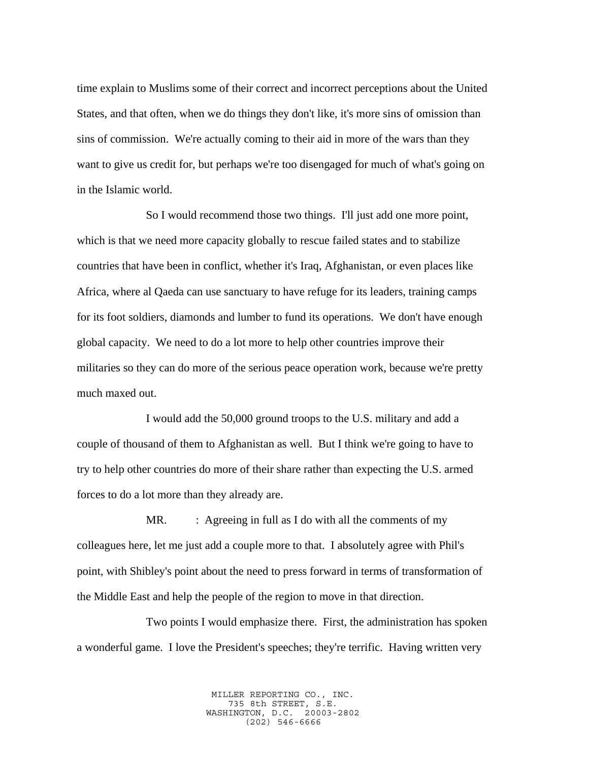time explain to Muslims some of their correct and incorrect perceptions about the United States, and that often, when we do things they don't like, it's more sins of omission than sins of commission. We're actually coming to their aid in more of the wars than they want to give us credit for, but perhaps we're too disengaged for much of what's going on in the Islamic world.

So I would recommend those two things. I'll just add one more point, which is that we need more capacity globally to rescue failed states and to stabilize countries that have been in conflict, whether it's Iraq, Afghanistan, or even places like Africa, where al Qaeda can use sanctuary to have refuge for its leaders, training camps for its foot soldiers, diamonds and lumber to fund its operations. We don't have enough global capacity. We need to do a lot more to help other countries improve their militaries so they can do more of the serious peace operation work, because we're pretty much maxed out.

I would add the 50,000 ground troops to the U.S. military and add a couple of thousand of them to Afghanistan as well. But I think we're going to have to try to help other countries do more of their share rather than expecting the U.S. armed forces to do a lot more than they already are.

MR. : Agreeing in full as I do with all the comments of my colleagues here, let me just add a couple more to that. I absolutely agree with Phil's point, with Shibley's point about the need to press forward in terms of transformation of the Middle East and help the people of the region to move in that direction.

Two points I would emphasize there. First, the administration has spoken a wonderful game. I love the President's speeches; they're terrific. Having written very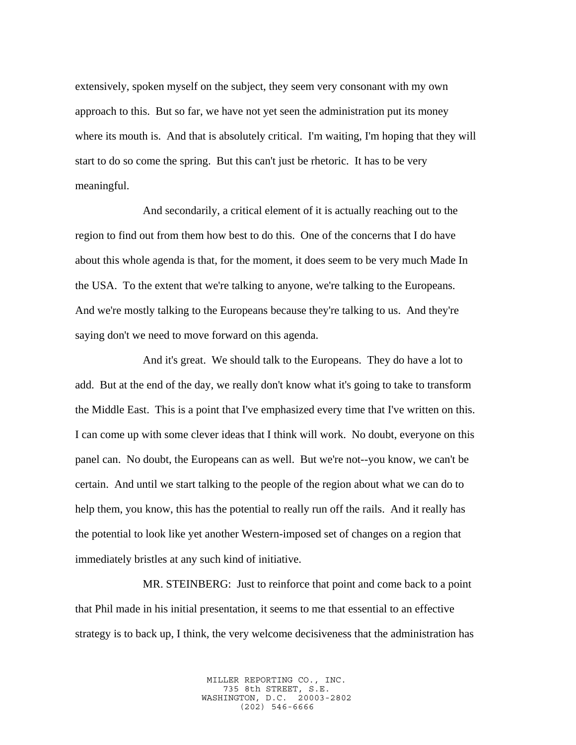extensively, spoken myself on the subject, they seem very consonant with my own approach to this. But so far, we have not yet seen the administration put its money where its mouth is. And that is absolutely critical. I'm waiting, I'm hoping that they will start to do so come the spring. But this can't just be rhetoric. It has to be very meaningful.

And secondarily, a critical element of it is actually reaching out to the region to find out from them how best to do this. One of the concerns that I do have about this whole agenda is that, for the moment, it does seem to be very much Made In the USA. To the extent that we're talking to anyone, we're talking to the Europeans. And we're mostly talking to the Europeans because they're talking to us. And they're saying don't we need to move forward on this agenda.

And it's great. We should talk to the Europeans. They do have a lot to add. But at the end of the day, we really don't know what it's going to take to transform the Middle East. This is a point that I've emphasized every time that I've written on this. I can come up with some clever ideas that I think will work. No doubt, everyone on this panel can. No doubt, the Europeans can as well. But we're not--you know, we can't be certain. And until we start talking to the people of the region about what we can do to help them, you know, this has the potential to really run off the rails. And it really has the potential to look like yet another Western-imposed set of changes on a region that immediately bristles at any such kind of initiative.

MR. STEINBERG: Just to reinforce that point and come back to a point that Phil made in his initial presentation, it seems to me that essential to an effective strategy is to back up, I think, the very welcome decisiveness that the administration has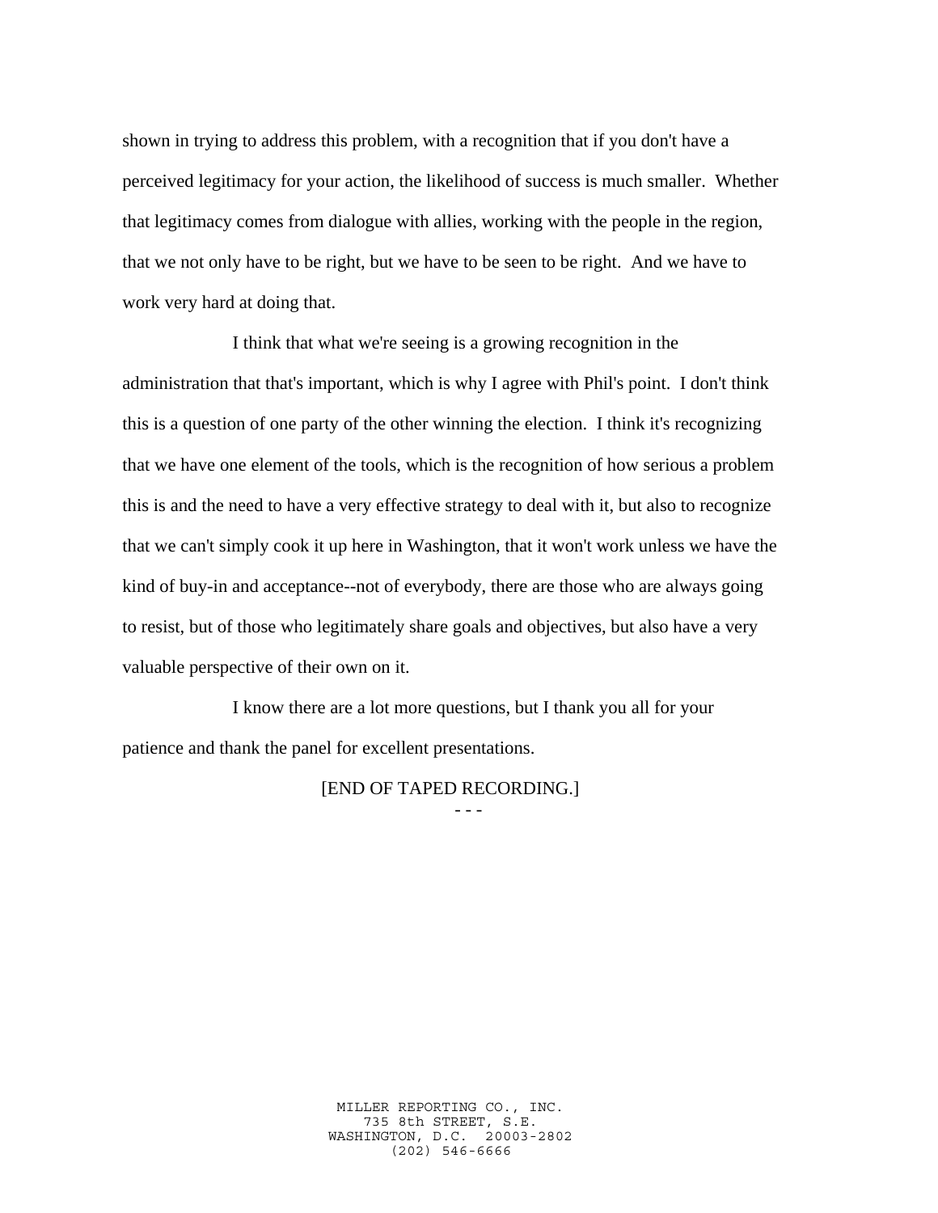shown in trying to address this problem, with a recognition that if you don't have a perceived legitimacy for your action, the likelihood of success is much smaller. Whether that legitimacy comes from dialogue with allies, working with the people in the region, that we not only have to be right, but we have to be seen to be right. And we have to work very hard at doing that.

I think that what we're seeing is a growing recognition in the administration that that's important, which is why I agree with Phil's point. I don't think this is a question of one party of the other winning the election. I think it's recognizing that we have one element of the tools, which is the recognition of how serious a problem this is and the need to have a very effective strategy to deal with it, but also to recognize that we can't simply cook it up here in Washington, that it won't work unless we have the kind of buy-in and acceptance--not of everybody, there are those who are always going to resist, but of those who legitimately share goals and objectives, but also have a very valuable perspective of their own on it.

I know there are a lot more questions, but I thank you all for your patience and thank the panel for excellent presentations.

[END OF TAPED RECORDING.]

- - -